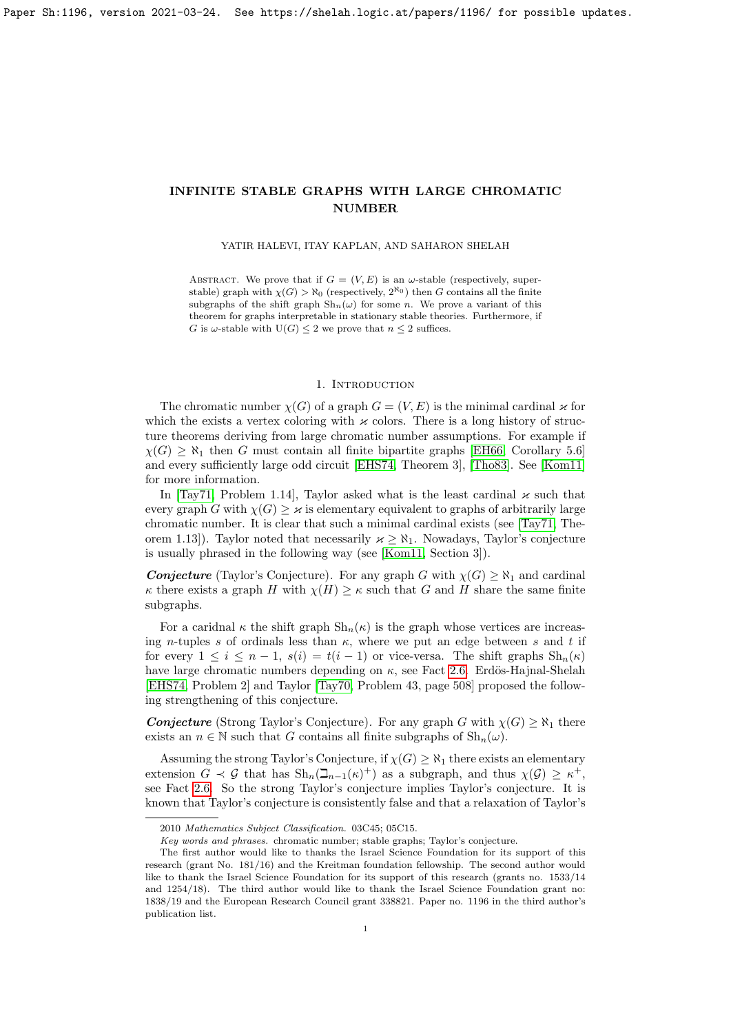# INFINITE STABLE GRAPHS WITH LARGE CHROMATIC NUMBER

YATIR HALEVI, ITAY KAPLAN, AND SAHARON SHELAH

Abstract. We prove that if $G = (V, E)$ is an $\omega$-stable (respectively, superstable) graph with $\chi(G) > \aleph_0$ (respectively, $2^{\aleph_0}$) then $G$ contains all the finite subgraphs of the shift graph $\mathrm{Sh}_n(\omega)$ for some $n$. We prove a variant of this theorem for graphs interpretable in stationary stable theories. Furthermore, if $G$ is $\omega$-stable with $\mathrm{U}(G) \leq 2$ we prove that $n \leq 2$ suffices.

## 1. Introduction

The chromatic number $\chi(G)$ of a graph $G = (V, E)$ is the minimal cardinal $\varkappa$ for which the exists a vertex coloring with $\varkappa$ colors. There is a long history of structure theorems deriving from large chromatic number assumptions. For example if $\chi(G) \geq \aleph_1$ then $G$ must contain all finite bipartite graphs [EH66, Corollary 5.6] and every sufficiently large odd circuit [EHS74, Theorem 3], [Tho83]. See [Kom11] for more information.

In [Tay71, Problem 1.14], Taylor asked what is the least cardinal $\varkappa$ such that every graph $G$ with $\chi(G) \geq \varkappa$ is elementary equivalent to graphs of arbitrarily large chromatic number. It is clear that such a minimal cardinal exists (see [Tay71, Theorem 1.13]). Taylor noted that necessarily $\varkappa \geq \aleph_1$. Nowadays, Taylor's conjecture is usually phrased in the following way (see [Kom11, Section 3]).

***Conjecture*** (Taylor's Conjecture). For any graph $G$ with $\chi(G) \geq \aleph_1$ and cardinal $\kappa$ there exists a graph $H$ with $\chi(H) \geq \kappa$ such that $G$ and $H$ share the same finite subgraphs.

For a caridnal $\kappa$ the shift graph $\mathrm{Sh}_n(\kappa)$ is the graph whose vertices are increasing $n$-tuples $s$ of ordinals less than $\kappa$, where we put an edge between $s$ and $t$ if for every $1 \leq i \leq n-1$, $s(i) = t(i-1)$ or vice-versa. The shift graphs $\mathrm{Sh}_n(\kappa)$ have large chromatic numbers depending on $\kappa$, see Fact 2.6. Erdös-Hajnal-Shelah [EHS74, Problem 2] and Taylor [Tay70, Problem 43, page 508] proposed the following strengthening of this conjecture.

***Conjecture*** (Strong Taylor's Conjecture). For any graph $G$ with $\chi(G) \geq \aleph_1$ there exists an $n \in \mathbb{N}$ such that $G$ contains all finite subgraphs of $\mathrm{Sh}_n(\omega)$.

Assuming the strong Taylor's Conjecture, if $\chi(G) \geq \aleph_1$ there exists an elementary extension $G \prec \mathcal{G}$ that has $\mathrm{Sh}_n(\beth_{n-1}(\kappa)^+)$ as a subgraph, and thus $\chi(\mathcal{G}) \geq \kappa^+$, see Fact 2.6. So the strong Taylor's conjecture implies Taylor's conjecture. It is known that Taylor's conjecture is consistently false and that a relaxation of Taylor's

---

2010 *Mathematics Subject Classification.* 03C45; 05C15.

*Key words and phrases.* chromatic number; stable graphs; Taylor's conjecture.

The first author would like to thanks the Israel Science Foundation for its support of this research (grant No. 181/16) and the Kreitman foundation fellowship. The second author would like to thank the Israel Science Foundation for its support of this research (grants no. 1533/14 and 1254/18). The third author would like to thank the Israel Science Foundation grant no: 1838/19 and the European Research Council grant 338821. Paper no. 1196 in the third author's publication list.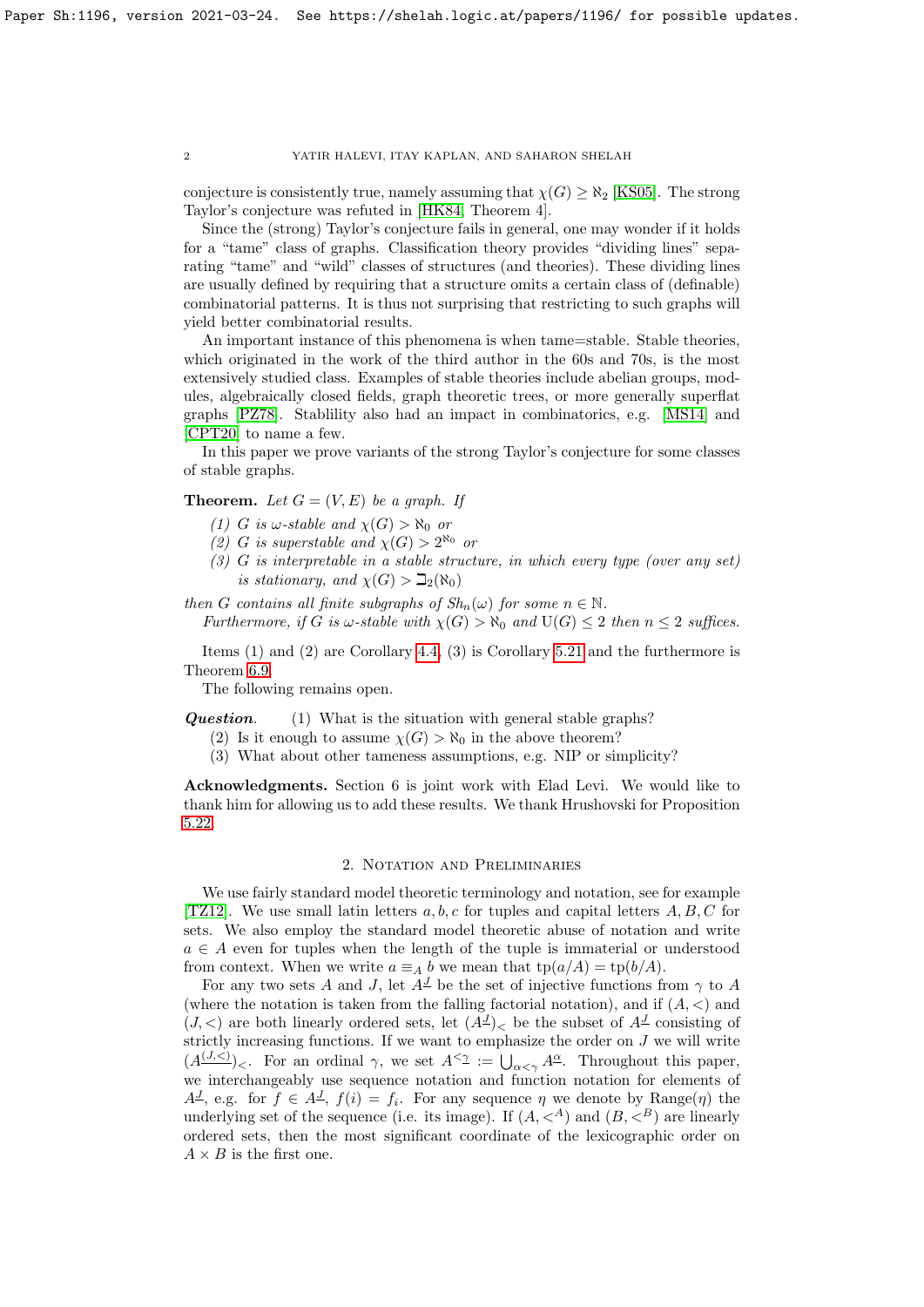conjecture is consistently true, namely assuming that $\chi(G) \geq \aleph_2$ [KS05]. The strong Taylor's conjecture was refuted in [HK84, Theorem 4].

Since the (strong) Taylor's conjecture fails in general, one may wonder if it holds for a "tame" class of graphs. Classification theory provides "dividing lines" separating "tame" and "wild" classes of structures (and theories). These dividing lines are usually defined by requiring that a structure omits a certain class of (definable) combinatorial patterns. It is thus not surprising that restricting to such graphs will yield better combinatorial results.

An important instance of this phenomena is when tame=stable. Stable theories, which originated in the work of the third author in the 60s and 70s, is the most extensively studied class. Examples of stable theories include abelian groups, modules, algebraically closed fields, graph theoretic trees, or more generally superflat graphs [PZ78]. Stablility also had an impact in combinatorics, e.g. [MS14] and [CPT20] to name a few.

In this paper we prove variants of the strong Taylor's conjecture for some classes of stable graphs.

**Theorem.** *Let $G = (V, E)$ be a graph. If*

*(1) $G$ is $\omega$-stable and $\chi(G) > \aleph_0$ or*
*(2) $G$ is superstable and $\chi(G) > 2^{\aleph_0}$ or*
*(3) $G$ is interpretable in a stable structure, in which every type (over any set) is stationary, and $\chi(G) > \beth_2(\aleph_0)$*

*then $G$ contains all finite subgraphs of $Sh_n(\omega)$ for some $n \in \mathbb{N}$.*

*Furthermore, if $G$ is $\omega$-stable with $\chi(G) > \aleph_0$ and $\mathrm{U}(G) \leq 2$ then $n \leq 2$ suffices.*

Items (1) and (2) are Corollary 4.4, (3) is Corollary 5.21 and the furthermore is Theorem 6.9.

The following remains open.

***Question.*** (1) What is the situation with general stable graphs?
(2) Is it enough to assume $\chi(G) > \aleph_0$ in the above theorem?
(3) What about other tameness assumptions, e.g. NIP or simplicity?

**Acknowledgments.** Section 6 is joint work with Elad Levi. We would like to thank him for allowing us to add these results. We thank Hrushovski for Proposition 5.22.

## 2. Notation and Preliminaries

We use fairly standard model theoretic terminology and notation, see for example [TZ12]. We use small latin letters $a, b, c$ for tuples and capital letters $A, B, C$ for sets. We also employ the standard model theoretic abuse of notation and write $a \in A$ even for tuples when the length of the tuple is immaterial or understood from context. When we write $a \equiv_A b$ we mean that $\mathrm{tp}(a/A) = \mathrm{tp}(b/A)$.

For any two sets $A$ and $J$, let $A^{\underline{J}}$ be the set of injective functions from $\gamma$ to $A$ (where the notation is taken from the falling factorial notation), and if $(A, <)$ and $(J, <)$ are both linearly ordered sets, let $(A^{\underline{J}})_<$ be the subset of $A^{\underline{J}}$ consisting of strictly increasing functions. If we want to emphasize the order on $J$ we will write $(A^{\underline{(J,<)}})_<$. For an ordinal $\gamma$, we set $A^{\underline{<\gamma}} := \bigcup_{\alpha<\gamma} A^{\underline{\alpha}}$. Throughout this paper, we interchangeably use sequence notation and function notation for elements of $A^{\underline{J}}$, e.g. for $f \in A^{\underline{J}}$, $f(i) = f_i$. For any sequence $\eta$ we denote by $\mathrm{Range}(\eta)$ the underlying set of the sequence (i.e. its image). If $(A, <^A)$ and $(B, <^B)$ are linearly ordered sets, then the most significant coordinate of the lexicographic order on $A \times B$ is the first one.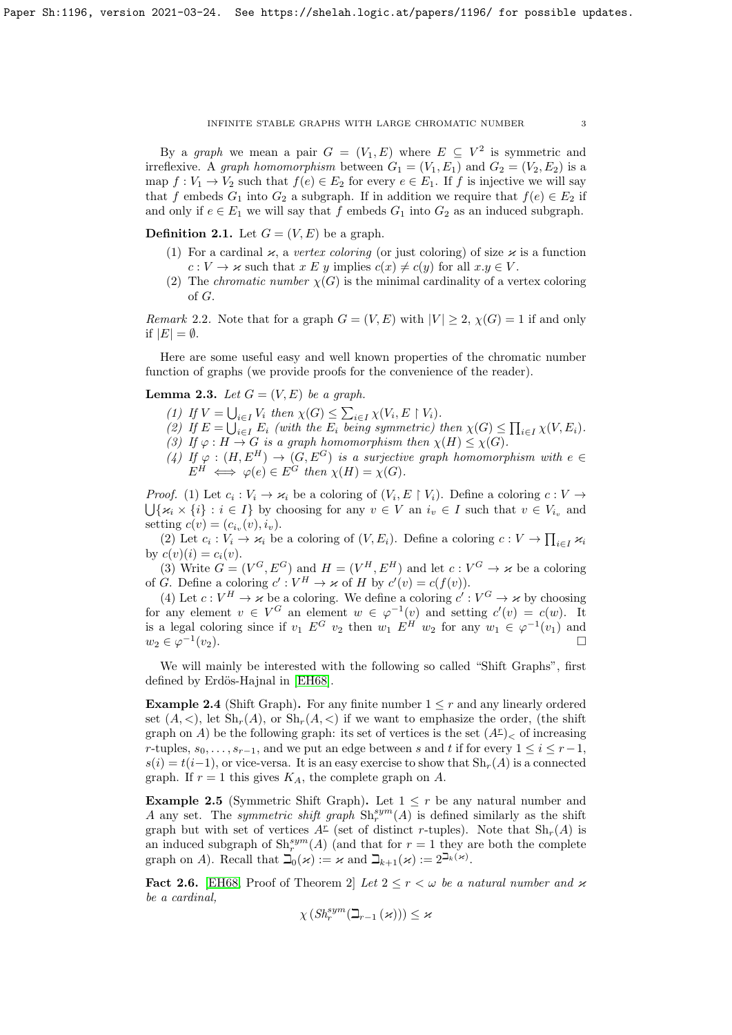By a *graph* we mean a pair $G = (V_1, E)$ where $E \subseteq V^2$ is symmetric and irreflexive. A *graph homomorphism* between $G_1 = (V_1, E_1)$ and $G_2 = (V_2, E_2)$ is a map $f : V_1 \to V_2$ such that $f(e) \in E_2$ for every $e \in E_1$. If $f$ is injective we will say that $f$ embeds $G_1$ into $G_2$ a subgraph. If in addition we require that $f(e) \in E_2$ if and only if $e \in E_1$ we will say that $f$ embeds $G_1$ into $G_2$ as an induced subgraph.

**Definition 2.1.** Let $G = (V, E)$ be a graph.

1. For a cardinal $\varkappa$, a *vertex coloring* (or just coloring) of size $\varkappa$ is a function $c : V \to \varkappa$ such that $x \mathrel{E} y$ implies $c(x) \neq c(y)$ for all $x.y \in V$.
2. The *chromatic number* $\chi(G)$ is the minimal cardinality of a vertex coloring of $G$.

*Remark* 2.2. Note that for a graph $G = (V, E)$ with $|V| \geq 2$, $\chi(G) = 1$ if and only if $|E| = \emptyset$.

Here are some useful easy and well known properties of the chromatic number function of graphs (we provide proofs for the convenience of the reader).

**Lemma 2.3.** *Let $G = (V, E)$ be a graph.*

*(1) If $V = \bigcup_{i \in I} V_i$ then $\chi(G) \leq \sum_{i \in I} \chi(V_i, E \restriction V_i)$.*
*(2) If $E = \bigcup_{i \in I} E_i$ (with the $E_i$ being symmetric) then $\chi(G) \leq \prod_{i \in I} \chi(V, E_i)$.*
*(3) If $\varphi : H \to G$ is a graph homomorphism then $\chi(H) \leq \chi(G)$.*
*(4) If $\varphi : (H, E^H) \to (G, E^G)$ is a surjective graph homomorphism with $e \in E^H \iff \varphi(e) \in E^G$ then $\chi(H) = \chi(G)$.*

*Proof.* (1) Let $c_i : V_i \to \varkappa_i$ be a coloring of $(V_i, E \restriction V_i)$. Define a coloring $c : V \to \bigcup \{\varkappa_i \times \{i\} : i \in I\}$ by choosing for any $v \in V$ an $i_v \in I$ such that $v \in V_{i_v}$ and setting $c(v) = (c_{i_v}(v), i_v)$.

(2) Let $c_i : V_i \to \varkappa_i$ be a coloring of $(V, E_i)$. Define a coloring $c : V \to \prod_{i \in I} \varkappa_i$ by $c(v)(i) = c_i(v)$.

(3) Write $G = (V^G, E^G)$ and $H = (V^H, E^H)$ and let $c : V^G \to \varkappa$ be a coloring of $G$. Define a coloring $c' : V^H \to \varkappa$ of $H$ by $c'(v) = c(f(v))$.

(4) Let $c : V^H \to \varkappa$ be a coloring. We define a coloring $c' : V^G \to \varkappa$ by choosing for any element $v \in V^G$ an element $w \in \varphi^{-1}(v)$ and setting $c'(v) = c(w)$. It is a legal coloring since if $v_1 \mathrel{E^G} v_2$ then $w_1 \mathrel{E^H} w_2$ for any $w_1 \in \varphi^{-1}(v_1)$ and $w_2 \in \varphi^{-1}(v_2)$. $\square$

We will mainly be interested with the following so called "Shift Graphs", first defined by Erdös-Hajnal in [EH68].

**Example 2.4** (Shift Graph)**.** For any finite number $1 \leq r$ and any linearly ordered set $(A, <)$, let $\mathrm{Sh}_r(A)$, or $\mathrm{Sh}_r(A, <)$ if we want to emphasize the order, (the shift graph on $A$) be the following graph: its set of vertices is the set $(A^{\underline{r}})_<$ of increasing $r$-tuples, $s_0, \ldots, s_{r-1}$, and we put an edge between $s$ and $t$ if for every $1 \leq i \leq r-1$, $s(i) = t(i-1)$, or vice-versa. It is an easy exercise to show that $\mathrm{Sh}_r(A)$ is a connected graph. If $r = 1$ this gives $K_A$, the complete graph on $A$.

**Example 2.5** (Symmetric Shift Graph)**.** Let $1 \leq r$ be any natural number and $A$ any set. The *symmetric shift graph* $\mathrm{Sh}_r^{sym}(A)$ is defined similarly as the shift graph but with set of vertices $A^{\underline{r}}$ (set of distinct $r$-tuples). Note that $\mathrm{Sh}_r(A)$ is an induced subgraph of $\mathrm{Sh}_r^{sym}(A)$ (and that for $r = 1$ they are both the complete graph on $A$). Recall that $\beth_0(\varkappa) := \varkappa$ and $\beth_{k+1}(\varkappa) := 2^{\beth_k(\varkappa)}$.

**Fact 2.6.** [EH68, Proof of Theorem 2] *Let $2 \leq r < \omega$ be a natural number and $\varkappa$ be a cardinal,*

$$\chi\left(Sh_r^{sym}(\beth_{r-1}(\varkappa))\right) \leq \varkappa$$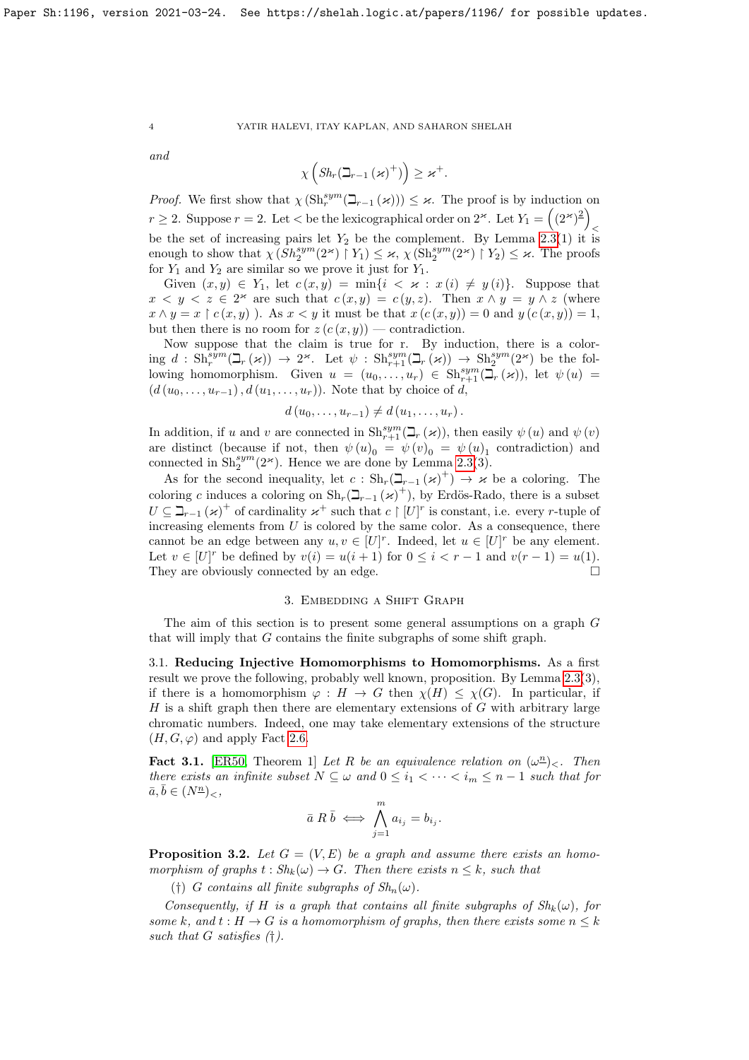*and*

$$\chi\left(Sh_r(\beth_{r-1}(\varkappa)^+)\right) \geq \varkappa^+.$$

*Proof.* We first show that $\chi\left(\mathrm{Sh}_r^{sym}(\beth_{r-1}(\varkappa))\right) \leq \varkappa$. The proof is by induction on $r \geq 2$. Suppose $r = 2$. Let $<$ be the lexicographical order on $2^\varkappa$. Let $Y_1 = \left((2^\varkappa)^{\underline{2}}\right)_<$ be the set of increasing pairs let $Y_2$ be the complement. By Lemma 2.3(1) it is enough to show that $\chi\left(Sh_2^{sym}(2^\varkappa) \restriction Y_1\right) \leq \varkappa$, $\chi\left(\mathrm{Sh}_2^{sym}(2^\varkappa) \restriction Y_2\right) \leq \varkappa$. The proofs for $Y_1$ and $Y_2$ are similar so we prove it just for $Y_1$.

Given $(x, y) \in Y_1$, let $c(x, y) = \min\{i < \varkappa : x(i) \neq y(i)\}$. Suppose that $x < y < z \in 2^\varkappa$ are such that $c(x, y) = c(y, z)$. Then $x \wedge y = y \wedge z$ (where $x \wedge y = x \restriction c(x, y)$ ). As $x < y$ it must be that $x(c(x, y)) = 0$ and $y(c(x, y)) = 1$, but then there is no room for $z(c(x, y))$ — contradiction.

Now suppose that the claim is true for r. By induction, there is a coloring $d : \mathrm{Sh}_r^{sym}(\beth_r(\varkappa)) \to 2^\varkappa$. Let $\psi : \mathrm{Sh}_{r+1}^{sym}(\beth_r(\varkappa)) \to \mathrm{Sh}_2^{sym}(2^\varkappa)$ be the following homomorphism. Given $u = (u_0, \ldots, u_r) \in \mathrm{Sh}_{r+1}^{sym}(\beth_r(\varkappa))$, let $\psi(u) = (d(u_0, \ldots, u_{r-1}), d(u_1, \ldots, u_r))$. Note that by choice of $d$,

$$d(u_0, \ldots, u_{r-1}) \neq d(u_1, \ldots, u_r).$$

In addition, if $u$ and $v$ are connected in $\mathrm{Sh}_{r+1}^{sym}(\beth_r(\varkappa))$, then easily $\psi(u)$ and $\psi(v)$ are distinct (because if not, then $\psi(u)_0 = \psi(v)_0 = \psi(u)_1$ contradiction) and connected in $\mathrm{Sh}_2^{sym}(2^\varkappa)$. Hence we are done by Lemma 2.3(3).

As for the second inequality, let $c : \mathrm{Sh}_r(\beth_{r-1}(\varkappa)^+) \to \varkappa$ be a coloring. The coloring $c$ induces a coloring on $\mathrm{Sh}_r(\beth_{r-1}(\varkappa)^+)$, by Erdös-Rado, there is a subset $U \subseteq \beth_{r-1}(\varkappa)^+$ of cardinality $\varkappa^+$ such that $c \restriction [U]^r$ is constant, i.e. every $r$-tuple of increasing elements from $U$ is colored by the same color. As a consequence, there cannot be an edge between any $u, v \in [U]^r$. Indeed, let $u \in [U]^r$ be any element. Let $v \in [U]^r$ be defined by $v(i) = u(i+1)$ for $0 \leq i < r-1$ and $v(r-1) = u(1)$. They are obviously connected by an edge. $\square$

## 3. Embedding a Shift Graph

The aim of this section is to present some general assumptions on a graph $G$ that will imply that $G$ contains the finite subgraphs of some shift graph.

### 3.1. Reducing Injective Homomorphisms to Homomorphisms.

As a first result we prove the following, probably well known, proposition. By Lemma 2.3(3), if there is a homomorphism $\varphi : H \to G$ then $\chi(H) \leq \chi(G)$. In particular, if $H$ is a shift graph then there are elementary extensions of $G$ with arbitrary large chromatic numbers. Indeed, one may take elementary extensions of the structure $(H, G, \varphi)$ and apply Fact 2.6.

**Fact 3.1.** [ER50, Theorem 1] *Let $R$ be an equivalence relation on $(\omega^{\underline{n}})_<$. Then there exists an infinite subset $N \subseteq \omega$ and $0 \leq i_1 < \cdots < i_m \leq n-1$ such that for $\bar{a}, \bar{b} \in (N^{\underline{n}})_<$,*

$$\bar{a} \mathrel{R} \bar{b} \iff \bigwedge_{j=1}^{m} a_{i_j} = b_{i_j}.$$

**Proposition 3.2.** *Let $G = (V, E)$ be a graph and assume there exists an homomorphism of graphs $t : Sh_k(\omega) \to G$. Then there exists $n \leq k$, such that*

(†) *$G$ contains all finite subgraphs of $Sh_n(\omega)$.*

*Consequently, if $H$ is a graph that contains all finite subgraphs of $Sh_k(\omega)$, for some $k$, and $t : H \to G$ is a homomorphism of graphs, then there exists some $n \leq k$ such that $G$ satisfies (†).*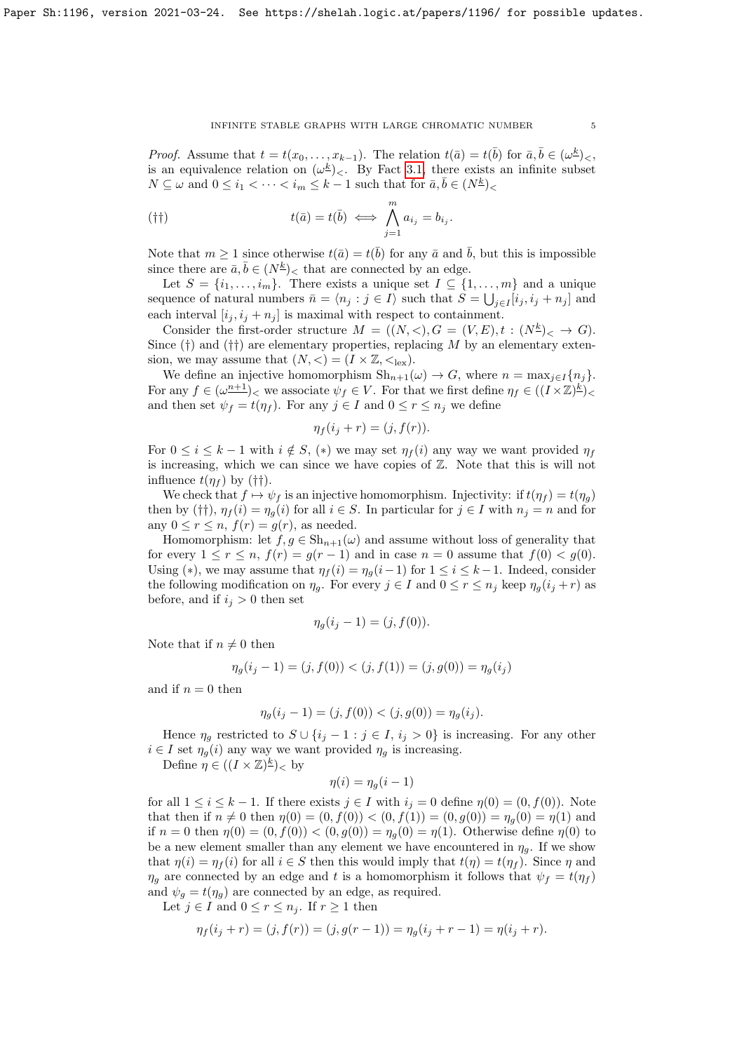*Proof.* Assume that $t = t(x_0, \dots, x_{k-1})$. The relation $t(\bar{a}) = t(\bar{b})$ for $\bar{a}, \bar{b} \in (\omega^{\underline{k}})_<$, is an equivalence relation on $(\omega^{\underline{k}})_<$. By Fact 3.1, there exists an infinite subset $N \subseteq \omega$ and $0 \leq i_1 < \cdots < i_m \leq k-1$ such that for $\bar{a}, \bar{b} \in (N^{\underline{k}})_<$

$$(\dagger\dagger) \qquad t(\bar{a}) = t(\bar{b}) \iff \bigwedge_{j=1}^{m} a_{i_j} = b_{i_j}.$$

Note that $m \geq 1$ since otherwise $t(\bar{a}) = t(\bar{b})$ for any $\bar{a}$ and $\bar{b}$, but this is impossible since there are $\bar{a}, \bar{b} \in (N^{\underline{k}})_<$ that are connected by an edge.

Let $S = \{i_1, \dots, i_m\}$. There exists a unique set $I \subseteq \{1, \dots, m\}$ and a unique sequence of natural numbers $\bar{n} = \langle n_j : j \in I \rangle$ such that $S = \bigcup_{j \in I} [i_j, i_j + n_j]$ and each interval $[i_j, i_j + n_j]$ is maximal with respect to containment.

Consider the first-order structure $M = ((N, <), G = (V, E), t : (N^{\underline{k}})_< \to G)$. Since $(\dagger)$ and $(\dagger\dagger)$ are elementary properties, replacing $M$ by an elementary extension, we may assume that $(N, <) = (I \times \mathbb{Z}, <_{\text{lex}})$.

We define an injective homomorphism $\text{Sh}_{n+1}(\omega) \to G$, where $n = \max_{j \in I}\{n_j\}$. For any $f \in (\omega^{\underline{n+1}})_<$ we associate $\psi_f \in V$. For that we first define $\eta_f \in ((I \times \mathbb{Z})^{\underline{k}})_<$ and then set $\psi_f = t(\eta_f)$. For any $j \in I$ and $0 \leq r \leq n_j$ we define

$$\eta_f(i_j + r) = (j, f(r)).$$

For $0 \leq i \leq k-1$ with $i \notin S$, $(*)$ we may set $\eta_f(i)$ any way we want provided $\eta_f$ is increasing, which we can since we have copies of $\mathbb{Z}$. Note that this is will not influence $t(\eta_f)$ by $(\dagger\dagger)$.

We check that $f \mapsto \psi_f$ is an injective homomorphism. Injectivity: if $t(\eta_f) = t(\eta_g)$ then by $(\dagger\dagger)$, $\eta_f(i) = \eta_g(i)$ for all $i \in S$. In particular for $j \in I$ with $n_j = n$ and for any $0 \leq r \leq n$, $f(r) = g(r)$, as needed.

Homomorphism: let $f, g \in \text{Sh}_{n+1}(\omega)$ and assume without loss of generality that for every $1 \leq r \leq n$, $f(r) = g(r-1)$ and in case $n = 0$ assume that $f(0) < g(0)$. Using $(*)$, we may assume that $\eta_f(i) = \eta_g(i-1)$ for $1 \leq i \leq k-1$. Indeed, consider the following modification on $\eta_g$. For every $j \in I$ and $0 \leq r \leq n_j$ keep $\eta_g(i_j + r)$ as before, and if $i_j > 0$ then set

$$\eta_g(i_j - 1) = (j, f(0)).$$

Note that if $n \neq 0$ then

$$\eta_g(i_j - 1) = (j, f(0)) < (j, f(1)) = (j, g(0)) = \eta_g(i_j)$$

and if $n = 0$ then

$$\eta_g(i_j - 1) = (j, f(0)) < (j, g(0)) = \eta_g(i_j).$$

Hence $\eta_g$ restricted to $S \cup \{i_j - 1 : j \in I,\ i_j > 0\}$ is increasing. For any other $i \in I$ set $\eta_g(i)$ any way we want provided $\eta_g$ is increasing.

Define $\eta \in ((I \times \mathbb{Z})^{\underline{k}})_<$ by

$$\eta(i) = \eta_g(i-1)$$

for all $1 \leq i \leq k-1$. If there exists $j \in I$ with $i_j = 0$ define $\eta(0) = (0, f(0))$. Note that then if $n \neq 0$ then $\eta(0) = (0, f(0)) < (0, f(1)) = (0, g(0)) = \eta_g(0) = \eta(1)$ and if $n = 0$ then $\eta(0) = (0, f(0)) < (0, g(0)) = \eta_g(0) = \eta(1)$. Otherwise define $\eta(0)$ to be a new element smaller than any element we have encountered in $\eta_g$. If we show that $\eta(i) = \eta_f(i)$ for all $i \in S$ then this would imply that $t(\eta) = t(\eta_f)$. Since $\eta$ and $\eta_g$ are connected by an edge and $t$ is a homomorphism it follows that $\psi_f = t(\eta_f)$ and $\psi_g = t(\eta_g)$ are connected by an edge, as required.

Let $j \in I$ and $0 \leq r \leq n_j$. If $r \geq 1$ then

$$\eta_f(i_j + r) = (j, f(r)) = (j, g(r-1)) = \eta_g(i_j + r - 1) = \eta(i_j + r).$$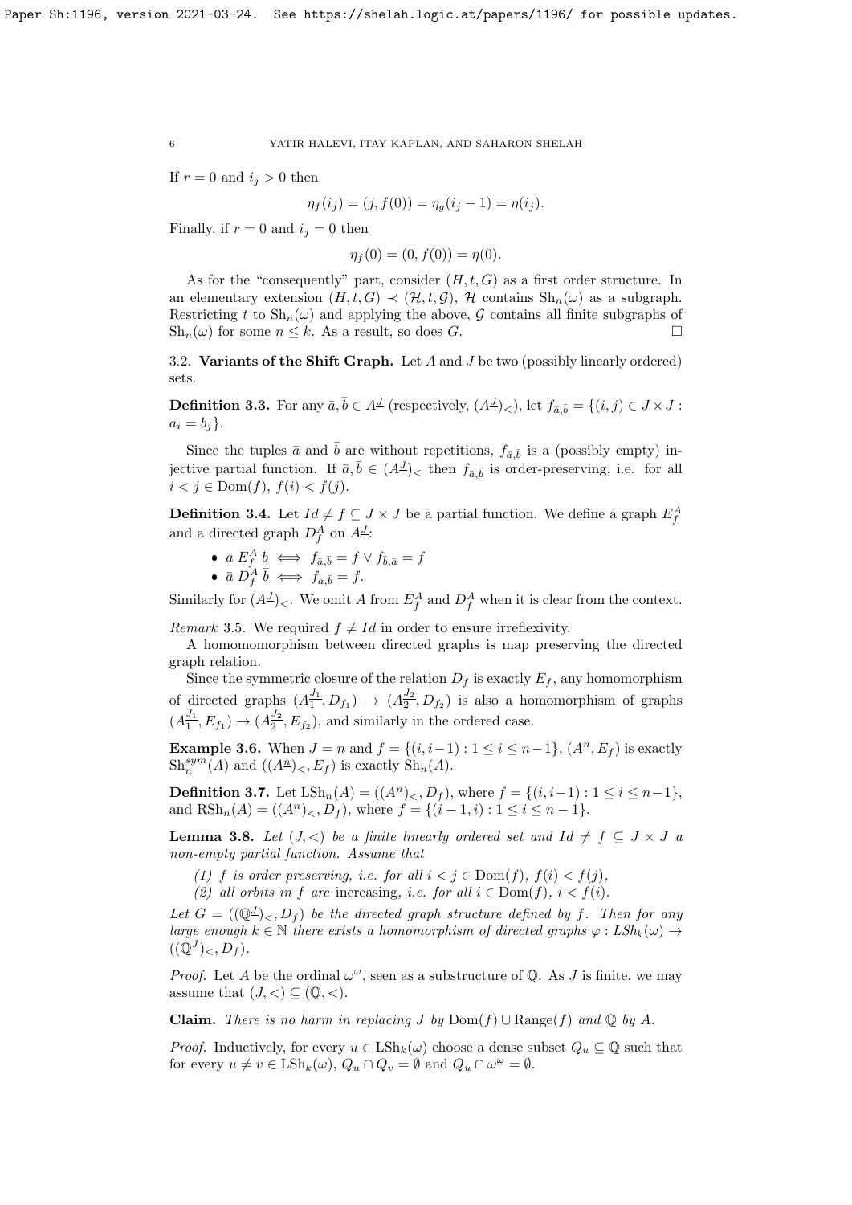If $r = 0$ and $i_j > 0$ then

$$\eta_f(i_j) = (j, f(0)) = \eta_g(i_j - 1) = \eta(i_j).$$

Finally, if $r = 0$ and $i_j = 0$ then

$$\eta_f(0) = (0, f(0)) = \eta(0).$$

As for the "consequently" part, consider $(H, t, G)$ as a first order structure. In an elementary extension $(H, t, G) \prec (\mathcal{H}, t, \mathcal{G})$, $\mathcal{H}$ contains $\mathrm{Sh}_n(\omega)$ as a subgraph. Restricting $t$ to $\mathrm{Sh}_n(\omega)$ and applying the above, $\mathcal{G}$ contains all finite subgraphs of $\mathrm{Sh}_n(\omega)$ for some $n \leq k$. As a result, so does $G$. □

### 3.2. Variants of the Shift Graph.

Let $A$ and $J$ be two (possibly linearly ordered) sets.

**Definition 3.3.** For any $\bar{a}, \bar{b} \in A^{\underline{J}}$ (respectively, $(A^{\underline{J}})_<$), let $f_{\bar{a},\bar{b}} = \{(i,j) \in J \times J : a_i = b_j\}$.

Since the tuples $\bar{a}$ and $\bar{b}$ are without repetitions, $f_{\bar{a},\bar{b}}$ is a (possibly empty) injective partial function. If $\bar{a}, \bar{b} \in (A^{\underline{J}})_<$ then $f_{\bar{a},\bar{b}}$ is order-preserving, i.e. for all $i < j \in \mathrm{Dom}(f)$, $f(i) < f(j)$.

**Definition 3.4.** Let $Id \neq f \subseteq J \times J$ be a partial function. We define a graph $E^A_f$ and a directed graph $D^A_f$ on $A^{\underline{J}}$:

- $\bar{a} \; E^A_f \; \bar{b} \iff f_{\bar{a},\bar{b}} = f \vee f_{\bar{b},\bar{a}} = f$
- $\bar{a} \; D^A_f \; \bar{b} \iff f_{\bar{a},\bar{b}} = f$.

Similarly for $(A^{\underline{J}})_<$. We omit $A$ from $E^A_f$ and $D^A_f$ when it is clear from the context.

*Remark* 3.5. We required $f \neq Id$ in order to ensure irreflexivity.

A homomomorphism between directed graphs is map preserving the directed graph relation.

Since the symmetric closure of the relation $D_f$ is exactly $E_f$, any homomorphism of directed graphs $(A_1^{\underline{J_1}}, D_{f_1}) \to (A_2^{\underline{J_2}}, D_{f_2})$ is also a homomorphism of graphs $(A_1^{\underline{J_1}}, E_{f_1}) \to (A_2^{\underline{J_2}}, E_{f_2})$, and similarly in the ordered case.

**Example 3.6.** When $J = n$ and $f = \{(i, i-1) : 1 \leq i \leq n-1\}$, $(A^{\underline{n}}, E_f)$ is exactly $\mathrm{Sh}^{sym}_n(A)$ and $((A^{\underline{n}})_<, E_f)$ is exactly $\mathrm{Sh}_n(A)$.

**Definition 3.7.** Let $\mathrm{LSh}_n(A) = ((A^{\underline{n}})_<, D_f)$, where $f = \{(i, i-1) : 1 \leq i \leq n-1\}$, and $\mathrm{RSh}_n(A) = ((A^{\underline{n}})_<, D_f)$, where $f = \{(i-1, i) : 1 \leq i \leq n-1\}$.

**Lemma 3.8.** *Let $(J, <)$ be a finite linearly ordered set and $Id \neq f \subseteq J \times J$ a non-empty partial function. Assume that*

*(1) $f$ is order preserving, i.e. for all $i < j \in \mathrm{Dom}(f)$, $f(i) < f(j)$,*
*(2) all orbits in $f$ are* increasing, *i.e. for all $i \in \mathrm{Dom}(f)$, $i < f(i)$.*

*Let $G = ((\mathbb{Q}^{\underline{J}})_<, D_f)$ be the directed graph structure defined by $f$. Then for any large enough $k \in \mathbb{N}$ there exists a homomorphism of directed graphs $\varphi : LSh_k(\omega) \to ((\mathbb{Q}^{\underline{J}})_<, D_f)$.*

*Proof.* Let $A$ be the ordinal $\omega^\omega$, seen as a substructure of $\mathbb{Q}$. As $J$ is finite, we may assume that $(J, <) \subseteq (\mathbb{Q}, <)$.

**Claim.** *There is no harm in replacing $J$ by $\mathrm{Dom}(f) \cup \mathrm{Range}(f)$ and $\mathbb{Q}$ by $A$.*

*Proof.* Inductively, for every $u \in \mathrm{LSh}_k(\omega)$ choose a dense subset $Q_u \subseteq \mathbb{Q}$ such that for every $u \neq v \in \mathrm{LSh}_k(\omega)$, $Q_u \cap Q_v = \emptyset$ and $Q_u \cap \omega^\omega = \emptyset$.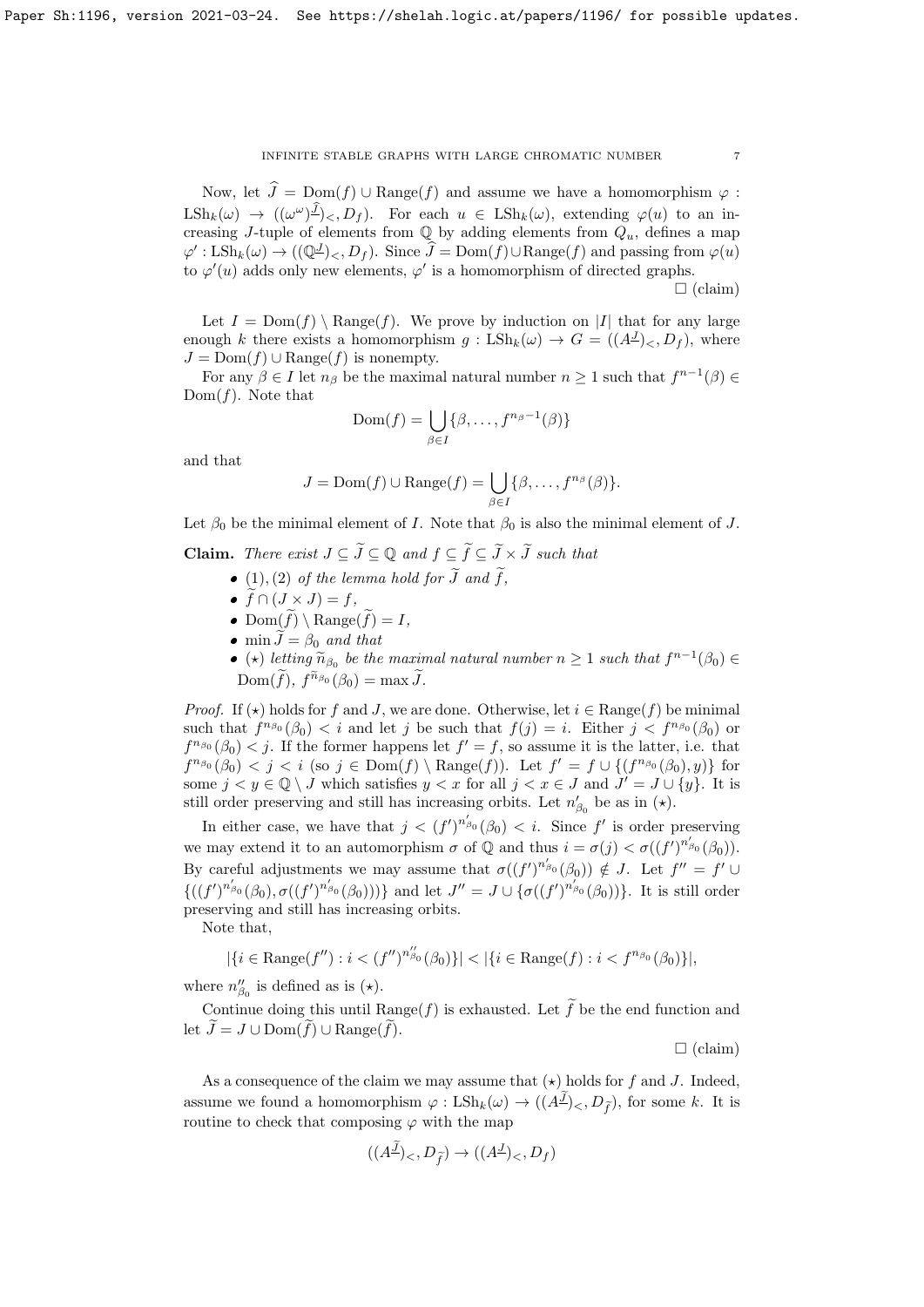Now, let $\widehat{J} = \mathrm{Dom}(f) \cup \mathrm{Range}(f)$ and assume we have a homomorphism $\varphi : \mathrm{LSh}_k(\omega) \to ((\omega^\omega)^{\underline{\widehat{J}}})_<, D_f)$. For each $u \in \mathrm{LSh}_k(\omega)$, extending $\varphi(u)$ to an increasing $J$-tuple of elements from $\mathbb{Q}$ by adding elements from $Q_u$, defines a map $\varphi' : \mathrm{LSh}_k(\omega) \to ((\mathbb{Q}^{\underline{J}})_<, D_f)$. Since $\widehat{J} = \mathrm{Dom}(f) \cup \mathrm{Range}(f)$ and passing from $\varphi(u)$ to $\varphi'(u)$ adds only new elements, $\varphi'$ is a homomorphism of directed graphs.

□ (claim)

Let $I = \mathrm{Dom}(f) \setminus \mathrm{Range}(f)$. We prove by induction on $|I|$ that for any large enough $k$ there exists a homomorphism $g : \mathrm{LSh}_k(\omega) \to G = ((A^{\underline{J}})_<, D_f)$, where $J = \mathrm{Dom}(f) \cup \mathrm{Range}(f)$ is nonempty.

For any $\beta \in I$ let $n_\beta$ be the maximal natural number $n \geq 1$ such that $f^{n-1}(\beta) \in \mathrm{Dom}(f)$. Note that

$$\mathrm{Dom}(f) = \bigcup_{\beta \in I} \{\beta, \ldots, f^{n_\beta - 1}(\beta)\}$$

and that

$$J = \mathrm{Dom}(f) \cup \mathrm{Range}(f) = \bigcup_{\beta \in I} \{\beta, \ldots, f^{n_\beta}(\beta)\}.$$

Let $\beta_0$ be the minimal element of $I$. Note that $\beta_0$ is also the minimal element of $J$.

**Claim.** *There exist $J \subseteq \widetilde{J} \subseteq \mathbb{Q}$ and $f \subseteq \widetilde{f} \subseteq \widetilde{J} \times \widetilde{J}$ such that*

- *$(1), (2)$ of the lemma hold for $\widetilde{J}$ and $\widetilde{f}$,*
- *$\widetilde{f} \cap (J \times J) = f$,*
- *$\mathrm{Dom}(\widetilde{f}) \setminus \mathrm{Range}(\widetilde{f}) = I$,*
- *$\min \widetilde{J} = \beta_0$ and that*
- *$(\star)$ letting $\widetilde{n}_{\beta_0}$ be the maximal natural number $n \geq 1$ such that $f^{n-1}(\beta_0) \in \mathrm{Dom}(\widetilde{f})$, $\widetilde{f}^{\widetilde{n}_{\beta_0}}(\beta_0) = \max \widetilde{J}$.*

*Proof.* If $(\star)$ holds for $f$ and $J$, we are done. Otherwise, let $i \in \mathrm{Range}(f)$ be minimal such that $f^{n_{\beta_0}}(\beta_0) < i$ and let $j$ be such that $f(j) = i$. Either $j < f^{n_{\beta_0}}(\beta_0)$ or $f^{n_{\beta_0}}(\beta_0) < j$. If the former happens let $f' = f$, so assume it is the latter, i.e. that $f^{n_{\beta_0}}(\beta_0) < j < i$ (so $j \in \mathrm{Dom}(f) \setminus \mathrm{Range}(f)$). Let $f' = f \cup \{(f^{n_{\beta_0}}(\beta_0), y)\}$ for some $j < y \in \mathbb{Q} \setminus J$ which satisfies $y < x$ for all $j < x \in J$ and $J' = J \cup \{y\}$. It is still order preserving and still has increasing orbits. Let $n'_{\beta_0}$ be as in $(\star)$.

In either case, we have that $j < (f')^{n'_{\beta_0}}(\beta_0) < i$. Since $f'$ is order preserving we may extend it to an automorphism $\sigma$ of $\mathbb{Q}$ and thus $i = \sigma(j) < \sigma((f')^{n'_{\beta_0}}(\beta_0))$. By careful adjustments we may assume that $\sigma((f')^{n'_{\beta_0}}(\beta_0)) \notin J$. Let $f'' = f' \cup \{((f')^{n'_{\beta_0}}(\beta_0), \sigma((f')^{n'_{\beta_0}}(\beta_0)))\}$ and let $J'' = J \cup \{\sigma((f')^{n'_{\beta_0}}(\beta_0))\}$. It is still order preserving and still has increasing orbits.

Note that,

$$|\{i \in \mathrm{Range}(f'') : i < (f'')^{n''_{\beta_0}}(\beta_0)\}| < |\{i \in \mathrm{Range}(f) : i < f^{n_{\beta_0}}(\beta_0)\}|,$$

where $n''_{\beta_0}$ is defined as is $(\star)$.

Continue doing this until $\mathrm{Range}(f)$ is exhausted. Let $\widetilde{f}$ be the end function and let $\widetilde{J} = J \cup \mathrm{Dom}(\widetilde{f}) \cup \mathrm{Range}(\widetilde{f})$.

□ (claim)

As a consequence of the claim we may assume that $(\star)$ holds for $f$ and $J$. Indeed, assume we found a homomorphism $\varphi : \mathrm{LSh}_k(\omega) \to ((A^{\underline{\widetilde{J}}})_<, D_{\widetilde{f}})$, for some $k$. It is routine to check that composing $\varphi$ with the map

$$((A^{\underline{\widetilde{J}}})_<, D_{\widetilde{f}}) \to ((A^{\underline{J}})_<, D_f)$$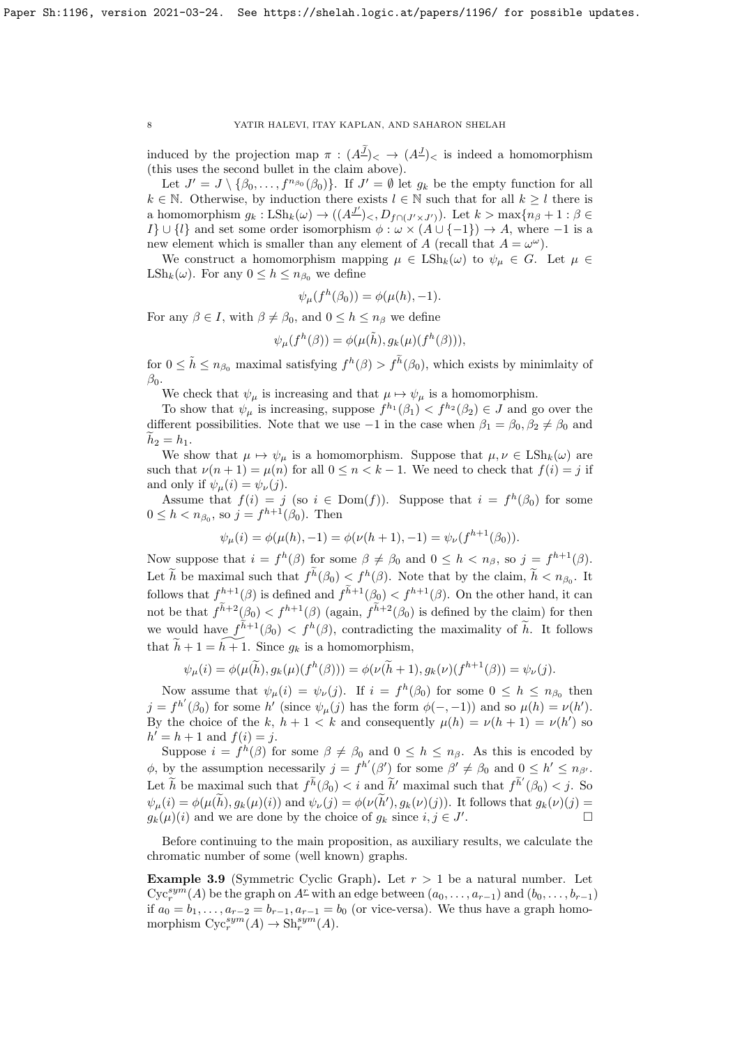induced by the projection map $\pi : (A^{\underline{\tilde{J}}})_< \to (A^{\underline{J}})_<$ is indeed a homomorphism (this uses the second bullet in the claim above).

Let $J' = J \setminus \{\beta_0, \dots, f^{n_{\beta_0}}(\beta_0)\}$. If $J' = \emptyset$ let $g_k$ be the empty function for all $k \in \mathbb{N}$. Otherwise, by induction there exists $l \in \mathbb{N}$ such that for all $k \geq l$ there is a homomorphism $g_k : \mathrm{LSh}_k(\omega) \to ((A^{\underline{J'}})_<, D_{f\cap(J'\times J')})$. Let $k > \max\{n_\beta + 1 : \beta \in I\} \cup \{l\}$ and set some order isomorphism $\phi : \omega \times (A \cup \{-1\}) \to A$, where $-1$ is a new element which is smaller than any element of $A$ (recall that $A = \omega^\omega$).

We construct a homomorphism mapping $\mu \in \mathrm{LSh}_k(\omega)$ to $\psi_\mu \in G$. Let $\mu \in \mathrm{LSh}_k(\omega)$. For any $0 \leq h \leq n_{\beta_0}$ we define

$$\psi_\mu(f^h(\beta_0)) = \phi(\mu(h), -1).$$

For any $\beta \in I$, with $\beta \neq \beta_0$, and $0 \leq h \leq n_\beta$ we define

$$\psi_\mu(f^h(\beta)) = \phi(\mu(\tilde{h}), g_k(\mu)(f^h(\beta))),$$

for $0 \leq \tilde{h} \leq n_{\beta_0}$ maximal satisfying $f^h(\beta) > f^{\tilde{h}}(\beta_0)$, which exists by minimlaity of $\beta_0$.

We check that $\psi_\mu$ is increasing and that $\mu \mapsto \psi_\mu$ is a homomorphism.

To show that $\psi_\mu$ is increasing, suppose $f^{h_1}(\beta_1) < f^{h_2}(\beta_2) \in J$ and go over the different possibilities. Note that we use $-1$ in the case when $\beta_1 = \beta_0, \beta_2 \neq \beta_0$ and $\tilde{h}_2 = h_1$.

We show that $\mu \mapsto \psi_\mu$ is a homomorphism. Suppose that $\mu, \nu \in \mathrm{LSh}_k(\omega)$ are such that $\nu(n+1) = \mu(n)$ for all $0 \leq n < k-1$. We need to check that $f(i) = j$ if and only if $\psi_\mu(i) = \psi_\nu(j)$.

Assume that $f(i) = j$ (so $i \in \mathrm{Dom}(f)$). Suppose that $i = f^h(\beta_0)$ for some $0 \leq h < n_{\beta_0}$, so $j = f^{h+1}(\beta_0)$. Then

$$\psi_\mu(i) = \phi(\mu(h), -1) = \phi(\nu(h+1), -1) = \psi_\nu(f^{h+1}(\beta_0)).$$

Now suppose that $i = f^h(\beta)$ for some $\beta \neq \beta_0$ and $0 \leq h < n_\beta$, so $j = f^{h+1}(\beta)$. Let $\tilde{h}$ be maximal such that $f^{\tilde{h}}(\beta_0) < f^h(\beta)$. Note that by the claim, $\tilde{h} < n_{\beta_0}$. It follows that $f^{h+1}(\beta)$ is defined and $f^{\tilde{h}+1}(\beta_0) < f^{h+1}(\beta)$. On the other hand, it can not be that $f^{\tilde{h}+2}(\beta_0) < f^{h+1}(\beta)$ (again, $f^{\tilde{h}+2}(\beta_0)$ is defined by the claim) for then we would have $f^{\tilde{h}+1}(\beta_0) < f^h(\beta)$, contradicting the maximality of $\tilde{h}$. It follows that $\tilde{h} + 1 = \widetilde{h+1}$. Since $g_k$ is a homomorphism,

$$\psi_\mu(i) = \phi(\mu(\tilde{h}), g_k(\mu)(f^h(\beta))) = \phi(\nu(\tilde{h}+1), g_k(\nu)(f^{h+1}(\beta)) = \psi_\nu(j).$$

Now assume that $\psi_\mu(i) = \psi_\nu(j)$. If $i = f^h(\beta_0)$ for some $0 \leq h \leq n_{\beta_0}$ then $j = f^{h'}(\beta_0)$ for some $h'$ (since $\psi_\mu(j)$ has the form $\phi(-,-1)$) and so $\mu(h) = \nu(h')$. By the choice of the $k$, $h + 1 < k$ and consequently $\mu(h) = \nu(h+1) = \nu(h')$ so $h' = h + 1$ and $f(i) = j$.

Suppose $i = f^h(\beta)$ for some $\beta \neq \beta_0$ and $0 \leq h \leq n_\beta$. As this is encoded by $\phi$, by the assumption necessarily $j = f^{h'}(\beta')$ for some $\beta' \neq \beta_0$ and $0 \leq h' \leq n_{\beta'}$. Let $\tilde{h}$ be maximal such that $f^{\tilde{h}}(\beta_0) < i$ and $\tilde{h}'$ maximal such that $f^{\tilde{h}'}(\beta_0) < j$. So $\psi_\mu(i) = \phi(\mu(\tilde{h}), g_k(\mu)(i))$ and $\psi_\nu(j) = \phi(\nu(\tilde{h}'), g_k(\nu)(j))$. It follows that $g_k(\nu)(j) = g_k(\mu)(i)$ and we are done by the choice of $g_k$ since $i, j \in J'$. $\square$

Before continuing to the main proposition, as auxiliary results, we calculate the chromatic number of some (well known) graphs.

**Example 3.9** (Symmetric Cyclic Graph)**.** Let $r > 1$ be a natural number. Let $\mathrm{Cyc}_r^{sym}(A)$ be the graph on $A^{\underline{r}}$ with an edge between $(a_0, \dots, a_{r-1})$ and $(b_0, \dots, b_{r-1})$ if $a_0 = b_1, \dots, a_{r-2} = b_{r-1}, a_{r-1} = b_0$ (or vice-versa). We thus have a graph homomorphism $\mathrm{Cyc}_r^{sym}(A) \to \mathrm{Sh}_r^{sym}(A)$.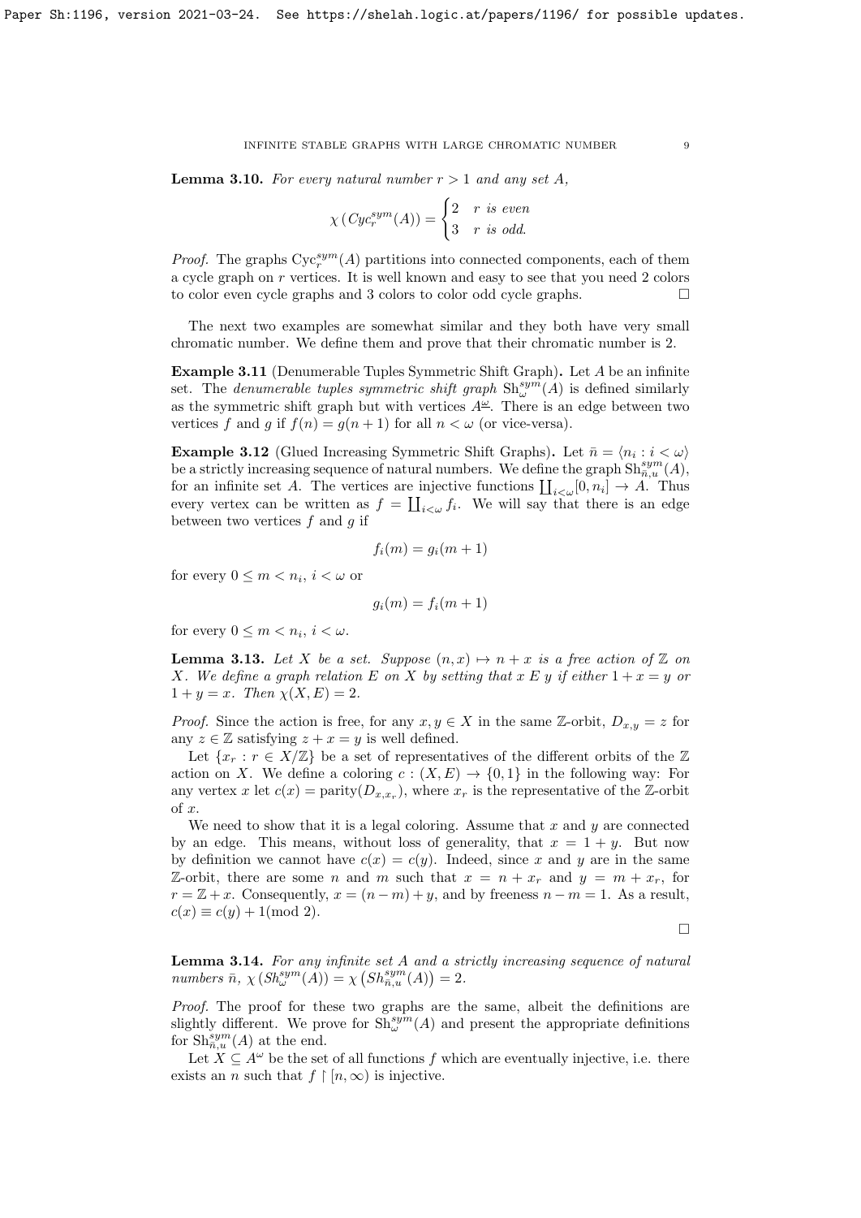**Lemma 3.10.** *For every natural number $r > 1$ and any set $A$,*

$$\chi\left(Cyc_r^{sym}(A)\right) = \begin{cases} 2 & r \text{ is even} \\ 3 & r \text{ is odd.} \end{cases}$$

*Proof.* The graphs $\mathrm{Cyc}_r^{sym}(A)$ partitions into connected components, each of them a cycle graph on $r$ vertices. It is well known and easy to see that you need 2 colors to color even cycle graphs and 3 colors to color odd cycle graphs. □

The next two examples are somewhat similar and they both have very small chromatic number. We define them and prove that their chromatic number is 2.

**Example 3.11** (Denumerable Tuples Symmetric Shift Graph)**.** Let $A$ be an infinite set. The *denumerable tuples symmetric shift graph* $\mathrm{Sh}_\omega^{sym}(A)$ is defined similarly as the symmetric shift graph but with vertices $A^{\underline{\omega}}$. There is an edge between two vertices $f$ and $g$ if $f(n) = g(n+1)$ for all $n < \omega$ (or vice-versa).

**Example 3.12** (Glued Increasing Symmetric Shift Graphs)**.** Let $\bar{n} = \langle n_i : i < \omega\rangle$ be a strictly increasing sequence of natural numbers. We define the graph $\mathrm{Sh}_{\bar{n},u}^{sym}(A)$, for an infinite set $A$. The vertices are injective functions $\coprod_{i<\omega}[0, n_i] \to A$. Thus every vertex can be written as $f = \coprod_{i<\omega} f_i$. We will say that there is an edge between two vertices $f$ and $g$ if

$$f_i(m) = g_i(m+1)$$

for every $0 \leq m < n_i$, $i < \omega$ or

$$g_i(m) = f_i(m+1)$$

for every $0 \leq m < n_i$, $i < \omega$.

**Lemma 3.13.** *Let $X$ be a set. Suppose $(n, x) \mapsto n + x$ is a free action of $\mathbb{Z}$ on $X$. We define a graph relation $E$ on $X$ by setting that $x \mathrel{E} y$ if either $1 + x = y$ or $1 + y = x$. Then $\chi(X, E) = 2$.*

*Proof.* Since the action is free, for any $x, y \in X$ in the same $\mathbb{Z}$-orbit, $D_{x,y} = z$ for any $z \in \mathbb{Z}$ satisfying $z + x = y$ is well defined.

Let $\{x_r : r \in X/\mathbb{Z}\}$ be a set of representatives of the different orbits of the $\mathbb{Z}$ action on $X$. We define a coloring $c : (X, E) \to \{0, 1\}$ in the following way: For any vertex $x$ let $c(x) = \mathrm{parity}(D_{x,x_r})$, where $x_r$ is the representative of the $\mathbb{Z}$-orbit of $x$.

We need to show that it is a legal coloring. Assume that $x$ and $y$ are connected by an edge. This means, without loss of generality, that $x = 1 + y$. But now by definition we cannot have $c(x) = c(y)$. Indeed, since $x$ and $y$ are in the same $\mathbb{Z}$-orbit, there are some $n$ and $m$ such that $x = n + x_r$ and $y = m + x_r$, for $r = \mathbb{Z} + x$. Consequently, $x = (n - m) + y$, and by freeness $n - m = 1$. As a result, $c(x) \equiv c(y) + 1 \pmod 2$. □

**Lemma 3.14.** *For any infinite set $A$ and a strictly increasing sequence of natural numbers $\bar{n}$, $\chi\left(Sh_\omega^{sym}(A)\right) = \chi\left(Sh_{\bar{n},u}^{sym}(A)\right) = 2$.*

*Proof.* The proof for these two graphs are the same, albeit the definitions are slightly different. We prove for $\mathrm{Sh}_\omega^{sym}(A)$ and present the appropriate definitions for $\mathrm{Sh}_{\bar{n},u}^{sym}(A)$ at the end.

Let $X \subseteq A^\omega$ be the set of all functions $f$ which are eventually injective, i.e. there exists an $n$ such that $f \restriction [n, \infty)$ is injective.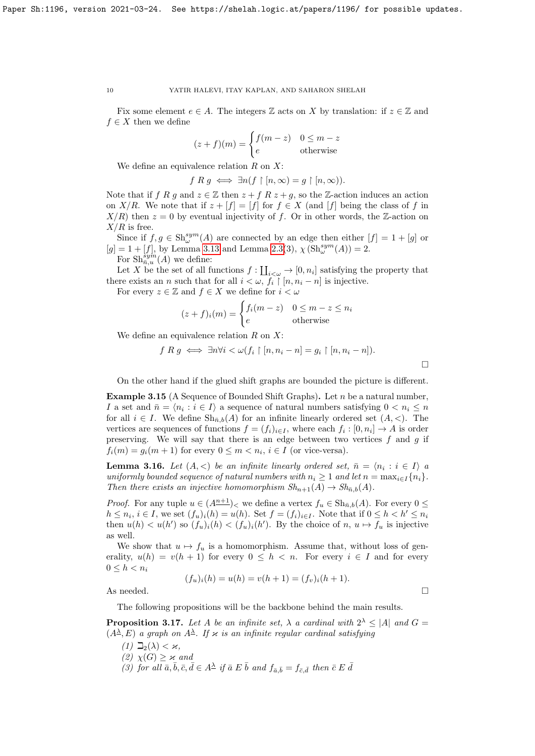Fix some element $e \in A$. The integers $\mathbb{Z}$ acts on $X$ by translation: if $z \in \mathbb{Z}$ and $f \in X$ then we define

$$(z+f)(m) = \begin{cases} f(m-z) & 0 \leq m-z \\ e & \text{otherwise} \end{cases}$$

We define an equivalence relation $R$ on $X$:

$$f \; R \; g \iff \exists n (f \restriction [n,\infty) = g \restriction [n,\infty)).$$

Note that if $f \; R \; g$ and $z \in \mathbb{Z}$ then $z + f \; R \; z + g$, so the $\mathbb{Z}$-action induces an action on $X/R$. We note that if $z + [f] = [f]$ for $f \in X$ (and $[f]$ being the class of $f$ in $X/R$) then $z = 0$ by eventual injectivity of $f$. Or in other words, the $\mathbb{Z}$-action on $X/R$ is free.

Since if $f, g \in \mathrm{Sh}^{sym}_\omega(A)$ are connected by an edge then either $[f] = 1 + [g]$ or $[g] = 1 + [f]$, by Lemma 3.13 and Lemma 2.3(3), $\chi(\mathrm{Sh}^{sym}_\omega(A)) = 2$.

For $\mathrm{Sh}^{sym}_{\bar{n},u}(A)$ we define:

Let $X$ be the set of all functions $f : \coprod_{i<\omega} \to [0, n_i]$ satisfying the property that there exists an $n$ such that for all $i < \omega$, $f_i \restriction [n, n_i - n]$ is injective.

For every $z \in \mathbb{Z}$ and $f \in X$ we define for $i < \omega$

$$(z+f)_i(m) = \begin{cases} f_i(m-z) & 0 \leq m-z \leq n_i \\ e & \text{otherwise} \end{cases}$$

We define an equivalence relation $R$ on $X$:

$$f \; R \; g \iff \exists n \forall i < \omega (f_i \restriction [n, n_i - n] = g_i \restriction [n, n_i - n]).$$

$\square$

On the other hand if the glued shift graphs are bounded the picture is different.

**Example 3.15** (A Sequence of Bounded Shift Graphs)**.** Let $n$ be a natural number, $I$ a set and $\bar{n} = \langle n_i : i \in I \rangle$ a sequence of natural numbers satisfying $0 < n_i \leq n$ for all $i \in I$. We define $\mathrm{Sh}_{\bar{n},b}(A)$ for an infinite linearly ordered set $(A, <)$. The vertices are sequences of functions $f = (f_i)_{i \in I}$, where each $f_i : [0, n_i] \to A$ is order preserving. We will say that there is an edge between two vertices $f$ and $g$ if $f_i(m) = g_i(m+1)$ for every $0 \leq m < n_i$, $i \in I$ (or vice-versa).

**Lemma 3.16.** *Let $(A, <)$ be an infinite linearly ordered set, $\bar{n} = \langle n_i : i \in I \rangle$ a uniformly bounded sequence of natural numbers with $n_i \geq 1$ and let $n = \max_{i \in I}\{n_i\}$. Then there exists an injective homomorphism $Sh_{n+1}(A) \to Sh_{\bar{n},b}(A)$.*

*Proof.* For any tuple $u \in (A^{\underline{n+1}})_<$ we define a vertex $f_u \in \mathrm{Sh}_{\bar{n},b}(A)$. For every $0 \leq h \leq n_i$, $i \in I$, we set $(f_u)_i(h) = u(h)$. Set $f = (f_i)_{i \in I}$. Note that if $0 \leq h < h' \leq n_i$ then $u(h) < u(h')$ so $(f_u)_i(h) < (f_u)_i(h')$. By the choice of $n$, $u \mapsto f_u$ is injective as well.

We show that $u \mapsto f_u$ is a homomorphism. Assume that, without loss of generality, $u(h) = v(h+1)$ for every $0 \leq h < n$. For every $i \in I$ and for every $0 \leq h < n_i$

$$(f_u)_i(h) = u(h) = v(h+1) = (f_v)_i(h+1).$$

As needed. $\square$

The following propositions will be the backbone behind the main results.

**Proposition 3.17.** *Let $A$ be an infinite set, $\lambda$ a cardinal with $2^\lambda \leq |A|$ and $G = (A^{\underline{\lambda}}, E)$ a graph on $A^{\underline{\lambda}}$. If $\varkappa$ is an infinite regular cardinal satisfying*

*(1) $\beth_2(\lambda) < \varkappa$,*

*(2) $\chi(G) \geq \varkappa$ and*

*(3) for all $\bar{a}, \bar{b}, \bar{c}, \bar{d} \in A^{\underline{\lambda}}$ if $\bar{a} \; E \; \bar{b}$ and $f_{\bar{a},\bar{b}} = f_{\bar{c},\bar{d}}$ then $\bar{c} \; E \; \bar{d}$*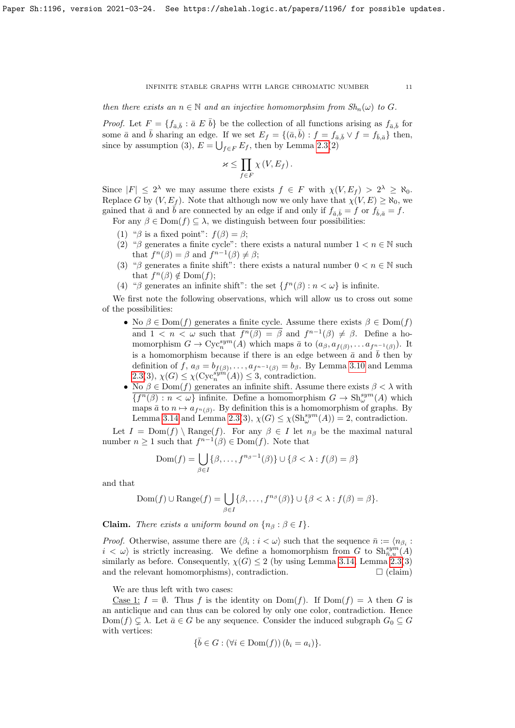*then there exists an $n \in \mathbb{N}$ and an injective homomorphsim from $Sh_n(\omega)$ to $G$.*

*Proof.* Let $F = \{f_{\bar{a},\bar{b}} : \bar{a}\ E\ \bar{b}\}$ be the collection of all functions arising as $f_{\bar{a},\bar{b}}$ for some $\bar{a}$ and $\bar{b}$ sharing an edge. If we set $E_f = \{(\bar{a},\bar{b}) : f = f_{\bar{a},\bar{b}} \vee f = f_{\bar{b},\bar{a}}\}$ then, since by assumption (3), $E = \bigcup_{f \in F} E_f$, then by Lemma 2.3(2)

$$\varkappa \leq \prod_{f \in F} \chi\left(V, E_f\right).$$

Since $|F| \leq 2^\lambda$ we may assume there exists $f \in F$ with $\chi(V, E_f) > 2^\lambda \geq \aleph_0$. Replace $G$ by $(V, E_f)$. Note that although now we only have that $\chi(V, E) \geq \aleph_0$, we gained that $\bar{a}$ and $\bar{b}$ are connected by an edge if and only if $f_{\bar{a},\bar{b}} = f$ or $f_{\bar{b},\bar{a}} = f$.

For any $\beta \in \mathrm{Dom}(f) \subseteq \lambda$, we distinguish between four possibilities:

1. "$\beta$ is a fixed point": $f(\beta) = \beta$;
2. "$\beta$ generates a finite cycle": there exists a natural number $1 < n \in \mathbb{N}$ such that $f^n(\beta) = \beta$ and $f^{n-1}(\beta) \neq \beta$;
3. "$\beta$ generates a finite shift": there exists a natural number $0 < n \in \mathbb{N}$ such that $f^n(\beta) \notin \mathrm{Dom}(f)$;
4. "$\beta$ generates an infinite shift": the set $\{f^n(\beta) : n < \omega\}$ is infinite.

We first note the following observations, which will allow us to cross out some of the possibilities:

- No $\beta \in \mathrm{Dom}(f)$ generates a finite cycle. Assume there exists $\beta \in \mathrm{Dom}(f)$ and $1 < n < \omega$ such that $f^n(\beta) = \beta$ and $f^{n-1}(\beta) \neq \beta$. Define a homomorphism $G \to \mathrm{Cyc}_n^{sym}(A)$ which maps $\bar{a}$ to $(a_\beta, a_{f(\beta)}, \ldots a_{f^{n-1}(\beta)})$. It is a homomorphism because if there is an edge between $\bar{a}$ and $\bar{b}$ then by definition of $f$, $a_\beta = b_{f(\beta)}, \ldots, a_{f^{n-1}(\beta)} = b_\beta$. By Lemma 3.10 and Lemma 2.3(3), $\chi(G) \leq \chi(\mathrm{Cyc}_n^{sym}(A)) \leq 3$, contradiction.
- No $\beta \in \mathrm{Dom}(f)$ generates an infinite shift. Assume there exists $\beta < \lambda$ with $\{f^n(\beta) : n < \omega\}$ infinite. Define a homomorphism $G \to \mathrm{Sh}_\omega^{sym}(A)$ which maps $\bar{a}$ to $n \mapsto a_{f^n(\beta)}$. By definition this is a homomorphism of graphs. By Lemma 3.14 and Lemma 2.3(3), $\chi(G) \leq \chi(\mathrm{Sh}_\omega^{sym}(A)) = 2$, contradiction.

Let $I = \mathrm{Dom}(f) \setminus \mathrm{Range}(f)$. For any $\beta \in I$ let $n_\beta$ be the maximal natural number $n \geq 1$ such that $f^{n-1}(\beta) \in \mathrm{Dom}(f)$. Note that

$$\mathrm{Dom}(f) = \bigcup_{\beta \in I} \{\beta, \ldots, f^{n_\beta - 1}(\beta)\} \cup \{\beta < \lambda : f(\beta) = \beta\}$$

and that

$$\mathrm{Dom}(f) \cup \mathrm{Range}(f) = \bigcup_{\beta \in I} \{\beta, \ldots, f^{n_\beta}(\beta)\} \cup \{\beta < \lambda : f(\beta) = \beta\}.$$

**Claim.** *There exists a uniform bound on $\{n_\beta : \beta \in I\}$.*

*Proof.* Otherwise, assume there are $\langle \beta_i : i < \omega \rangle$ such that the sequence $\bar{n} := \langle n_{\beta_i} : i < \omega \rangle$ is strictly increasing. We define a homomorphism from $G$ to $\mathrm{Sh}_{\bar{n},u}^{sym}(A)$ similarly as before. Consequently, $\chi(G) \leq 2$ (by using Lemma 3.14, Lemma 2.3(3) and the relevant homomorphisms), contradiction. $\square$ (claim)

We are thus left with two cases:

Case 1: $I = \emptyset$. Thus $f$ is the identity on $\mathrm{Dom}(f)$. If $\mathrm{Dom}(f) = \lambda$ then $G$ is an anticlique and can thus can be colored by only one color, contradiction. Hence $\mathrm{Dom}(f) \subsetneq \lambda$. Let $\bar{a} \in G$ be any sequence. Consider the induced subgraph $G_0 \subseteq G$ with vertices:

$$\{\bar{b} \in G : (\forall i \in \mathrm{Dom}(f))\,(b_i = a_i)\}.$$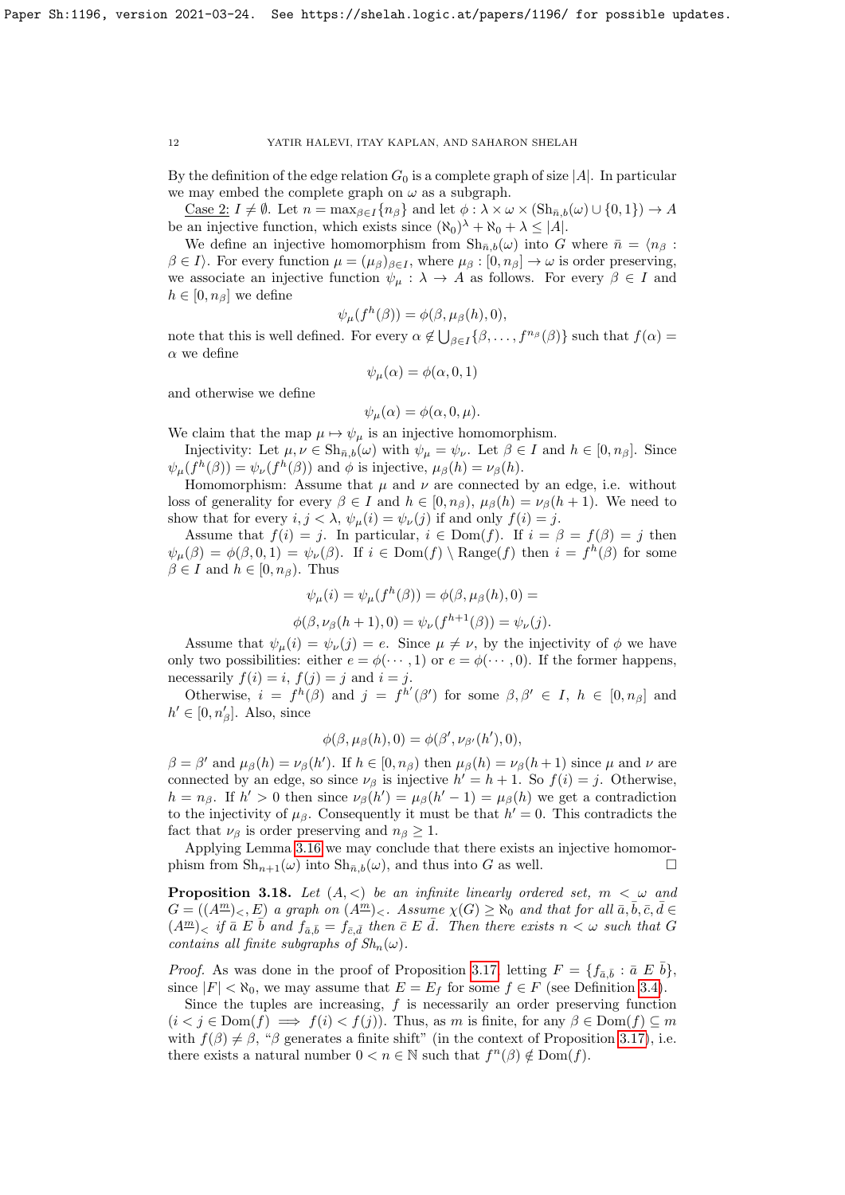By the definition of the edge relation $G_0$ is a complete graph of size $|A|$. In particular we may embed the complete graph on $\omega$ as a subgraph.

Case 2: $I \neq \emptyset$. Let $n = \max_{\beta \in I}\{n_\beta\}$ and let $\phi : \lambda \times \omega \times (\mathrm{Sh}_{\bar{n},b}(\omega) \cup \{0,1\}) \to A$ be an injective function, which exists since $(\aleph_0)^\lambda + \aleph_0 + \lambda \leq |A|$.

We define an injective homomorphism from $\mathrm{Sh}_{\bar{n},b}(\omega)$ into $G$ where $\bar{n} = \langle n_\beta : \beta \in I\rangle$. For every function $\mu = (\mu_\beta)_{\beta \in I}$, where $\mu_\beta : [0, n_\beta] \to \omega$ is order preserving, we associate an injective function $\psi_\mu : \lambda \to A$ as follows. For every $\beta \in I$ and $h \in [0, n_\beta]$ we define

$$\psi_\mu(f^h(\beta)) = \phi(\beta, \mu_\beta(h), 0),$$

note that this is well defined. For every $\alpha \notin \bigcup_{\beta \in I}\{\beta, \dots, f^{n_\beta}(\beta)\}$ such that $f(\alpha) = \alpha$ we define

$$\psi_\mu(\alpha) = \phi(\alpha, 0, 1)$$

and otherwise we define

$$\psi_\mu(\alpha) = \phi(\alpha, 0, \mu).$$

We claim that the map $\mu \mapsto \psi_\mu$ is an injective homomorphism.

Injectivity: Let $\mu, \nu \in \mathrm{Sh}_{\bar{n},b}(\omega)$ with $\psi_\mu = \psi_\nu$. Let $\beta \in I$ and $h \in [0, n_\beta]$. Since $\psi_\mu(f^h(\beta)) = \psi_\nu(f^h(\beta))$ and $\phi$ is injective, $\mu_\beta(h) = \nu_\beta(h)$.

Homomorphism: Assume that $\mu$ and $\nu$ are connected by an edge, i.e. without loss of generality for every $\beta \in I$ and $h \in [0, n_\beta)$, $\mu_\beta(h) = \nu_\beta(h+1)$. We need to show that for every $i, j < \lambda$, $\psi_\mu(i) = \psi_\nu(j)$ if and only $f(i) = j$.

Assume that $f(i) = j$. In particular, $i \in \mathrm{Dom}(f)$. If $i = \beta = f(\beta) = j$ then $\psi_\mu(\beta) = \phi(\beta, 0, 1) = \psi_\nu(\beta)$. If $i \in \mathrm{Dom}(f) \setminus \mathrm{Range}(f)$ then $i = f^h(\beta)$ for some $\beta \in I$ and $h \in [0, n_\beta)$. Thus

$$\psi_\mu(i) = \psi_\mu(f^h(\beta)) = \phi(\beta, \mu_\beta(h), 0) =$$

$$\phi(\beta, \nu_\beta(h+1), 0) = \psi_\nu(f^{h+1}(\beta)) = \psi_\nu(j).$$

Assume that $\psi_\mu(i) = \psi_\nu(j) = e$. Since $\mu \neq \nu$, by the injectivity of $\phi$ we have only two possibilities: either $e = \phi(\cdots, 1)$ or $e = \phi(\cdots, 0)$. If the former happens, necessarily $f(i) = i$, $f(j) = j$ and $i = j$.

Otherwise, $i = f^h(\beta)$ and $j = f^{h'}(\beta')$ for some $\beta, \beta' \in I$, $h \in [0, n_\beta]$ and $h' \in [0, n'_\beta]$. Also, since

$$\phi(\beta, \mu_\beta(h), 0) = \phi(\beta', \nu_{\beta'}(h'), 0),$$

$\beta = \beta'$ and $\mu_\beta(h) = \nu_\beta(h')$. If $h \in [0, n_\beta)$ then $\mu_\beta(h) = \nu_\beta(h+1)$ since $\mu$ and $\nu$ are connected by an edge, so since $\nu_\beta$ is injective $h' = h+1$. So $f(i) = j$. Otherwise, $h = n_\beta$. If $h' > 0$ then since $\nu_\beta(h') = \mu_\beta(h'-1) = \mu_\beta(h)$ we get a contradiction to the injectivity of $\mu_\beta$. Consequently it must be that $h' = 0$. This contradicts the fact that $\nu_\beta$ is order preserving and $n_\beta \geq 1$.

Applying Lemma 3.16 we may conclude that there exists an injective homomorphism from $\mathrm{Sh}_{n+1}(\omega)$ into $\mathrm{Sh}_{\bar{n},b}(\omega)$, and thus into $G$ as well. $\square$

**Proposition 3.18.** *Let $(A, <)$ be an infinite linearly ordered set, $m < \omega$ and $G = ((A^{\underline{m}})_<, E)$ a graph on $(A^{\underline{m}})_<$. Assume $\chi(G) \geq \aleph_0$ and that for all $\bar{a}, \bar{b}, \bar{c}, \bar{d} \in (A^{\underline{m}})_<$ if $\bar{a}\ E\ \bar{b}$ and $f_{\bar{a},\bar{b}} = f_{\bar{c},\bar{d}}$ then $\bar{c}\ E\ \bar{d}$. Then there exists $n < \omega$ such that $G$ contains all finite subgraphs of $Sh_n(\omega)$.*

*Proof.* As was done in the proof of Proposition 3.17, letting $F = \{f_{\bar{a},\bar{b}} : \bar{a}\ E\ \bar{b}\}$, since $|F| < \aleph_0$, we may assume that $E = E_f$ for some $f \in F$ (see Definition 3.4).

Since the tuples are increasing, $f$ is necessarily an order preserving function ($i < j \in \mathrm{Dom}(f) \implies f(i) < f(j)$). Thus, as $m$ is finite, for any $\beta \in \mathrm{Dom}(f) \subseteq m$ with $f(\beta) \neq \beta$, "$\beta$ generates a finite shift" (in the context of Proposition 3.17), i.e. there exists a natural number $0 < n \in \mathbb{N}$ such that $f^n(\beta) \notin \mathrm{Dom}(f)$.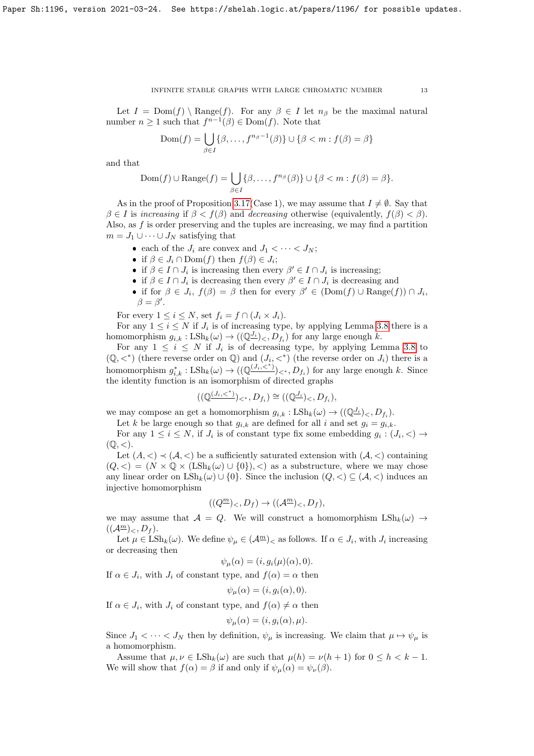Let $I = \mathrm{Dom}(f) \setminus \mathrm{Range}(f)$. For any $\beta \in I$ let $n_\beta$ be the maximal natural number $n \geq 1$ such that $f^{n-1}(\beta) \in \mathrm{Dom}(f)$. Note that

$$\mathrm{Dom}(f) = \bigcup_{\beta \in I} \{\beta, \dots, f^{n_\beta - 1}(\beta)\} \cup \{\beta < m : f(\beta) = \beta\}$$

and that

$$\mathrm{Dom}(f) \cup \mathrm{Range}(f) = \bigcup_{\beta \in I} \{\beta, \dots, f^{n_\beta}(\beta)\} \cup \{\beta < m : f(\beta) = \beta\}.$$

As in the proof of Proposition 3.17(Case 1), we may assume that $I \neq \emptyset$. Say that $\beta \in I$ is *increasing* if $\beta < f(\beta)$ and *decreasing* otherwise (equivalently, $f(\beta) < \beta$). Also, as $f$ is order preserving and the tuples are increasing, we may find a partition $m = J_1 \cup \dots \cup J_N$ satisfying that

- each of the $J_i$ are convex and $J_1 < \dots < J_N$;
- if $\beta \in J_i \cap \mathrm{Dom}(f)$ then $f(\beta) \in J_i$;
- if $\beta \in I \cap J_i$ is increasing then every $\beta' \in I \cap J_i$ is increasing;
- if $\beta \in I \cap J_i$ is decreasing then every $\beta' \in I \cap J_i$ is decreasing and
- if for $\beta \in J_i$, $f(\beta) = \beta$ then for every $\beta' \in (\mathrm{Dom}(f) \cup \mathrm{Range}(f)) \cap J_i$, $\beta = \beta'$.

For every $1 \leq i \leq N$, set $f_i = f \cap (J_i \times J_i)$.

For any $1 \leq i \leq N$ if $J_i$ is of increasing type, by applying Lemma 3.8 there is a homomorphism $g_{i,k} : \mathrm{LSh}_k(\omega) \to ((\mathbb{Q}^{\underline{J_i}})_<, D_{f_i})$ for any large enough $k$.

For any $1 \leq i \leq N$ if $J_i$ is of decreasing type, by applying Lemma 3.8 to $(\mathbb{Q}, <^*)$ (there reverse order on $\mathbb{Q}$) and $(J_i, <^*)$ (the reverse order on $J_i$) there is a homomorphism $g^*_{i,k} : \mathrm{LSh}_k(\omega) \to ((\mathbb{Q}^{\underline{(J_i, <^*)}})_{<^*}, D_{f_i})$ for any large enough $k$. Since the identity function is an isomorphism of directed graphs

$$((\mathbb{Q}^{\underline{(J_i, <^*)}})_{<^*}, D_{f_i}) \cong ((\mathbb{Q}^{\underline{J_i}})_<, D_{f_i}),$$

we may compose an get a homomorphism $g_{i,k} : \mathrm{LSh}_k(\omega) \to ((\mathbb{Q}^{\underline{J_i}})_<, D_{f_i})$.

Let $k$ be large enough so that $g_{i,k}$ are defined for all $i$ and set $g_i = g_{i,k}$.

For any $1 \leq i \leq N$, if $J_i$ is of constant type fix some embedding $g_i : (J_i, <) \to (\mathbb{Q}, <)$.

Let $(A, <) \prec (\mathcal{A}, <)$ be a sufficiently saturated extension with $(\mathcal{A}, <)$ containing $(Q, <) = (N \times \mathbb{Q} \times (\mathrm{LSh}_k(\omega) \cup \{0\}), <)$ as a substructure, where we may chose any linear order on $\mathrm{LSh}_k(\omega) \cup \{0\}$. Since the inclusion $(Q, <) \subseteq (\mathcal{A}, <)$ induces an injective homomorphism

$$((Q^{\underline{m}})_<, D_f) \to ((\mathcal{A}^{\underline{m}})_<, D_f),$$

we may assume that $\mathcal{A} = Q$. We will construct a homomorphism $\mathrm{LSh}_k(\omega) \to ((\mathcal{A}^{\underline{m}})_<, D_f)$.

Let $\mu \in \mathrm{LSh}_k(\omega)$. We define $\psi_\mu \in (\mathcal{A}^{\underline{m}})_<$ as follows. If $\alpha \in J_i$, with $J_i$ increasing or decreasing then

$$\psi_\mu(\alpha) = (i, g_i(\mu)(\alpha), 0).$$

If $\alpha \in J_i$, with $J_i$ of constant type, and $f(\alpha) = \alpha$ then

$$\psi_\mu(\alpha) = (i, g_i(\alpha), 0).$$

If $\alpha \in J_i$, with $J_i$ of constant type, and $f(\alpha) \neq \alpha$ then

$$\psi_\mu(\alpha) = (i, g_i(\alpha), \mu).$$

Since $J_1 < \dots < J_N$ then by definition, $\psi_\mu$ is increasing. We claim that $\mu \mapsto \psi_\mu$ is a homomorphism.

Assume that $\mu, \nu \in \mathrm{LSh}_k(\omega)$ are such that $\mu(h) = \nu(h+1)$ for $0 \leq h < k - 1$. We will show that $f(\alpha) = \beta$ if and only if $\psi_\mu(\alpha) = \psi_\nu(\beta)$.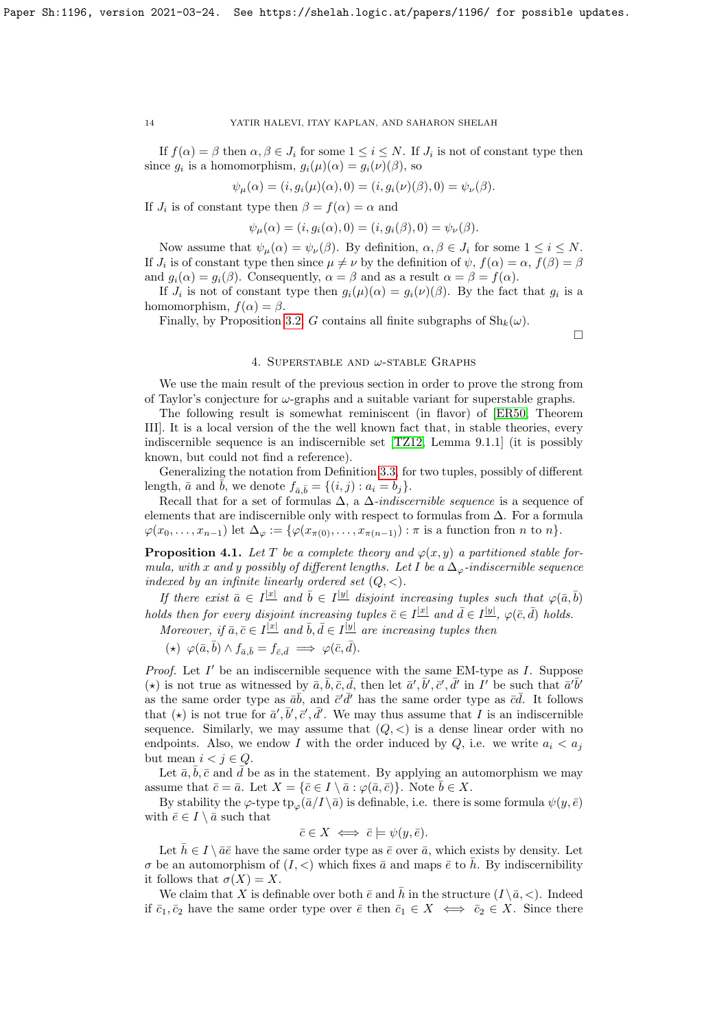If $f(\alpha) = \beta$ then $\alpha, \beta \in J_i$ for some $1 \leq i \leq N$. If $J_i$ is not of constant type then since $g_i$ is a homomorphism, $g_i(\mu)(\alpha) = g_i(\nu)(\beta)$, so

$$\psi_\mu(\alpha) = (i, g_i(\mu)(\alpha), 0) = (i, g_i(\nu)(\beta), 0) = \psi_\nu(\beta).$$

If $J_i$ is of constant type then $\beta = f(\alpha) = \alpha$ and

$$\psi_\mu(\alpha) = (i, g_i(\alpha), 0) = (i, g_i(\beta), 0) = \psi_\nu(\beta).$$

Now assume that $\psi_\mu(\alpha) = \psi_\nu(\beta)$. By definition, $\alpha, \beta \in J_i$ for some $1 \leq i \leq N$. If $J_i$ is of constant type then since $\mu \neq \nu$ by the definition of $\psi$, $f(\alpha) = \alpha$, $f(\beta) = \beta$ and $g_i(\alpha) = g_i(\beta)$. Consequently, $\alpha = \beta$ and as a result $\alpha = \beta = f(\alpha)$.

If $J_i$ is not of constant type then $g_i(\mu)(\alpha) = g_i(\nu)(\beta)$. By the fact that $g_i$ is a homomorphism, $f(\alpha) = \beta$.

Finally, by Proposition 3.2, $G$ contains all finite subgraphs of $\mathrm{Sh}_k(\omega)$.

□

## 4. Superstable and ω-stable Graphs

We use the main result of the previous section in order to prove the strong from of Taylor's conjecture for $\omega$-graphs and a suitable variant for superstable graphs.

The following result is somewhat reminiscent (in flavor) of [ER50, Theorem III]. It is a local version of the the well known fact that, in stable theories, every indiscernible sequence is an indiscernible set [TZ12, Lemma 9.1.1] (it is possibly known, but could not find a reference).

Generalizing the notation from Definition 3.3, for two tuples, possibly of different length, $\bar{a}$ and $\bar{b}$, we denote $f_{\bar{a},\bar{b}} = \{(i,j) : a_i = b_j\}$.

Recall that for a set of formulas $\Delta$, a $\Delta$-*indiscernible sequence* is a sequence of elements that are indiscernible only with respect to formulas from $\Delta$. For a formula $\varphi(x_0, \ldots, x_{n-1})$ let $\Delta_\varphi := \{\varphi(x_{\pi(0)}, \ldots, x_{\pi(n-1)}) : \pi \text{ is a function fron } n \text{ to } n\}$.

**Proposition 4.1.** *Let $T$ be a complete theory and $\varphi(x, y)$ a partitioned stable formula, with $x$ and $y$ possibly of different lengths. Let $I$ be a $\Delta_\varphi$-indiscernible sequence indexed by an infinite linearly ordered set $(Q, <)$.*

*If there exist $\bar{a} \in I^{\underline{|x|}}$ and $\bar{b} \in I^{\underline{|y|}}$ disjoint increasing tuples such that $\varphi(\bar{a}, \bar{b})$ holds then for every disjoint increasing tuples $\bar{c} \in I^{\underline{|x|}}$ and $\bar{d} \in I^{\underline{|y|}}$, $\varphi(\bar{c}, \bar{d})$ holds.*

*Moreover, if $\bar{a}, \bar{c} \in I^{\underline{|x|}}$ and $\bar{b}, \bar{d} \in I^{\underline{|y|}}$ are increasing tuples then*

$(\star)$ $\varphi(\bar{a}, \bar{b}) \wedge f_{\bar{a},\bar{b}} = f_{\bar{c},\bar{d}} \implies \varphi(\bar{c}, \bar{d})$.

*Proof.* Let $I'$ be an indiscernible sequence with the same EM-type as $I$. Suppose $(\star)$ is not true as witnessed by $\bar{a}, \bar{b}, \bar{c}, \bar{d}$, then let $\bar{a}', \bar{b}', \bar{c}', \bar{d}'$ in $I'$ be such that $\bar{a}'\bar{b}'$ as the same order type as $\bar{a}\bar{b}$, and $\bar{c}'\bar{d}'$ has the same order type as $\bar{c}\bar{d}$. It follows that $(\star)$ is not true for $\bar{a}', \bar{b}', \bar{c}', \bar{d}'$. We may thus assume that $I$ is an indiscernible sequence. Similarly, we may assume that $(Q, <)$ is a dense linear order with no endpoints. Also, we endow $I$ with the order induced by $Q$, i.e. we write $a_i < a_j$ but mean $i < j \in Q$.

Let $\bar{a}, \bar{b}, \bar{c}$ and $\bar{d}$ be as in the statement. By applying an automorphism we may assume that $\bar{c} = \bar{a}$. Let $X = \{\bar{c} \in I \setminus \bar{a} : \varphi(\bar{a}, \bar{c})\}$. Note $\bar{b} \in X$.

By stability the $\varphi$-type $\mathrm{tp}_\varphi(\bar{a}/I \setminus \bar{a})$ is definable, i.e. there is some formula $\psi(y, \bar{e})$ with $\bar{e} \in I \setminus \bar{a}$ such that

$$\bar{c} \in X \iff \bar{c} \models \psi(y, \bar{e}).$$

Let $\bar{h} \in I \setminus \bar{a}\bar{e}$ have the same order type as $\bar{e}$ over $\bar{a}$, which exists by density. Let $\sigma$ be an automorphism of $(I, <)$ which fixes $\bar{a}$ and maps $\bar{e}$ to $\bar{h}$. By indiscernibility it follows that $\sigma(X) = X$.

We claim that $X$ is definable over both $\bar{e}$ and $\bar{h}$ in the structure $(I \setminus \bar{a}, <)$. Indeed if $\bar{c}_1, \bar{c}_2$ have the same order type over $\bar{e}$ then $\bar{c}_1 \in X \iff \bar{c}_2 \in X$. Since there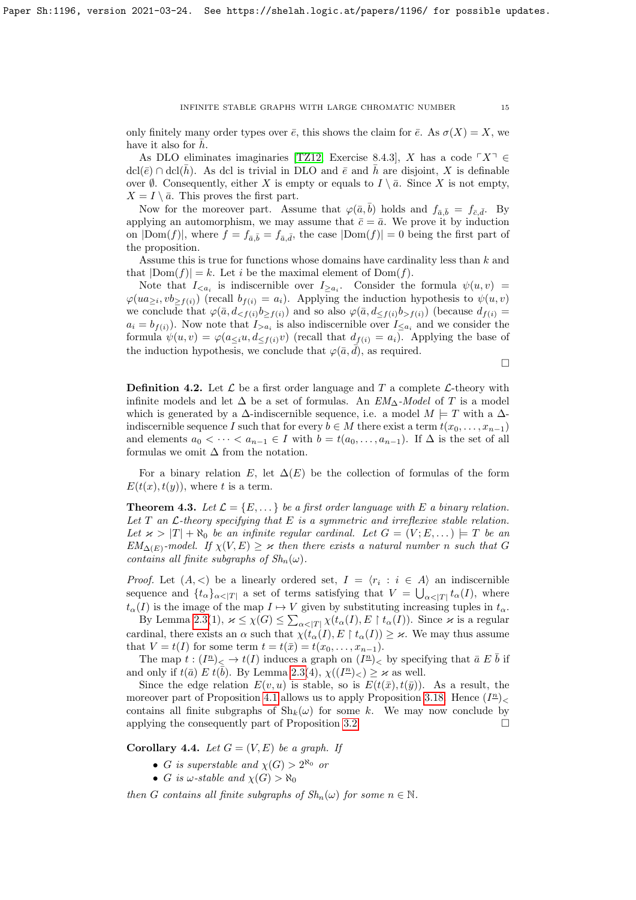only finitely many order types over $\bar{e}$, this shows the claim for $\bar{e}$. As $\sigma(X) = X$, we have it also for $\bar{h}$.

As DLO eliminates imaginaries [TZ12, Exercise 8.4.3], $X$ has a code $\ulcorner X \urcorner \in \mathrm{dcl}(\bar{e}) \cap \mathrm{dcl}(\bar{h})$. As dcl is trivial in DLO and $\bar{e}$ and $\bar{h}$ are disjoint, $X$ is definable over $\emptyset$. Consequently, either $X$ is empty or equals to $I \setminus \bar{a}$. Since $X$ is not empty, $X = I \setminus \bar{a}$. This proves the first part.

Now for the moreover part. Assume that $\varphi(\bar{a}, \bar{b})$ holds and $f_{\bar{a},\bar{b}} = f_{\bar{c},\bar{d}}$. By applying an automorphism, we may assume that $\bar{c} = \bar{a}$. We prove it by induction on $|\mathrm{Dom}(f)|$, where $f = f_{\bar{a},\bar{b}} = f_{\bar{a},\bar{d}}$, the case $|\mathrm{Dom}(f)| = 0$ being the first part of the proposition.

Assume this is true for functions whose domains have cardinality less than $k$ and that $|\mathrm{Dom}(f)| = k$. Let $i$ be the maximal element of $\mathrm{Dom}(f)$.

Note that $I_{<a_i}$ is indiscernible over $I_{\geq a_i}$. Consider the formula $\psi(u, v) = \varphi(ua_{\geq i}, vb_{\geq f(i)})$ (recall $b_{f(i)} = a_i$). Applying the induction hypothesis to $\psi(u, v)$ we conclude that $\varphi(\bar{a}, d_{<f(i)}b_{\geq f(i)})$ and so also $\varphi(\bar{a}, d_{\leq f(i)}b_{>f(i)})$ (because $d_{f(i)} = a_i = b_{f(i)}$). Now note that $I_{>a_i}$ is also indiscernible over $I_{\leq a_i}$ and we consider the formula $\psi(u, v) = \varphi(a_{\leq i}u, d_{\leq f(i)}v)$ (recall that $d_{f(i)} = a_i$). Applying the base of the induction hypothesis, we conclude that $\varphi(\bar{a}, \bar{d})$, as required.

□

**Definition 4.2.** Let $\mathcal{L}$ be a first order language and $T$ a complete $\mathcal{L}$-theory with infinite models and let $\Delta$ be a set of formulas. An *$EM_\Delta$-Model* of $T$ is a model which is generated by a $\Delta$-indiscernible sequence, i.e. a model $M \models T$ with a $\Delta$-indiscernible sequence $I$ such that for every $b \in M$ there exist a term $t(x_0, \ldots, x_{n-1})$ and elements $a_0 < \cdots < a_{n-1} \in I$ with $b = t(a_0, \ldots, a_{n-1})$. If $\Delta$ is the set of all formulas we omit $\Delta$ from the notation.

For a binary relation $E$, let $\Delta(E)$ be the collection of formulas of the form $E(t(x), t(y))$, where $t$ is a term.

**Theorem 4.3.** *Let $\mathcal{L} = \{E, \ldots\}$ be a first order language with $E$ a binary relation. Let $T$ an $\mathcal{L}$-theory specifying that $E$ is a symmetric and irreflexive stable relation. Let $\varkappa > |T| + \aleph_0$ be an infinite regular cardinal. Let $G = (V; E, \ldots) \models T$ be an $EM_{\Delta(E)}$-model. If $\chi(V, E) \geq \varkappa$ then there exists a natural number $n$ such that $G$ contains all finite subgraphs of $Sh_n(\omega)$.*

*Proof.* Let $(A, <)$ be a linearly ordered set, $I = \langle r_i : i \in A \rangle$ an indiscernible sequence and $\{t_\alpha\}_{\alpha < |T|}$ a set of terms satisfying that $V = \bigcup_{\alpha < |T|} t_\alpha(I)$, where $t_\alpha(I)$ is the image of the map $I \mapsto V$ given by substituting increasing tuples in $t_\alpha$.

By Lemma 2.3(1), $\varkappa \leq \chi(G) \leq \sum_{\alpha < |T|} \chi(t_\alpha(I), E \restriction t_\alpha(I))$. Since $\varkappa$ is a regular cardinal, there exists an $\alpha$ such that $\chi(t_\alpha(I), E \restriction t_\alpha(I)) \geq \varkappa$. We may thus assume that $V = t(I)$ for some term $t = t(\bar{x}) = t(x_0, \ldots, x_{n-1})$.

The map $t : (I^{\underline{n}})_< \to t(I)$ induces a graph on $(I^{\underline{n}})_<$ by specifying that $\bar{a} \mathrel{E} \bar{b}$ if and only if $t(\bar{a}) \mathrel{E} t(\bar{b})$. By Lemma 2.3(4), $\chi((I^{\underline{n}})_<) \geq \varkappa$ as well.

Since the edge relation $E(v, u)$ is stable, so is $E(t(\bar{x}), t(\bar{y}))$. As a result, the moreover part of Proposition 4.1 allows us to apply Proposition 3.18. Hence $(I^{\underline{n}})_<$ contains all finite subgraphs of $\mathrm{Sh}_k(\omega)$ for some $k$. We may now conclude by applying the consequently part of Proposition 3.2. □

**Corollary 4.4.** *Let $G = (V, E)$ be a graph. If*

- *$G$ is superstable and $\chi(G) > 2^{\aleph_0}$ or*
- *$G$ is $\omega$-stable and $\chi(G) > \aleph_0$*

*then $G$ contains all finite subgraphs of $Sh_n(\omega)$ for some $n \in \mathbb{N}$.*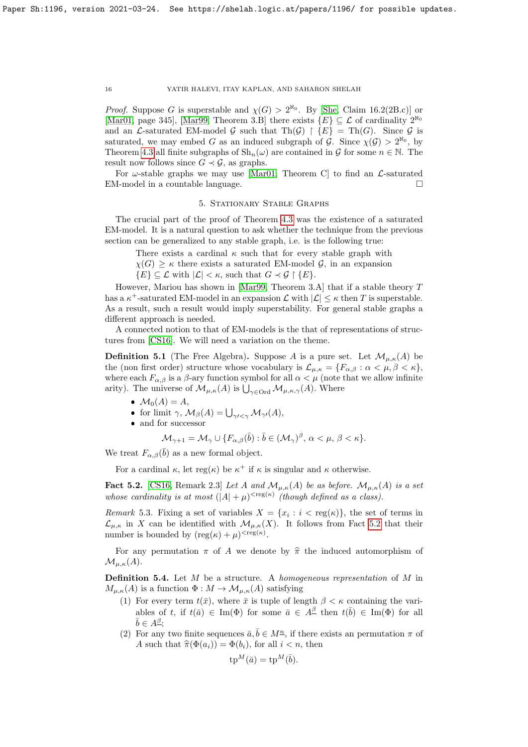*Proof.* Suppose $G$ is superstable and $\chi(G) > 2^{\aleph_0}$. By [She, Claim 16.2(2B.c)] or [Mar01, page 345], [Mar99, Theorem 3.B] there exists $\{E\} \subseteq \mathcal{L}$ of cardinality $2^{\aleph_0}$ and an $\mathcal{L}$-saturated EM-model $\mathcal{G}$ such that $\mathrm{Th}(\mathcal{G}) \restriction \{E\} = \mathrm{Th}(G)$. Since $\mathcal{G}$ is saturated, we may embed $G$ as an induced subgraph of $\mathcal{G}$. Since $\chi(\mathcal{G}) > 2^{\aleph_0}$, by Theorem 4.3 all finite subgraphs of $\mathrm{Sh}_n(\omega)$ are contained in $\mathcal{G}$ for some $n \in \mathbb{N}$. The result now follows since $G \prec \mathcal{G}$, as graphs.

For $\omega$-stable graphs we may use [Mar01, Theorem C] to find an $\mathcal{L}$-saturated EM-model in a countable language. $\square$

## 5. Stationary Stable Graphs

The crucial part of the proof of Theorem 4.3 was the existence of a saturated EM-model. It is a natural question to ask whether the technique from the previous section can be generalized to any stable graph, i.e. is the following true:

> There exists a cardinal $\kappa$ such that for every stable graph with $\chi(G) \geq \kappa$ there exists a saturated EM-model $\mathcal{G}$, in an expansion $\{E\} \subseteq \mathcal{L}$ with $|\mathcal{L}| < \kappa$, such that $G \prec \mathcal{G} \restriction \{E\}$.

However, Mariou has shown in [Mar99, Theorem 3.A] that if a stable theory $T$ has a $\kappa^+$-saturated EM-model in an expansion $\mathcal{L}$ with $|\mathcal{L}| \leq \kappa$ then $T$ is superstable. As a result, such a result would imply superstability. For general stable graphs a different approach is needed.

A connected notion to that of EM-models is the that of representations of structures from [CS16]. We will need a variation on the theme.

**Definition 5.1** (The Free Algebra)**.** Suppose $A$ is a pure set. Let $\mathcal{M}_{\mu,\kappa}(A)$ be the (non first order) structure whose vocabulary is $\mathcal{L}_{\mu,\kappa} = \{F_{\alpha,\beta} : \alpha < \mu, \beta < \kappa\}$, where each $F_{\alpha,\beta}$ is a $\beta$-ary function symbol for all $\alpha < \mu$ (note that we allow infinite arity). The universe of $\mathcal{M}_{\mu,\kappa}(A)$ is $\bigcup_{\gamma \in \mathrm{Ord}} \mathcal{M}_{\mu,\kappa,\gamma}(A)$. Where

- $\mathcal{M}_0(A) = A$,
- for limit $\gamma$, $\mathcal{M}_\beta(A) = \bigcup_{\gamma' < \gamma} \mathcal{M}_{\gamma'}(A)$,
- and for successor

$$\mathcal{M}_{\gamma+1} = \mathcal{M}_\gamma \cup \{F_{\alpha,\beta}(\bar{b}) : \bar{b} \in (\mathcal{M}_\gamma)^\beta,\ \alpha < \mu,\ \beta < \kappa\}.$$

We treat $F_{\alpha,\beta}(\bar{b})$ as a new formal object.

For a cardinal $\kappa$, let $\mathrm{reg}(\kappa)$ be $\kappa^+$ if $\kappa$ is singular and $\kappa$ otherwise.

**Fact 5.2.** [CS16, Remark 2.3] *Let $A$ and $\mathcal{M}_{\mu,\kappa}(A)$ be as before. $\mathcal{M}_{\mu,\kappa}(A)$ is a set whose cardinality is at most $(|A| + \mu)^{<\mathrm{reg}(\kappa)}$ (though defined as a class).*

*Remark* 5.3. Fixing a set of variables $X = \{x_i : i < \mathrm{reg}(\kappa)\}$, the set of terms in $\mathcal{L}_{\mu,\kappa}$ in $X$ can be identified with $\mathcal{M}_{\mu,\kappa}(X)$. It follows from Fact 5.2 that their number is bounded by $(\mathrm{reg}(\kappa) + \mu)^{<\mathrm{reg}(\kappa)}$.

For any permutation $\pi$ of $A$ we denote by $\widehat{\pi}$ the induced automorphism of $\mathcal{M}_{\mu,\kappa}(A)$.

**Definition 5.4.** Let $M$ be a structure. A *homogeneous representation* of $M$ in $M_{\mu,\kappa}(A)$ is a function $\Phi : M \to \mathcal{M}_{\mu,\kappa}(A)$ satisfying

1. For every term $t(\bar{x})$, where $\bar{x}$ is tuple of length $\beta < \kappa$ containing the variables of $t$, if $t(\bar{a}) \in \mathrm{Im}(\Phi)$ for some $\bar{a} \in A^{\underline{\beta}}$ then $t(\bar{b}) \in \mathrm{Im}(\Phi)$ for all $\bar{b} \in A^{\underline{\beta}}$;
2. For any two finite sequences $\bar{a}, \bar{b} \in M^{\underline{n}}$, if there exists an permutation $\pi$ of $A$ such that $\widehat{\pi}(\Phi(a_i)) = \Phi(b_i)$, for all $i < n$, then

$$\mathrm{tp}^M(\bar{a}) = \mathrm{tp}^M(\bar{b}).$$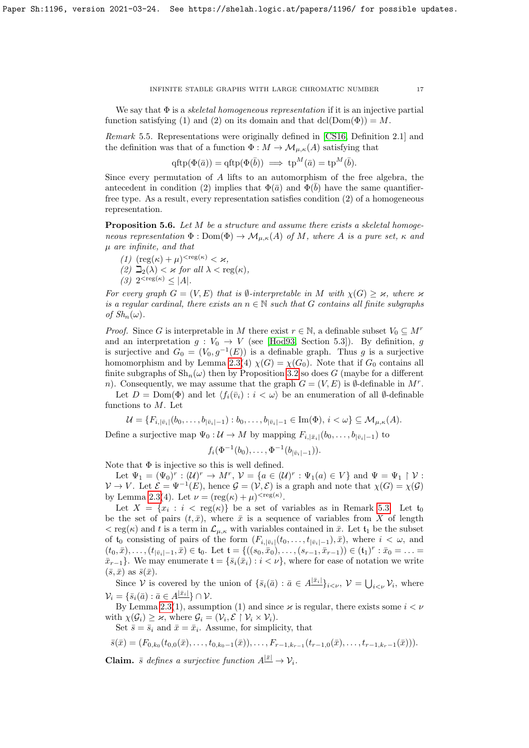We say that $\Phi$ is a *skeletal homogeneous representation* if it is an injective partial function satisfying (1) and (2) on its domain and that $\mathrm{dcl}(\mathrm{Dom}(\Phi)) = M$.

*Remark* 5.5. Representations were originally defined in [CS16, Definition 2.1] and the definition was that of a function $\Phi : M \to \mathcal{M}_{\mu,\kappa}(A)$ satisfying that

$$\mathrm{qftp}(\Phi(\bar{a})) = \mathrm{qftp}(\Phi(\bar{b})) \implies \mathrm{tp}^M(\bar{a}) = \mathrm{tp}^M(\bar{b}).$$

Since every permutation of $A$ lifts to an automorphism of the free algebra, the antecedent in condition (2) implies that $\Phi(\bar{a})$ and $\Phi(\bar{b})$ have the same quantifier-free type. As a result, every representation satisfies condition (2) of a homogeneous representation.

**Proposition 5.6.** *Let $M$ be a structure and assume there exists a skeletal homogeneous representation $\Phi : \mathrm{Dom}(\Phi) \to \mathcal{M}_{\mu,\kappa}(A)$ of $M$, where $A$ is a pure set, $\kappa$ and $\mu$ are infinite, and that*

*(1) $(\mathrm{reg}(\kappa) + \mu)^{<\mathrm{reg}(\kappa)} < \varkappa$,*
*(2) $\beth_2(\lambda) < \varkappa$ for all $\lambda < \mathrm{reg}(\kappa)$,*
*(3) $2^{<\mathrm{reg}(\kappa)} \leq |A|$.*

*For every graph $G = (V, E)$ that is $\emptyset$-interpretable in $M$ with $\chi(G) \geq \varkappa$, where $\varkappa$ is a regular cardinal, there exists an $n \in \mathbb{N}$ such that $G$ contains all finite subgraphs of $Sh_n(\omega)$.*

*Proof.* Since $G$ is interpretable in $M$ there exist $r \in \mathbb{N}$, a definable subset $V_0 \subseteq M^r$ and an interpretation $g : V_0 \to V$ (see [Hod93, Section 5.3]). By definition, $g$ is surjective and $G_0 = (V_0, g^{-1}(E))$ is a definable graph. Thus $g$ is a surjective homomorphism and by Lemma 2.3(4) $\chi(G) = \chi(G_0)$. Note that if $G_0$ contains all finite subgraphs of $\mathrm{Sh}_n(\omega)$ then by Proposition 3.2 so does $G$ (maybe for a different $n$). Consequently, we may assume that the graph $G = (V, E)$ is $\emptyset$-definable in $M^r$.

Let $D = \mathrm{Dom}(\Phi)$ and let $\langle f_i(\bar{v}_i) : i < \omega \rangle$ be an enumeration of all $\emptyset$-definable functions to $M$. Let

$$\mathcal{U} = \{F_{i,|\bar{v}_i|}(b_0, \ldots, b_{|\bar{v}_i|-1}) : b_0, \ldots, b_{|\bar{v}_i|-1} \in \mathrm{Im}(\Phi),\ i < \omega\} \subseteq \mathcal{M}_{\mu,\kappa}(A).$$

Define a surjective map $\Psi_0 : \mathcal{U} \to M$ by mapping $F_{i,|\bar{x}_i|}(b_0, \ldots, b_{|\bar{v}_i|-1})$ to

$$f_i(\Phi^{-1}(b_0), \ldots, \Phi^{-1}(b_{|\bar{v}_i|-1})).$$

Note that $\Phi$ is injective so this is well defined.

Let $\Psi_1 = (\Psi_0)^r : (\mathcal{U})^r \to M^r$, $\mathcal{V} = \{a \in (\mathcal{U})^r : \Psi_1(a) \in V\}$ and $\Psi = \Psi_1 \restriction \mathcal{V} : \mathcal{V} \to V$. Let $\mathcal{E} = \Psi^{-1}(E)$, hence $\mathcal{G} = (\mathcal{V}, \mathcal{E})$ is a graph and note that $\chi(G) = \chi(\mathcal{G})$ by Lemma 2.3(4). Let $\nu = (\mathrm{reg}(\kappa) + \mu)^{<\mathrm{reg}(\kappa)}$.

Let $X = \{x_i : i < \mathrm{reg}(\kappa)\}$ be a set of variables as in Remark 5.3. Let $\mathfrak{t}_0$ be the set of pairs $(t, \bar{x})$, where $\bar{x}$ is a sequence of variables from $X$ of length $< \mathrm{reg}(\kappa)$ and $t$ is a term in $\mathcal{L}_{\mu,\kappa}$ with variables contained in $\bar{x}$. Let $\mathfrak{t}_1$ be the subset of $\mathfrak{t}_0$ consisting of pairs of the form $(F_{i,|\bar{v}_i|}(t_0, \ldots, t_{|\bar{v}_i|-1}), \bar{x})$, where $i < \omega$, and $(t_0, \bar{x}), \ldots, (t_{|\bar{v}_i|-1}, \bar{x}) \in \mathfrak{t}_0$. Let $\mathfrak{t} = \{((s_0, \bar{x}_0), \ldots, (s_{r-1}, \bar{x}_{r-1})) \in (\mathfrak{t}_1)^r : \bar{x}_0 = \ldots = \bar{x}_{r-1}\}$. We may enumerate $\mathfrak{t} = \{\bar{s}_i(\bar{x}_i) : i < \nu\}$, where for ease of notation we write $(\bar{s}, \bar{x})$ as $\bar{s}(\bar{x})$.

Since $\mathcal{V}$ is covered by the union of $\{\bar{s}_i(\bar{a}) : \bar{a} \in A^{\underline{|\bar{x}_i|}}\}_{i<\nu}$, $\mathcal{V} = \bigcup_{i<\nu} \mathcal{V}_i$, where $\mathcal{V}_i = \{\bar{s}_i(\bar{a}) : \bar{a} \in A^{\underline{|\bar{x}_i|}}\} \cap \mathcal{V}$.

By Lemma 2.3(1), assumption (1) and since $\varkappa$ is regular, there exists some $i < \nu$ with $\chi(\mathcal{G}_i) \geq \varkappa$, where $\mathcal{G}_i = (\mathcal{V}_i, \mathcal{E} \restriction \mathcal{V}_i \times \mathcal{V}_i)$.

Set $\bar{s} = \bar{s}_i$ and $\bar{x} = \bar{x}_i$. Assume, for simplicity, that

$$\bar{s}(\bar{x}) = (F_{0,k_0}(t_{0,0}(\bar{x}), \ldots, t_{0,k_0-1}(\bar{x})), \ldots, F_{r-1,k_{r-1}}(t_{r-1,0}(\bar{x}), \ldots, t_{r-1,k_r-1}(\bar{x}))).$$

**Claim.** *$\bar{s}$ defines a surjective function $A^{\underline{|\bar{x}|}} \to \mathcal{V}_i$.*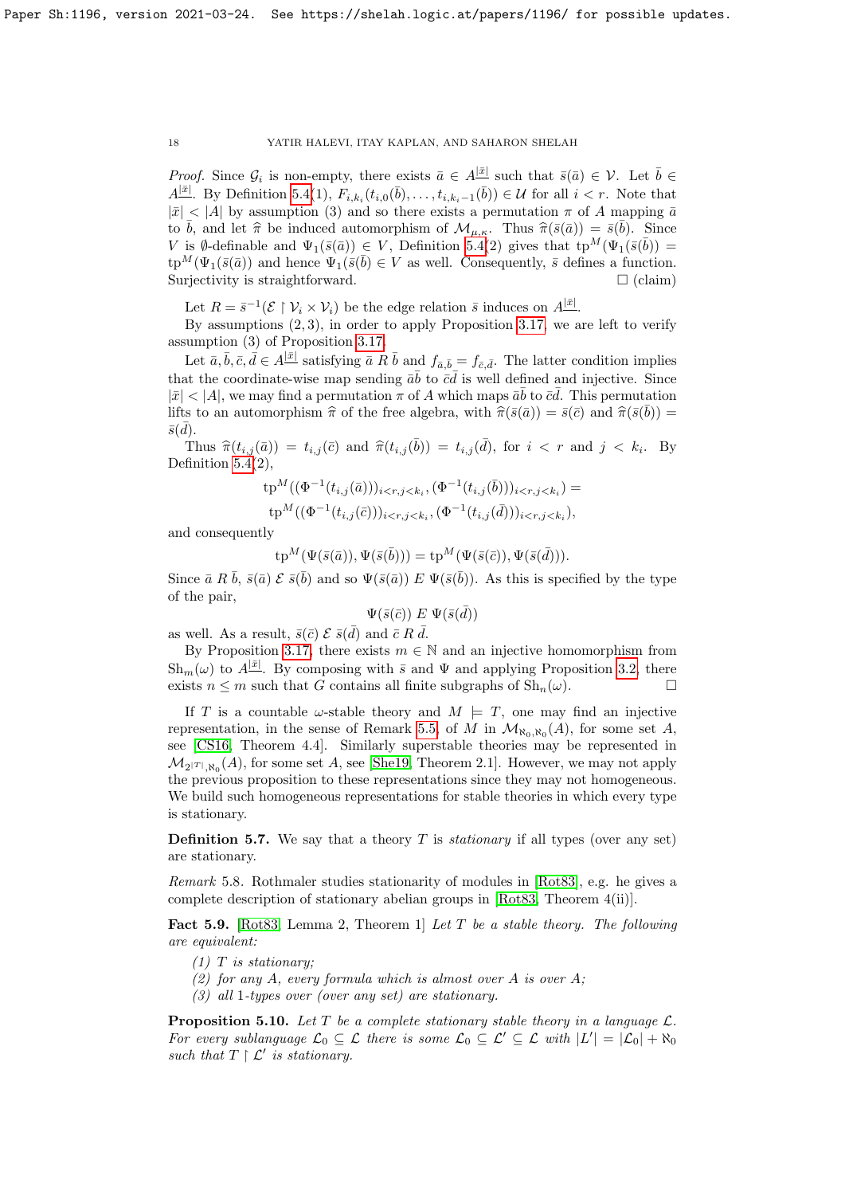*Proof.* Since $\mathcal{G}_i$ is non-empty, there exists $\bar{a} \in A^{\underline{|\bar{x}|}}$ such that $\bar{s}(\bar{a}) \in \mathcal{V}$. Let $\bar{b} \in A^{\underline{|\bar{x}|}}$. By Definition 5.4(1), $F_{i,k_i}(t_{i,0}(\bar{b}), \dots, t_{i,k_i-1}(\bar{b})) \in \mathcal{U}$ for all $i < r$. Note that $|\bar{x}| < |A|$ by assumption (3) and so there exists a permutation $\pi$ of $A$ mapping $\bar{a}$ to $\bar{b}$, and let $\widehat{\pi}$ be induced automorphism of $\mathcal{M}_{\mu,\kappa}$. Thus $\widehat{\pi}(\bar{s}(\bar{a})) = \bar{s}(\bar{b})$. Since $V$ is $\emptyset$-definable and $\Psi_1(\bar{s}(\bar{a})) \in V$, Definition 5.4(2) gives that $\operatorname{tp}^M(\Psi_1(\bar{s}(\bar{b})) = \operatorname{tp}^M(\Psi_1(\bar{s}(\bar{a}))$ and hence $\Psi_1(\bar{s}(\bar{b}) \in V$ as well. Consequently, $\bar{s}$ defines a function. Surjectivity is straightforward. $\square$ (claim)

Let $R = \bar{s}^{-1}(\mathcal{E} \restriction \mathcal{V}_i \times \mathcal{V}_i)$ be the edge relation $\bar{s}$ induces on $A^{\underline{|\bar{x}|}}$.

By assumptions (2, 3), in order to apply Proposition 3.17, we are left to verify assumption (3) of Proposition 3.17.

Let $\bar{a}, \bar{b}, \bar{c}, \bar{d} \in A^{\underline{|\bar{x}|}}$ satisfying $\bar{a} \mathrel{R} \bar{b}$ and $f_{\bar{a},\bar{b}} = f_{\bar{c},\bar{d}}$. The latter condition implies that the coordinate-wise map sending $\bar{a}\bar{b}$ to $\bar{c}\bar{d}$ is well defined and injective. Since $|\bar{x}| < |A|$, we may find a permutation $\pi$ of $A$ which maps $\bar{a}\bar{b}$ to $\bar{c}\bar{d}$. This permutation lifts to an automorphism $\widehat{\pi}$ of the free algebra, with $\widehat{\pi}(\bar{s}(\bar{a})) = \bar{s}(\bar{c})$ and $\widehat{\pi}(\bar{s}(\bar{b})) = \bar{s}(\bar{d})$.

Thus $\widehat{\pi}(t_{i,j}(\bar{a})) = t_{i,j}(\bar{c})$ and $\widehat{\pi}(t_{i,j}(\bar{b})) = t_{i,j}(\bar{d})$, for $i < r$ and $j < k_i$. By Definition 5.4(2),

$$\operatorname{tp}^M((\Phi^{-1}(t_{i,j}(\bar{a})))_{i<r,j<k_i}, (\Phi^{-1}(t_{i,j}(\bar{b})))_{i<r,j<k_i}) =$$
$$\operatorname{tp}^M((\Phi^{-1}(t_{i,j}(\bar{c})))_{i<r,j<k_i}, (\Phi^{-1}(t_{i,j}(\bar{d})))_{i<r,j<k_i}),$$

and consequently

$$\operatorname{tp}^M(\Psi(\bar{s}(\bar{a})), \Psi(\bar{s}(\bar{b}))) = \operatorname{tp}^M(\Psi(\bar{s}(\bar{c})), \Psi(\bar{s}(\bar{d}))).$$

Since $\bar{a} \mathrel{R} \bar{b}$, $\bar{s}(\bar{a}) \mathrel{\mathcal{E}} \bar{s}(\bar{b})$ and so $\Psi(\bar{s}(\bar{a})) \mathrel{E} \Psi(\bar{s}(\bar{b}))$. As this is specified by the type of the pair,

$$\Psi(\bar{s}(\bar{c})) \mathrel{E} \Psi(\bar{s}(\bar{d}))$$

as well. As a result, $\bar{s}(\bar{c}) \mathrel{\mathcal{E}} \bar{s}(\bar{d})$ and $\bar{c} \mathrel{R} \bar{d}$.

By Proposition 3.17, there exists $m \in \mathbb{N}$ and an injective homomorphism from $\operatorname{Sh}_m(\omega)$ to $A^{\underline{|\bar{x}|}}$. By composing with $\bar{s}$ and $\Psi$ and applying Proposition 3.2, there exists $n \leq m$ such that $G$ contains all finite subgraphs of $\operatorname{Sh}_n(\omega)$. $\square$

If $T$ is a countable $\omega$-stable theory and $M \models T$, one may find an injective representation, in the sense of Remark 5.5, of $M$ in $\mathcal{M}_{\aleph_0,\aleph_0}(A)$, for some set $A$, see [CS16, Theorem 4.4]. Similarly superstable theories may be represented in $\mathcal{M}_{2^{|T|},\aleph_0}(A)$, for some set $A$, see [She19, Theorem 2.1]. However, we may not apply the previous proposition to these representations since they may not homogeneous. We build such homogeneous representations for stable theories in which every type is stationary.

**Definition 5.7.** We say that a theory $T$ is *stationary* if all types (over any set) are stationary.

*Remark* 5.8. Rothmaler studies stationarity of modules in [Rot83], e.g. he gives a complete description of stationary abelian groups in [Rot83, Theorem 4(ii)].

**Fact 5.9.** [Rot83, Lemma 2, Theorem 1] *Let $T$ be a stable theory. The following are equivalent:*

*(1) $T$ is stationary;*
*(2) for any $A$, every formula which is almost over $A$ is over $A$;*
*(3) all 1-types over (over any set) are stationary.*

**Proposition 5.10.** *Let $T$ be a complete stationary stable theory in a language $\mathcal{L}$. For every sublanguage $\mathcal{L}_0 \subseteq \mathcal{L}$ there is some $\mathcal{L}_0 \subseteq \mathcal{L}' \subseteq \mathcal{L}$ with $|L'| = |\mathcal{L}_0| + \aleph_0$ such that $T \restriction \mathcal{L}'$ is stationary.*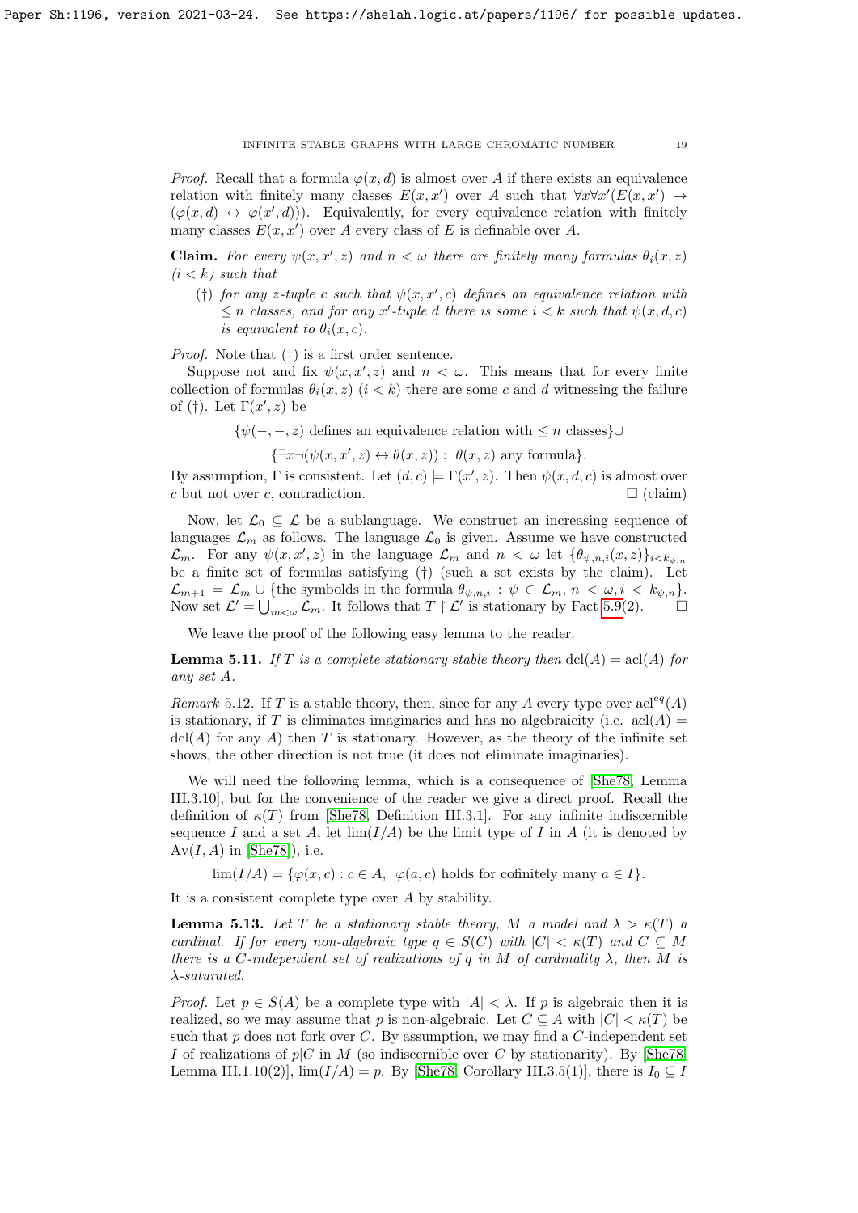*Proof.* Recall that a formula $\varphi(x,d)$ is almost over $A$ if there exists an equivalence relation with finitely many classes $E(x,x')$ over $A$ such that $\forall x \forall x' (E(x,x') \to (\varphi(x,d) \leftrightarrow \varphi(x',d)))$. Equivalently, for every equivalence relation with finitely many classes $E(x,x')$ over $A$ every class of $E$ is definable over $A$.

**Claim.** *For every $\psi(x,x',z)$ and $n < \omega$ there are finitely many formulas $\theta_i(x,z)$ $(i<k)$ such that*

- ($\dagger$) *for any $z$-tuple $c$ such that $\psi(x,x',c)$ defines an equivalence relation with $\leq n$ classes, and for any $x'$-tuple $d$ there is some $i<k$ such that $\psi(x,d,c)$ is equivalent to $\theta_i(x,c)$.*

*Proof.* Note that ($\dagger$) is a first order sentence.

Suppose not and fix $\psi(x,x',z)$ and $n<\omega$. This means that for every finite collection of formulas $\theta_i(x,z)$ $(i<k)$ there are some $c$ and $d$ witnessing the failure of ($\dagger$). Let $\Gamma(x',z)$ be

$$\{\psi(-,-,z) \text{ defines an equivalence relation with} \leq n \text{ classes}\} \cup$$
$$\{\exists x \neg(\psi(x,x',z) \leftrightarrow \theta(x,z)) : \ \theta(x,z) \text{ any formula}\}.$$

By assumption, $\Gamma$ is consistent. Let $(d,c) \models \Gamma(x',z)$. Then $\psi(x,d,c)$ is almost over $c$ but not over $c$, contradiction. □ (claim)

Now, let $\mathcal{L}_0 \subseteq \mathcal{L}$ be a sublanguage. We construct an increasing sequence of languages $\mathcal{L}_m$ as follows. The language $\mathcal{L}_0$ is given. Assume we have constructed $\mathcal{L}_m$. For any $\psi(x,x',z)$ in the language $\mathcal{L}_m$ and $n<\omega$ let $\{\theta_{\psi,n,i}(x,z)\}_{i<k_{\psi,n}}$ be a finite set of formulas satisfying ($\dagger$) (such a set exists by the claim). Let $\mathcal{L}_{m+1} = \mathcal{L}_m \cup \{\text{the symbolds in the formula } \theta_{\psi,n,i} : \psi \in \mathcal{L}_m, n<\omega, i<k_{\psi,n}\}$. Now set $\mathcal{L}' = \bigcup_{m<\omega} \mathcal{L}_m$. It follows that $T \restriction \mathcal{L}'$ is stationary by Fact 5.9(2). □

We leave the proof of the following easy lemma to the reader.

**Lemma 5.11.** *If $T$ is a complete stationary stable theory then $\mathrm{dcl}(A) = \mathrm{acl}(A)$ for any set $A$.*

*Remark* 5.12. If $T$ is a stable theory, then, since for any $A$ every type over $\mathrm{acl}^{eq}(A)$ is stationary, if $T$ is eliminates imaginaries and has no algebraicity (i.e. $\mathrm{acl}(A) = \mathrm{dcl}(A)$ for any $A$) then $T$ is stationary. However, as the theory of the infinite set shows, the other direction is not true (it does not eliminate imaginaries).

We will need the following lemma, which is a consequence of [She78, Lemma III.3.10], but for the convenience of the reader we give a direct proof. Recall the definition of $\kappa(T)$ from [She78, Definition III.3.1]. For any infinite indiscernible sequence $I$ and a set $A$, let $\lim(I/A)$ be the limit type of $I$ in $A$ (it is denoted by $\mathrm{Av}(I,A)$ in [She78]), i.e.

$$\lim(I/A) = \{\varphi(x,c) : c \in A, \ \varphi(a,c) \text{ holds for cofinitely many } a \in I\}.$$

It is a consistent complete type over $A$ by stability.

**Lemma 5.13.** *Let $T$ be a stationary stable theory, $M$ a model and $\lambda > \kappa(T)$ a cardinal. If for every non-algebraic type $q \in S(C)$ with $|C| < \kappa(T)$ and $C \subseteq M$ there is a $C$-independent set of realizations of $q$ in $M$ of cardinality $\lambda$, then $M$ is $\lambda$-saturated.*

*Proof.* Let $p \in S(A)$ be a complete type with $|A| < \lambda$. If $p$ is algebraic then it is realized, so we may assume that $p$ is non-algebraic. Let $C \subseteq A$ with $|C| < \kappa(T)$ be such that $p$ does not fork over $C$. By assumption, we may find a $C$-independent set $I$ of realizations of $p|C$ in $M$ (so indiscernible over $C$ by stationarity). By [She78, Lemma III.1.10(2)], $\lim(I/A) = p$. By [She78, Corollary III.3.5(1)], there is $I_0 \subseteq I$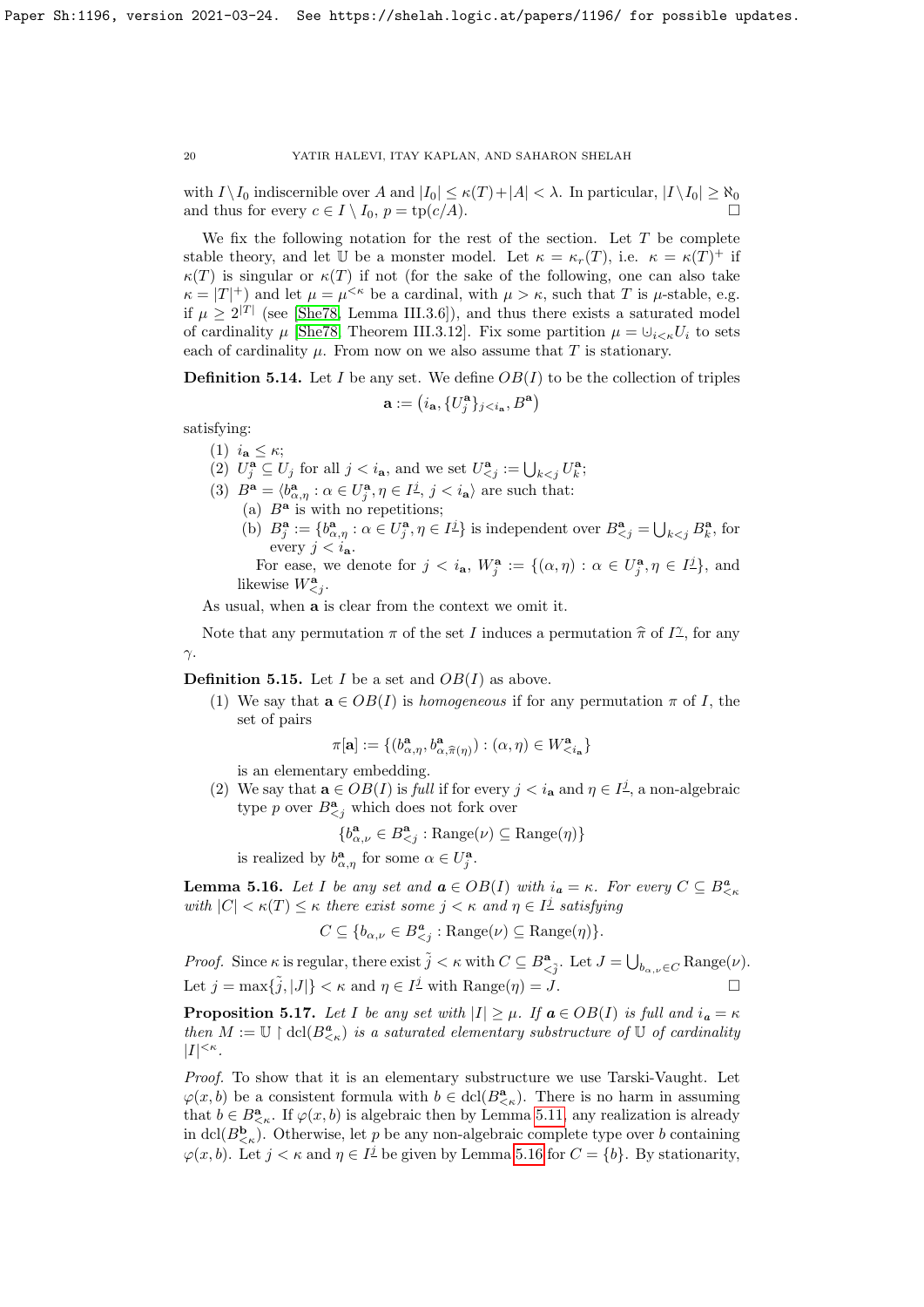with $I \setminus I_0$ indiscernible over $A$ and $|I_0| \leq \kappa(T) + |A| < \lambda$. In particular, $|I \setminus I_0| \geq \aleph_0$ and thus for every $c \in I \setminus I_0$, $p = \mathrm{tp}(c/A)$. $\square$

We fix the following notation for the rest of the section. Let $T$ be complete stable theory, and let $\mathbb{U}$ be a monster model. Let $\kappa = \kappa_r(T)$, i.e. $\kappa = \kappa(T)^+$ if $\kappa(T)$ is singular or $\kappa(T)$ if not (for the sake of the following, one can also take $\kappa = |T|^+$) and let $\mu = \mu^{<\kappa}$ be a cardinal, with $\mu > \kappa$, such that $T$ is $\mu$-stable, e.g. if $\mu \geq 2^{|T|}$ (see [She78, Lemma III.3.6]), and thus there exists a saturated model of cardinality $\mu$ [She78, Theorem III.3.12]. Fix some partition $\mu = \cup_{i<\kappa} U_i$ to sets each of cardinality $\mu$. From now on we also assume that $T$ is stationary.

**Definition 5.14.** Let $I$ be any set. We define $OB(I)$ to be the collection of triples

$$\mathbf{a} := \left(i_{\mathbf{a}}, \{U_j^{\mathbf{a}}\}_{j<i_{\mathbf{a}}}, B^{\mathbf{a}}\right)$$

satisfying:

1. $i_{\mathbf{a}} \leq \kappa$;
2. $U_j^{\mathbf{a}} \subseteq U_j$ for all $j < i_{\mathbf{a}}$, and we set $U_{<j}^{\mathbf{a}} := \bigcup_{k<j} U_k^{\mathbf{a}}$;
3. $B^{\mathbf{a}} = \langle b_{\alpha,\eta}^{\mathbf{a}} : \alpha \in U_j^{\mathbf{a}}, \eta \in I^{\underline{j}}, j < i_{\mathbf{a}} \rangle$ are such that:
   (a) $B^{\mathbf{a}}$ is with no repetitions;
   (b) $B_j^{\mathbf{a}} := \{b_{\alpha,\eta}^{\mathbf{a}} : \alpha \in U_j^{\mathbf{a}}, \eta \in I^{\underline{j}}\}$ is independent over $B_{<j}^{\mathbf{a}} = \bigcup_{k<j} B_k^{\mathbf{a}}$, for every $j < i_{\mathbf{a}}$.
   
   For ease, we denote for $j < i_{\mathbf{a}}$, $W_j^{\mathbf{a}} := \{(\alpha, \eta) : \alpha \in U_j^{\mathbf{a}}, \eta \in I^{\underline{j}}\}$, and likewise $W_{<j}^{\mathbf{a}}$.

As usual, when $\mathbf{a}$ is clear from the context we omit it.

Note that any permutation $\pi$ of the set $I$ induces a permutation $\widehat{\pi}$ of $I^{\underline{\gamma}}$, for any $\gamma$.

**Definition 5.15.** Let $I$ be a set and $OB(I)$ as above.

1. We say that $\mathbf{a} \in OB(I)$ is *homogeneous* if for any permutation $\pi$ of $I$, the set of pairs
$$\pi[\mathbf{a}] := \{(b_{\alpha,\eta}^{\mathbf{a}}, b_{\alpha,\widehat{\pi}(\eta)}^{\mathbf{a}}) : (\alpha, \eta) \in W_{<i_{\mathbf{a}}}^{\mathbf{a}}\}$$
is an elementary embedding.
2. We say that $\mathbf{a} \in OB(I)$ is *full* if for every $j < i_{\mathbf{a}}$ and $\eta \in I^{\underline{j}}$, a non-algebraic type $p$ over $B_{<j}^{\mathbf{a}}$ which does not fork over
$$\{b_{\alpha,\nu}^{\mathbf{a}} \in B_{<j}^{\mathbf{a}} : \mathrm{Range}(\nu) \subseteq \mathrm{Range}(\eta)\}$$
is realized by $b_{\alpha,\eta}^{\mathbf{a}}$ for some $\alpha \in U_j^{\mathbf{a}}$.

**Lemma 5.16.** *Let $I$ be any set and $\mathbf{a} \in OB(I)$ with $i_{\mathbf{a}} = \kappa$. For every $C \subseteq B_{<\kappa}^{\mathbf{a}}$ with $|C| < \kappa(T) \leq \kappa$ there exist some $j < \kappa$ and $\eta \in I^{\underline{j}}$ satisfying*

$$C \subseteq \{b_{\alpha,\nu} \in B_{<j}^{\mathbf{a}} : \mathrm{Range}(\nu) \subseteq \mathrm{Range}(\eta)\}.$$

*Proof.* Since $\kappa$ is regular, there exist $\tilde{j} < \kappa$ with $C \subseteq B_{<\tilde{j}}^{\mathbf{a}}$. Let $J = \bigcup_{b_{\alpha,\nu} \in C} \mathrm{Range}(\nu)$. Let $j = \max\{\tilde{j}, |J|\} < \kappa$ and $\eta \in I^{\underline{j}}$ with $\mathrm{Range}(\eta) = J$. $\square$

**Proposition 5.17.** *Let $I$ be any set with $|I| \geq \mu$. If $\mathbf{a} \in OB(I)$ is full and $i_{\mathbf{a}} = \kappa$ then $M := \mathbb{U} \upharpoonright \mathrm{dcl}(B_{<\kappa}^{\mathbf{a}})$ is a saturated elementary substructure of $\mathbb{U}$ of cardinality $|I|^{<\kappa}$.*

*Proof.* To show that it is an elementary substructure we use Tarski-Vaught. Let $\varphi(x, b)$ be a consistent formula with $b \in \mathrm{dcl}(B_{<\kappa}^{\mathbf{a}})$. There is no harm in assuming that $b \in B_{<\kappa}^{\mathbf{a}}$. If $\varphi(x, b)$ is algebraic then by Lemma 5.11, any realization is already in $\mathrm{dcl}(B_{<\kappa}^{\mathbf{b}})$. Otherwise, let $p$ be any non-algebraic complete type over $b$ containing $\varphi(x, b)$. Let $j < \kappa$ and $\eta \in I^{\underline{j}}$ be given by Lemma 5.16 for $C = \{b\}$. By stationarity,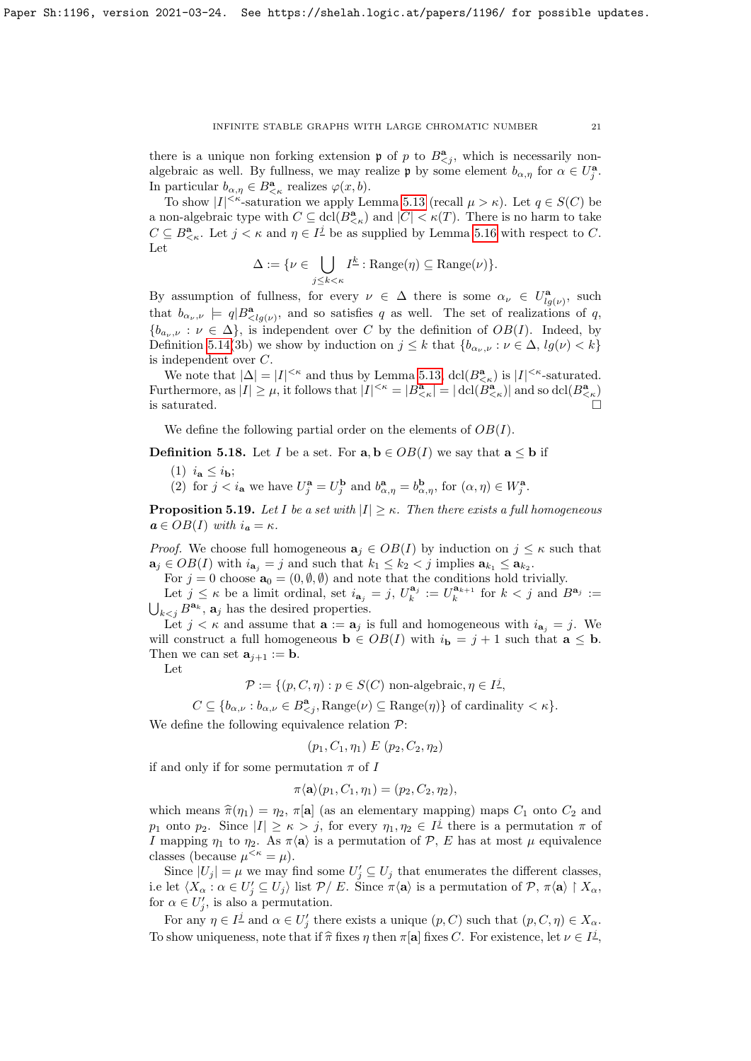there is a unique non forking extension $\mathfrak{p}$ of $p$ to $B^{\mathbf{a}}_{<j}$, which is necessarily non-algebraic as well. By fullness, we may realize $\mathfrak{p}$ by some element $b_{\alpha,\eta}$ for $\alpha \in U^{\mathbf{a}}_j$. In particular $b_{\alpha,\eta} \in B^{\mathbf{a}}_{<\kappa}$ realizes $\varphi(x,b)$.

To show $|I|^{<\kappa}$-saturation we apply Lemma 5.13 (recall $\mu > \kappa$). Let $q \in S(C)$ be a non-algebraic type with $C \subseteq \mathrm{dcl}(B^{\mathbf{a}}_{<\kappa})$ and $|C| < \kappa(T)$. There is no harm to take $C \subseteq B^{\mathbf{a}}_{<\kappa}$. Let $j < \kappa$ and $\eta \in I^{\underline{j}}$ be as supplied by Lemma 5.16 with respect to $C$. Let

$$\Delta := \{\nu \in \bigcup_{j \leq k < \kappa} I^{\underline{k}} : \mathrm{Range}(\eta) \subseteq \mathrm{Range}(\nu)\}.$$

By assumption of fullness, for every $\nu \in \Delta$ there is some $\alpha_\nu \in U^{\mathbf{a}}_{lg(\nu)}$, such that $b_{\alpha_\nu,\nu} \models q|B^{\mathbf{a}}_{<lg(\nu)}$, and so satisfies $q$ as well. The set of realizations of $q$, $\{b_{\alpha_\nu,\nu} : \nu \in \Delta\}$, is independent over $C$ by the definition of $OB(I)$. Indeed, by Definition 5.14(3b) we show by induction on $j \leq k$ that $\{b_{\alpha_\nu,\nu} : \nu \in \Delta,\, lg(\nu) < k\}$ is independent over $C$.

We note that $|\Delta| = |I|^{<\kappa}$ and thus by Lemma 5.13, $\mathrm{dcl}(B^{\mathbf{a}}_{<\kappa})$ is $|I|^{<\kappa}$-saturated. Furthermore, as $|I| \geq \mu$, it follows that $|I|^{<\kappa} = |B^{\mathbf{a}}_{<\kappa}| = |\mathrm{dcl}(B^{\mathbf{a}}_{<\kappa})|$ and so $\mathrm{dcl}(B^{\mathbf{a}}_{<\kappa})$ is saturated. $\square$

We define the following partial order on the elements of $OB(I)$.

**Definition 5.18.** Let $I$ be a set. For $\mathbf{a}, \mathbf{b} \in OB(I)$ we say that $\mathbf{a} \leq \mathbf{b}$ if

(1) $i_{\mathbf{a}} \leq i_{\mathbf{b}}$;
(2) for $j < i_{\mathbf{a}}$ we have $U^{\mathbf{a}}_j = U^{\mathbf{b}}_j$ and $b^{\mathbf{a}}_{\alpha,\eta} = b^{\mathbf{b}}_{\alpha,\eta}$, for $(\alpha,\eta) \in W^{\mathbf{a}}_j$.

**Proposition 5.19.** *Let $I$ be a set with $|I| \geq \kappa$. Then there exists a full homogeneous $\boldsymbol{a} \in OB(I)$ with $i_{\boldsymbol{a}} = \kappa$.*

*Proof.* We choose full homogeneous $\mathbf{a}_j \in OB(I)$ by induction on $j \leq \kappa$ such that $\mathbf{a}_j \in OB(I)$ with $i_{\mathbf{a}_j} = j$ and such that $k_1 \leq k_2 < j$ implies $\mathbf{a}_{k_1} \leq \mathbf{a}_{k_2}$.

For $j = 0$ choose $\mathbf{a}_0 = (0, \emptyset, \emptyset)$ and note that the conditions hold trivially.

Let $j \leq \kappa$ be a limit ordinal, set $i_{\mathbf{a}_j} = j$, $U^{\mathbf{a}_j}_k := U^{\mathbf{a}_{k+1}}_k$ for $k < j$ and $B^{\mathbf{a}_j} := \bigcup_{k<j} B^{\mathbf{a}_k}$, $\mathbf{a}_j$ has the desired properties.

Let $j < \kappa$ and assume that $\mathbf{a} := \mathbf{a}_j$ is full and homogeneous with $i_{\mathbf{a}_j} = j$. We will construct a full homogeneous $\mathbf{b} \in OB(I)$ with $i_{\mathbf{b}} = j+1$ such that $\mathbf{a} \leq \mathbf{b}$. Then we can set $\mathbf{a}_{j+1} := \mathbf{b}$.

Let

$$\mathcal{P} := \{(p, C, \eta) : p \in S(C) \text{ non-algebraic}, \eta \in I^{\underline{j}},$$

$$C \subseteq \{b_{\alpha,\nu} : b_{\alpha,\nu} \in B^{\mathbf{a}}_{<j}, \mathrm{Range}(\nu) \subseteq \mathrm{Range}(\eta)\} \text{ of cardinality } < \kappa\}.$$

We define the following equivalence relation $\mathcal{P}$:

$$(p_1, C_1, \eta_1)\ E\ (p_2, C_2, \eta_2)$$

if and only if for some permutation $\pi$ of $I$

$$\pi\langle\mathbf{a}\rangle(p_1, C_1, \eta_1) = (p_2, C_2, \eta_2),$$

which means $\widehat{\pi}(\eta_1) = \eta_2$, $\pi[\mathbf{a}]$ (as an elementary mapping) maps $C_1$ onto $C_2$ and $p_1$ onto $p_2$. Since $|I| \geq \kappa > j$, for every $\eta_1, \eta_2 \in I^{\underline{j}}$ there is a permutation $\pi$ of $I$ mapping $\eta_1$ to $\eta_2$. As $\pi\langle\mathbf{a}\rangle$ is a permutation of $\mathcal{P}$, $E$ has at most $\mu$ equivalence classes (because $\mu^{<\kappa} = \mu$).

Since $|U_j| = \mu$ we may find some $U'_j \subseteq U_j$ that enumerates the different classes, i.e let $\langle X_\alpha : \alpha \in U'_j \subseteq U_j\rangle$ list $\mathcal{P}/E$. Since $\pi\langle\mathbf{a}\rangle$ is a permutation of $\mathcal{P}$, $\pi\langle\mathbf{a}\rangle \restriction X_\alpha$, for $\alpha \in U'_j$, is also a permutation.

For any $\eta \in I^{\underline{j}}$ and $\alpha \in U'_j$ there exists a unique $(p, C)$ such that $(p, C, \eta) \in X_\alpha$. To show uniqueness, note that if $\widehat{\pi}$ fixes $\eta$ then $\pi[\mathbf{a}]$ fixes $C$. For existence, let $\nu \in I^{\underline{j}}$,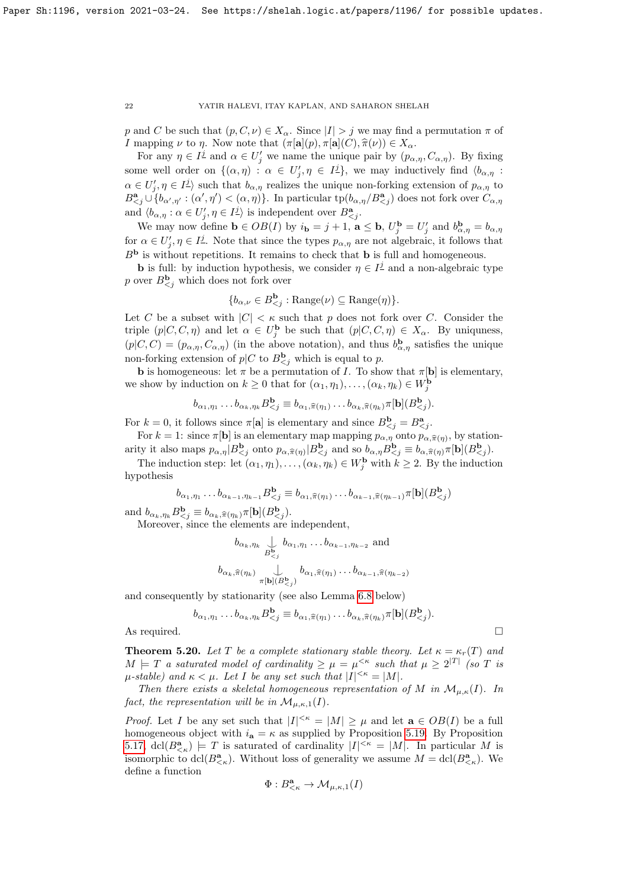$p$ and $C$ be such that $(p, C, \nu) \in X_\alpha$. Since $|I| > j$ we may find a permutation $\pi$ of $I$ mapping $\nu$ to $\eta$. Now note that $(\pi[\mathbf{a}](p), \pi[\mathbf{a}](C), \widehat{\pi}(\nu)) \in X_\alpha$.

For any $\eta \in I^{\underline{j}}$ and $\alpha \in U'_j$ we name the unique pair by $(p_{\alpha,\eta}, C_{\alpha,\eta})$. By fixing some well order on $\{(\alpha, \eta) : \alpha \in U'_j, \eta \in I^{\underline{j}}\}$, we may inductively find $\langle b_{\alpha,\eta} : \alpha \in U'_j, \eta \in I^{\underline{j}} \rangle$ such that $b_{\alpha,\eta}$ realizes the unique non-forking extension of $p_{\alpha,\eta}$ to $B^{\mathbf{a}}_{<j} \cup \{b_{\alpha',\eta'} : (\alpha', \eta') < (\alpha, \eta)\}$. In particular $\text{tp}(b_{\alpha,\eta}/B^{\mathbf{a}}_{<j})$ does not fork over $C_{\alpha,\eta}$ and $\langle b_{\alpha,\eta} : \alpha \in U'_j, \eta \in I^{\underline{j}} \rangle$ is independent over $B^{\mathbf{a}}_{<j}$.

We may now define $\mathbf{b} \in OB(I)$ by $i_{\mathbf{b}} = j + 1$, $\mathbf{a} \leq \mathbf{b}$, $U^{\mathbf{b}}_j = U'_j$ and $b^{\mathbf{b}}_{\alpha,\eta} = b_{\alpha,\eta}$ for $\alpha \in U'_j, \eta \in I^{\underline{j}}$. Note that since the types $p_{\alpha,\eta}$ are not algebraic, it follows that $B^{\mathbf{b}}$ is without repetitions. It remains to check that $\mathbf{b}$ is full and homogeneous.

$\mathbf{b}$ is full: by induction hypothesis, we consider $\eta \in I^{\underline{j}}$ and a non-algebraic type $p$ over $B^{\mathbf{b}}_{<j}$ which does not fork over

$$\{b_{\alpha,\nu} \in B^{\mathbf{b}}_{<j} : \text{Range}(\nu) \subseteq \text{Range}(\eta)\}.$$

Let $C$ be a subset with $|C| < \kappa$ such that $p$ does not fork over $C$. Consider the triple $(p|C, C, \eta)$ and let $\alpha \in U^{\mathbf{b}}_j$ be such that $(p|C, C, \eta) \in X_\alpha$. By uniquness, $(p|C, C) = (p_{\alpha,\eta}, C_{\alpha,\eta})$ (in the above notation), and thus $b^{\mathbf{b}}_{\alpha,\eta}$ satisfies the unique non-forking extension of $p|C$ to $B^{\mathbf{b}}_{<j}$ which is equal to $p$.

$\mathbf{b}$ is homogeneous: let $\pi$ be a permutation of $I$. To show that $\pi[\mathbf{b}]$ is elementary, we show by induction on $k \geq 0$ that for $(\alpha_1, \eta_1), \ldots, (\alpha_k, \eta_k) \in W^{\mathbf{b}}_j$

$$b_{\alpha_1,\eta_1} \ldots b_{\alpha_k,\eta_k} B^{\mathbf{b}}_{<j} \equiv b_{\alpha_1,\widehat{\pi}(\eta_1)} \ldots b_{\alpha_k,\widehat{\pi}(\eta_k)} \pi[\mathbf{b}](B^{\mathbf{b}}_{<j}).$$

For $k = 0$, it follows since $\pi[\mathbf{a}]$ is elementary and since $B^{\mathbf{b}}_{<j} = B^{\mathbf{a}}_{<j}$.

For $k = 1$: since $\pi[\mathbf{b}]$ is an elementary map mapping $p_{\alpha,\eta}$ onto $p_{\alpha,\widehat{\pi}(\eta)}$, by stationarity it also maps $p_{\alpha,\eta}|B^{\mathbf{b}}_{<j}$ onto $p_{\alpha,\widehat{\pi}(\eta)}|B^{\mathbf{b}}_{<j}$ and so $b_{\alpha,\eta} B^{\mathbf{b}}_{<j} \equiv b_{\alpha,\widehat{\pi}(\eta)} \pi[\mathbf{b}](B^{\mathbf{b}}_{<j})$.

The induction step: let $(\alpha_1, \eta_1), \ldots, (\alpha_k, \eta_k) \in W^{\mathbf{b}}_j$ with $k \geq 2$. By the induction hypothesis

$$b_{\alpha_1,\eta_1} \ldots b_{\alpha_{k-1},\eta_{k-1}} B^{\mathbf{b}}_{<j} \equiv b_{\alpha_1,\widehat{\pi}(\eta_1)} \ldots b_{\alpha_{k-1},\widehat{\pi}(\eta_{k-1})} \pi[\mathbf{b}](B^{\mathbf{b}}_{<j})$$

and $b_{\alpha_k,\eta_k} B^{\mathbf{b}}_{<j} \equiv b_{\alpha_k,\widehat{\pi}(\eta_k)} \pi[\mathbf{b}](B^{\mathbf{b}}_{<j})$.

Moreover, since the elements are independent,

$$b_{\alpha_k,\eta_k} \underset{B^{\mathbf{b}}_{<j}}{\downarrow} b_{\alpha_1,\eta_1} \ldots b_{\alpha_{k-1},\eta_{k-2}} \text{ and}$$

$$b_{\alpha_k,\widehat{\pi}(\eta_k)} \underset{\pi[\mathbf{b}](B^{\mathbf{b}}_{<j})}{\downarrow} b_{\alpha_1,\widehat{\pi}(\eta_1)} \ldots b_{\alpha_{k-1},\widehat{\pi}(\eta_{k-2})}$$

and consequently by stationarity (see also Lemma 6.8 below)

$$b_{\alpha_1,\eta_1} \ldots b_{\alpha_k,\eta_k} B^{\mathbf{b}}_{<j} \equiv b_{\alpha_1,\widehat{\pi}(\eta_1)} \ldots b_{\alpha_k,\widehat{\pi}(\eta_k)} \pi[\mathbf{b}](B^{\mathbf{b}}_{<j}).$$

As required. $\square$

**Theorem 5.20.** *Let $T$ be a complete stationary stable theory. Let $\kappa = \kappa_r(T)$ and $M \models T$ a saturated model of cardinality $\geq \mu = \mu^{<\kappa}$ such that $\mu \geq 2^{|T|}$ (so $T$ is $\mu$-stable) and $\kappa < \mu$. Let $I$ be any set such that $|I|^{<\kappa} = |M|$.*

*Then there exists a skeletal homogeneous representation of $M$ in $\mathcal{M}_{\mu,\kappa}(I)$. In fact, the representation will be in $\mathcal{M}_{\mu,\kappa,1}(I)$.*

*Proof.* Let $I$ be any set such that $|I|^{<\kappa} = |M| \geq \mu$ and let $\mathbf{a} \in OB(I)$ be a full homogeneous object with $i_{\mathbf{a}} = \kappa$ as supplied by Proposition 5.19. By Proposition 5.17, $\text{dcl}(B^{\mathbf{a}}_{<\kappa}) \models T$ is saturated of cardinality $|I|^{<\kappa} = |M|$. In particular $M$ is isomorphic to $\text{dcl}(B^{\mathbf{a}}_{<\kappa})$. Without loss of generality we assume $M = \text{dcl}(B^{\mathbf{a}}_{<\kappa})$. We define a function

$$\Phi : B^{\mathbf{a}}_{<\kappa} \to \mathcal{M}_{\mu,\kappa,1}(I)$$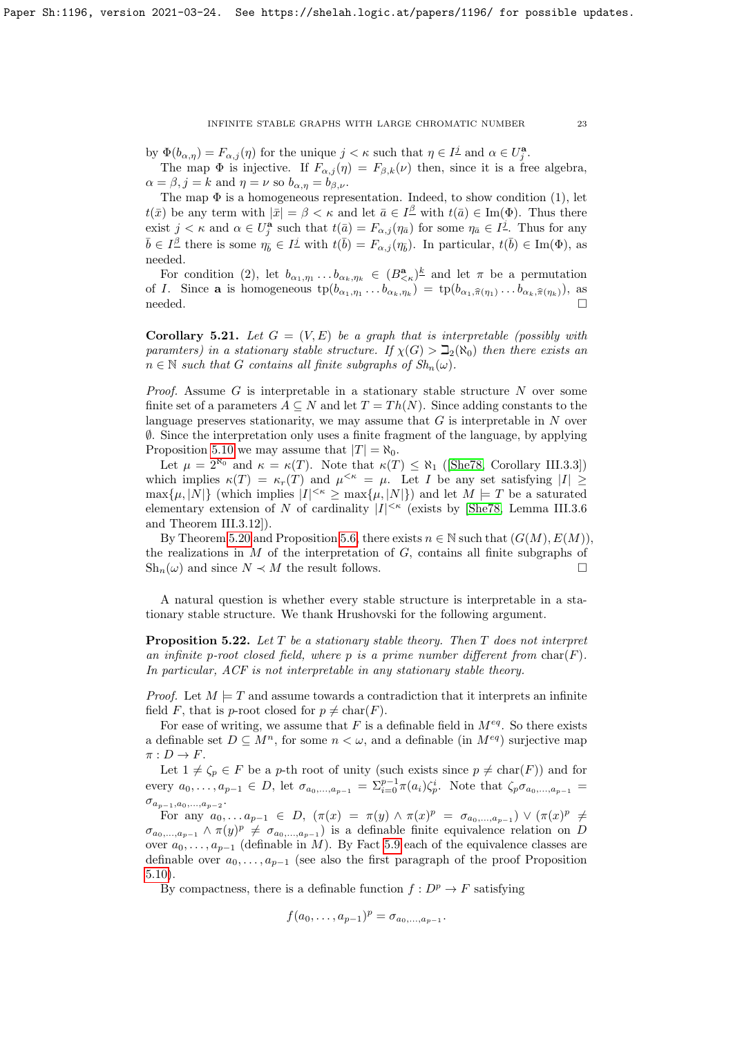by $\Phi(b_{\alpha,\eta}) = F_{\alpha,j}(\eta)$ for the unique $j < \kappa$ such that $\eta \in I^{\underline{j}}$ and $\alpha \in U^{\mathbf{a}}_j$.

The map $\Phi$ is injective. If $F_{\alpha,j}(\eta) = F_{\beta,k}(\nu)$ then, since it is a free algebra, $\alpha = \beta, j = k$ and $\eta = \nu$ so $b_{\alpha,\eta} = b_{\beta,\nu}$.

The map $\Phi$ is a homogeneous representation. Indeed, to show condition (1), let $t(\bar{x})$ be any term with $|\bar{x}| = \beta < \kappa$ and let $\bar{a} \in I^{\underline{\beta}}$ with $t(\bar{a}) \in \mathrm{Im}(\Phi)$. Thus there exist $j < \kappa$ and $\alpha \in U^{\mathbf{a}}_j$ such that $t(\bar{a}) = F_{\alpha,j}(\eta_{\bar{a}})$ for some $\eta_{\bar{a}} \in I^{\underline{j}}$. Thus for any $\bar{b} \in I^{\underline{\beta}}$ there is some $\eta_{\bar{b}} \in I^{\underline{j}}$ with $t(\bar{b}) = F_{\alpha,j}(\eta_{\bar{b}})$. In particular, $t(\bar{b}) \in \mathrm{Im}(\Phi)$, as needed.

For condition (2), let $b_{\alpha_1,\eta_1} \dots b_{\alpha_k,\eta_k} \in (B^{\mathbf{a}}_{<\kappa})^{\underline{k}}$ and let $\pi$ be a permutation of $I$. Since $\mathbf{a}$ is homogeneous $\mathrm{tp}(b_{\alpha_1,\eta_1} \dots b_{\alpha_k,\eta_k}) = \mathrm{tp}(b_{\alpha_1,\hat{\pi}(\eta_1)} \dots b_{\alpha_k,\hat{\pi}(\eta_k)})$, as needed. $\square$

**Corollary 5.21.** *Let $G = (V, E)$ be a graph that is interpretable (possibly with paramters) in a stationary stable structure. If $\chi(G) > \beth_2(\aleph_0)$ then there exists an $n \in \mathbb{N}$ such that $G$ contains all finite subgraphs of $Sh_n(\omega)$.*

*Proof.* Assume $G$ is interpretable in a stationary stable structure $N$ over some finite set of a parameters $A \subseteq N$ and let $T = Th(N)$. Since adding constants to the language preserves stationarity, we may assume that $G$ is interpretable in $N$ over $\emptyset$. Since the interpretation only uses a finite fragment of the language, by applying Proposition 5.10 we may assume that $|T| = \aleph_0$.

Let $\mu = 2^{\aleph_0}$ and $\kappa = \kappa(T)$. Note that $\kappa(T) \leq \aleph_1$ ([She78, Corollary III.3.3]) which implies $\kappa(T) = \kappa_r(T)$ and $\mu^{<\kappa} = \mu$. Let $I$ be any set satisfying $|I| \geq \max\{\mu, |N|\}$ (which implies $|I|^{<\kappa} \geq \max\{\mu, |N|\}$) and let $M \models T$ be a saturated elementary extension of $N$ of cardinality $|I|^{<\kappa}$ (exists by [She78, Lemma III.3.6 and Theorem III.3.12]).

By Theorem 5.20 and Proposition 5.6, there exists $n \in \mathbb{N}$ such that $(G(M), E(M))$, the realizations in $M$ of the interpretation of $G$, contains all finite subgraphs of $\mathrm{Sh}_n(\omega)$ and since $N \prec M$ the result follows. $\square$

A natural question is whether every stable structure is interpretable in a stationary stable structure. We thank Hrushovski for the following argument.

**Proposition 5.22.** *Let $T$ be a stationary stable theory. Then $T$ does not interpret an infinite $p$-root closed field, where $p$ is a prime number different from $\mathrm{char}(F)$. In particular, ACF is not interpretable in any stationary stable theory.*

*Proof.* Let $M \models T$ and assume towards a contradiction that it interprets an infinite field $F$, that is $p$-root closed for $p \neq \mathrm{char}(F)$.

For ease of writing, we assume that $F$ is a definable field in $M^{eq}$. So there exists a definable set $D \subseteq M^n$, for some $n < \omega$, and a definable (in $M^{eq}$) surjective map $\pi : D \to F$.

Let $1 \neq \zeta_p \in F$ be a $p$-th root of unity (such exists since $p \neq \mathrm{char}(F)$) and for every $a_0, \dots, a_{p-1} \in D$, let $\sigma_{a_0,\dots,a_{p-1}} = \Sigma_{i=0}^{p-1} \pi(a_i)\zeta_p^i$. Note that $\zeta_p \sigma_{a_0,\dots,a_{p-1}} = \sigma_{a_{p-1},a_0,\dots,a_{p-2}}$.

For any $a_0, \dots a_{p-1} \in D$, $(\pi(x) = \pi(y) \wedge \pi(x)^p = \sigma_{a_0,\dots,a_{p-1}}) \vee (\pi(x)^p \neq \sigma_{a_0,\dots,a_{p-1}} \wedge \pi(y)^p \neq \sigma_{a_0,\dots,a_{p-1}})$ is a definable finite equivalence relation on $D$ over $a_0, \dots, a_{p-1}$ (definable in $M$). By Fact 5.9 each of the equivalence classes are definable over $a_0, \dots, a_{p-1}$ (see also the first paragraph of the proof Proposition 5.10).

By compactness, there is a definable function $f : D^p \to F$ satisfying

$$f(a_0, \dots, a_{p-1})^p = \sigma_{a_0,\dots,a_{p-1}}.$$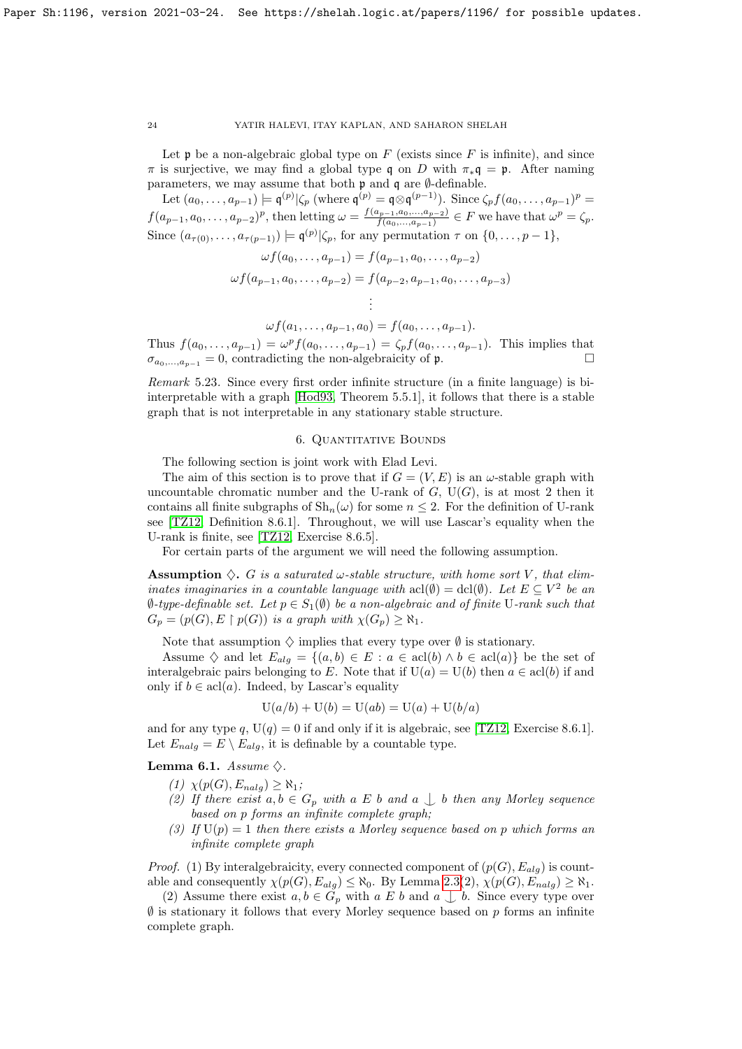Let $\mathfrak{p}$ be a non-algebraic global type on $F$ (exists since $F$ is infinite), and since $\pi$ is surjective, we may find a global type $\mathfrak{q}$ on $D$ with $\pi_* \mathfrak{q} = \mathfrak{p}$. After naming parameters, we may assume that both $\mathfrak{p}$ and $\mathfrak{q}$ are $\emptyset$-definable.

Let $(a_0, \dots, a_{p-1}) \models \mathfrak{q}^{(p)}|\zeta_p$ (where $\mathfrak{q}^{(p)} = \mathfrak{q} \otimes \mathfrak{q}^{(p-1)}$). Since $\zeta_p f(a_0, \dots, a_{p-1})^p = f(a_{p-1}, a_0, \dots, a_{p-2})^p$, then letting $\omega = \frac{f(a_{p-1}, a_0, \dots, a_{p-2})}{f(a_0, \dots, a_{p-1})} \in F$ we have that $\omega^p = \zeta_p$. Since $(a_{\tau(0)}, \dots, a_{\tau(p-1)}) \models \mathfrak{q}^{(p)}|\zeta_p$, for any permutation $\tau$ on $\{0, \dots, p-1\}$,

$$\omega f(a_0, \dots, a_{p-1}) = f(a_{p-1}, a_0, \dots, a_{p-2})$$
$$\omega f(a_{p-1}, a_0, \dots, a_{p-2}) = f(a_{p-2}, a_{p-1}, a_0, \dots, a_{p-3})$$
$$\vdots$$
$$\omega f(a_1, \dots, a_{p-1}, a_0) = f(a_0, \dots, a_{p-1}).$$

Thus $f(a_0, \dots, a_{p-1}) = \omega^p f(a_0, \dots, a_{p-1}) = \zeta_p f(a_0, \dots, a_{p-1})$. This implies that $\sigma_{a_0, \dots, a_{p-1}} = 0$, contradicting the non-algebraicity of $\mathfrak{p}$. $\square$

*Remark* 5.23. Since every first order infinite structure (in a finite language) is bi-interpretable with a graph [Hod93, Theorem 5.5.1], it follows that there is a stable graph that is not interpretable in any stationary stable structure.

## 6. Quantitative Bounds

The following section is joint work with Elad Levi.

The aim of this section is to prove that if $G = (V, E)$ is an $\omega$-stable graph with uncountable chromatic number and the U-rank of $G$, $\mathrm{U}(G)$, is at most 2 then it contains all finite subgraphs of $\mathrm{Sh}_n(\omega)$ for some $n \leq 2$. For the definition of U-rank see [TZ12, Definition 8.6.1]. Throughout, we will use Lascar's equality when the U-rank is finite, see [TZ12, Exercise 8.6.5].

For certain parts of the argument we will need the following assumption.

**Assumption $\diamondsuit$.** *$G$ is a saturated $\omega$-stable structure, with home sort $V$, that eliminates imaginaries in a countable language with $\mathrm{acl}(\emptyset) = \mathrm{dcl}(\emptyset)$. Let $E \subseteq V^2$ be an $\emptyset$-type-definable set. Let $p \in S_1(\emptyset)$ be a non-algebraic and of finite $\mathrm{U}$-rank such that $G_p = (p(G), E \restriction p(G))$ is a graph with $\chi(G_p) \geq \aleph_1$.*

Note that assumption $\diamondsuit$ implies that every type over $\emptyset$ is stationary.

Assume $\diamondsuit$ and let $E_{alg} = \{(a, b) \in E : a \in \mathrm{acl}(b) \wedge b \in \mathrm{acl}(a)\}$ be the set of interalgebraic pairs belonging to $E$. Note that if $\mathrm{U}(a) = \mathrm{U}(b)$ then $a \in \mathrm{acl}(b)$ if and only if $b \in \mathrm{acl}(a)$. Indeed, by Lascar's equality

$$\mathrm{U}(a/b) + \mathrm{U}(b) = \mathrm{U}(ab) = \mathrm{U}(a) + \mathrm{U}(b/a)$$

and for any type $q$, $\mathrm{U}(q) = 0$ if and only if it is algebraic, see [TZ12, Exercise 8.6.1]. Let $E_{nalg} = E \setminus E_{alg}$, it is definable by a countable type.

**Lemma 6.1.** *Assume $\diamondsuit$.*

1. *$\chi(p(G), E_{nalg}) \geq \aleph_1$;*
2. *If there exist $a, b \in G_p$ with $a \; E \; b$ and $a \mathop{\smile\!\!\!\!\!\mid} b$ then any Morley sequence based on $p$ forms an infinite complete graph;*
3. *If $\mathrm{U}(p) = 1$ then there exists a Morley sequence based on $p$ which forms an infinite complete graph*

*Proof.* (1) By interalgebraicity, every connected component of $(p(G), E_{alg})$ is countable and consequently $\chi(p(G), E_{alg}) \leq \aleph_0$. By Lemma 2.3(2), $\chi(p(G), E_{nalg}) \geq \aleph_1$.

(2) Assume there exist $a, b \in G_p$ with $a \; E \; b$ and $a \mathop{\smile\!\!\!\!\!\mid} b$. Since every type over $\emptyset$ is stationary it follows that every Morley sequence based on $p$ forms an infinite complete graph.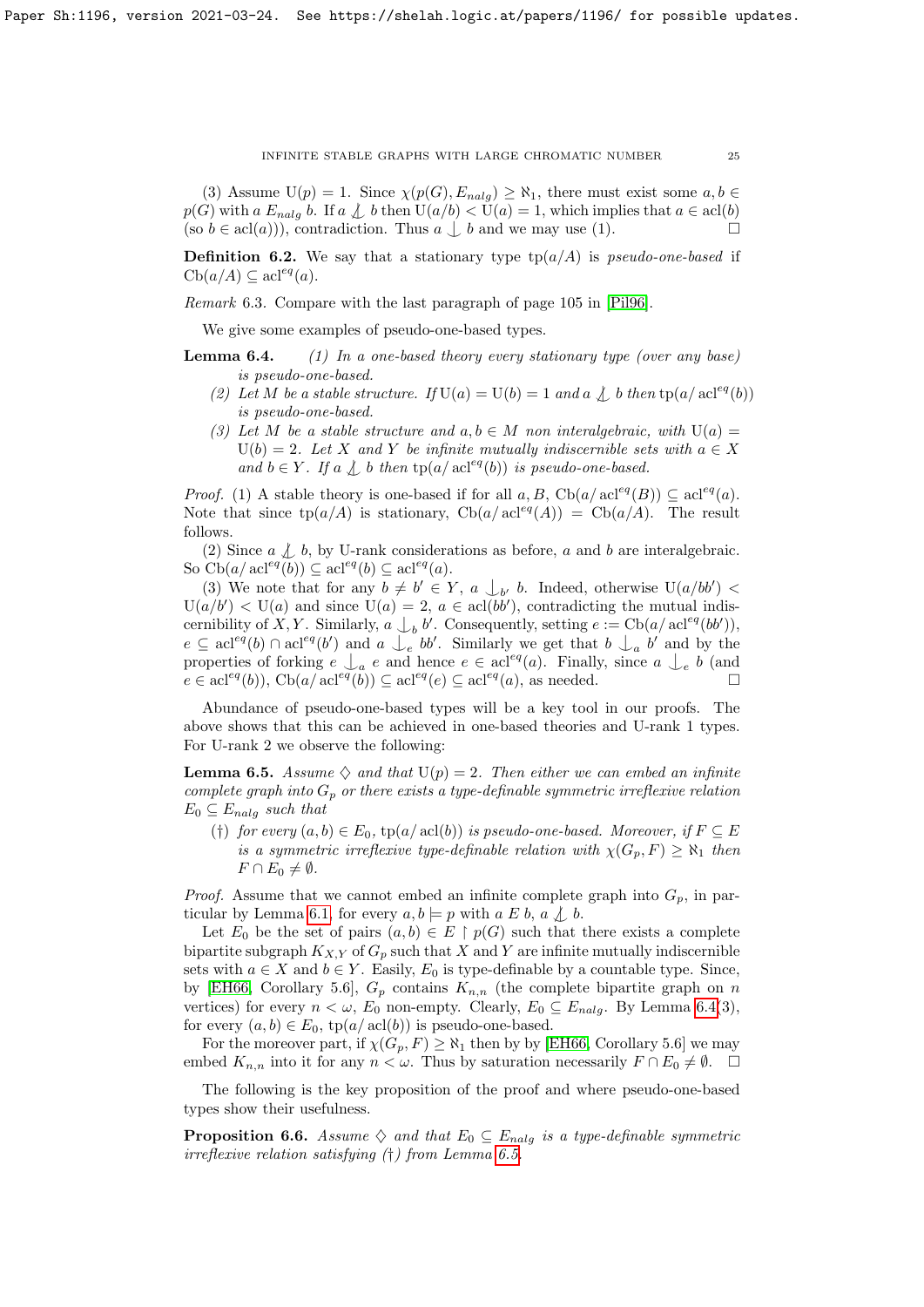(3) Assume $\mathrm{U}(p) = 1$. Since $\chi(p(G), E_{nalg}) \geq \aleph_1$, there must exist some $a, b \in p(G)$ with $a \; E_{nalg} \; b$. If $a \not\perp b$ then $\mathrm{U}(a/b) < \mathrm{U}(a) = 1$, which implies that $a \in \mathrm{acl}(b)$ (so $b \in \mathrm{acl}(a)$)), contradiction. Thus $a \perp b$ and we may use (1). □

**Definition 6.2.** We say that a stationary type $\mathrm{tp}(a/A)$ is *pseudo-one-based* if $\mathrm{Cb}(a/A) \subseteq \mathrm{acl}^{eq}(a)$.

*Remark* 6.3. Compare with the last paragraph of page 105 in [Pil96].

We give some examples of pseudo-one-based types.

**Lemma 6.4.** *(1) In a one-based theory every stationary type (over any base) is pseudo-one-based.*

*(2) Let $M$ be a stable structure. If $\mathrm{U}(a) = \mathrm{U}(b) = 1$ and $a \not\perp b$ then $\mathrm{tp}(a/\mathrm{acl}^{eq}(b))$ is pseudo-one-based.*

*(3) Let $M$ be a stable structure and $a, b \in M$ non interalgebraic, with $\mathrm{U}(a) = \mathrm{U}(b) = 2$. Let $X$ and $Y$ be infinite mutually indiscernible sets with $a \in X$ and $b \in Y$. If $a \not\perp b$ then $\mathrm{tp}(a/\mathrm{acl}^{eq}(b))$ is pseudo-one-based.*

*Proof.* (1) A stable theory is one-based if for all $a, B$, $\mathrm{Cb}(a/\mathrm{acl}^{eq}(B)) \subseteq \mathrm{acl}^{eq}(a)$. Note that since $\mathrm{tp}(a/A)$ is stationary, $\mathrm{Cb}(a/\mathrm{acl}^{eq}(A)) = \mathrm{Cb}(a/A)$. The result follows.

(2) Since $a \not\perp b$, by U-rank considerations as before, $a$ and $b$ are interalgebraic. So $\mathrm{Cb}(a/\mathrm{acl}^{eq}(b)) \subseteq \mathrm{acl}^{eq}(b) \subseteq \mathrm{acl}^{eq}(a)$.

(3) We note that for any $b \neq b' \in Y$, $a \perp_{b'} b$. Indeed, otherwise $\mathrm{U}(a/bb') < \mathrm{U}(a/b') < \mathrm{U}(a)$ and since $\mathrm{U}(a) = 2$, $a \in \mathrm{acl}(bb')$, contradicting the mutual indiscernibility of $X, Y$. Similarly, $a \perp_b b'$. Consequently, setting $e := \mathrm{Cb}(a/\mathrm{acl}^{eq}(bb'))$, $e \subseteq \mathrm{acl}^{eq}(b) \cap \mathrm{acl}^{eq}(b')$ and $a \perp_e bb'$. Similarly we get that $b \perp_a b'$ and by the properties of forking $e \perp_a e$ and hence $e \in \mathrm{acl}^{eq}(a)$. Finally, since $a \perp_e b$ (and $e \in \mathrm{acl}^{eq}(b)$), $\mathrm{Cb}(a/\mathrm{acl}^{eq}(b)) \subseteq \mathrm{acl}^{eq}(e) \subseteq \mathrm{acl}^{eq}(a)$, as needed. □

Abundance of pseudo-one-based types will be a key tool in our proofs. The above shows that this can be achieved in one-based theories and U-rank 1 types. For U-rank 2 we observe the following:

**Lemma 6.5.** *Assume $\diamondsuit$ and that $\mathrm{U}(p) = 2$. Then either we can embed an infinite complete graph into $G_p$ or there exists a type-definable symmetric irreflexive relation $E_0 \subseteq E_{nalg}$ such that*

*(†) for every $(a, b) \in E_0$, $\mathrm{tp}(a/\mathrm{acl}(b))$ is pseudo-one-based. Moreover, if $F \subseteq E$ is a symmetric irreflexive type-definable relation with $\chi(G_p, F) \geq \aleph_1$ then $F \cap E_0 \neq \emptyset$.*

*Proof.* Assume that we cannot embed an infinite complete graph into $G_p$, in particular by Lemma 6.1, for every $a, b \models p$ with $a \; E \; b$, $a \not\perp b$.

Let $E_0$ be the set of pairs $(a, b) \in E \restriction p(G)$ such that there exists a complete bipartite subgraph $K_{X,Y}$ of $G_p$ such that $X$ and $Y$ are infinite mutually indiscernible sets with $a \in X$ and $b \in Y$. Easily, $E_0$ is type-definable by a countable type. Since, by [EH66, Corollary 5.6], $G_p$ contains $K_{n,n}$ (the complete bipartite graph on $n$ vertices) for every $n < \omega$, $E_0$ non-empty. Clearly, $E_0 \subseteq E_{nalg}$. By Lemma 6.4(3), for every $(a, b) \in E_0$, $\mathrm{tp}(a/\mathrm{acl}(b))$ is pseudo-one-based.

For the moreover part, if $\chi(G_p, F) \geq \aleph_1$ then by by [EH66, Corollary 5.6] we may embed $K_{n,n}$ into it for any $n < \omega$. Thus by saturation necessarily $F \cap E_0 \neq \emptyset$. □

The following is the key proposition of the proof and where pseudo-one-based types show their usefulness.

**Proposition 6.6.** *Assume $\diamondsuit$ and that $E_0 \subseteq E_{nalg}$ is a type-definable symmetric irreflexive relation satisfying (†) from Lemma 6.5.*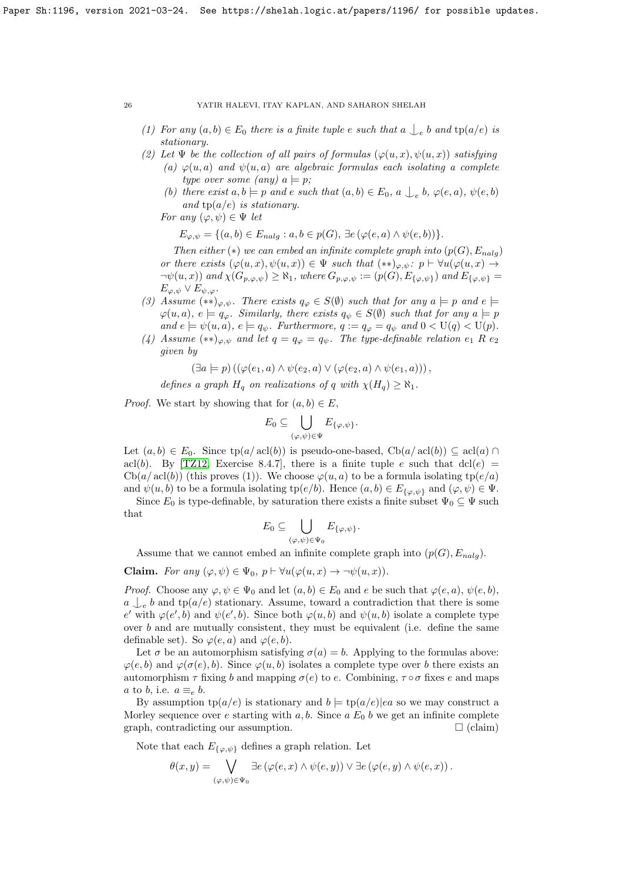(1) For any $(a,b) \in E_0$ there is a finite tuple $e$ such that $a \mathop{\smile\!\!\!\!\!\!\mid}_e b$ and $\operatorname{tp}(a/e)$ is stationary.

(2) Let $\Psi$ be the collection of all pairs of formulas $(\varphi(u,x), \psi(u,x))$ satisfying
   (a) $\varphi(u,a)$ and $\psi(u,a)$ are algebraic formulas each isolating a complete type over some (any) $a \models p$;
   (b) there exist $a, b \models p$ and $e$ such that $(a,b) \in E_0$, $a \mathop{\smile\!\!\!\!\!\!\mid}_e b$, $\varphi(e,a)$, $\psi(e,b)$ and $\operatorname{tp}(a/e)$ is stationary.

   For any $(\varphi, \psi) \in \Psi$ let
$$E_{\varphi,\psi} = \{(a,b) \in E_{nalg} : a, b \in p(G), \exists e\, (\varphi(e,a) \wedge \psi(e,b))\}.$$

   Then either $(*)$ we can embed an infinite complete graph into $(p(G), E_{nalg})$ or there exists $(\varphi(u,x), \psi(u,x)) \in \Psi$ such that $(**)_{\varphi,\psi}$: $p \vdash \forall u(\varphi(u,x) \to \neg\psi(u,x))$ and $\chi(G_{p,\varphi,\psi}) \geq \aleph_1$, where $G_{p,\varphi,\psi} := (p(G), E_{\{\varphi,\psi\}})$ and $E_{\{\varphi,\psi\}} = E_{\varphi,\psi} \vee E_{\psi,\varphi}$.

(3) Assume $(**)_{\varphi,\psi}$. There exists $q_\varphi \in S(\emptyset)$ such that for any $a \models p$ and $e \models \varphi(u,a)$, $e \models q_\varphi$. Similarly, there exists $q_\psi \in S(\emptyset)$ such that for any $a \models p$ and $e \models \psi(u,a)$, $e \models q_\psi$. Furthermore, $q := q_\varphi = q_\psi$ and $0 < \mathrm{U}(q) < \mathrm{U}(p)$.

(4) Assume $(**)_{\varphi,\psi}$ and let $q = q_\varphi = q_\psi$. The type-definable relation $e_1\ R\ e_2$ given by
$$(\exists a \models p)\left((\varphi(e_1,a) \wedge \psi(e_2,a) \vee (\varphi(e_2,a) \wedge \psi(e_1,a))\right),$$
   defines a graph $H_q$ on realizations of $q$ with $\chi(H_q) \geq \aleph_1$.

*Proof.* We start by showing that for $(a,b) \in E$,
$$E_0 \subseteq \bigcup_{(\varphi,\psi) \in \Psi} E_{\{\varphi,\psi\}}.$$

Let $(a,b) \in E_0$. Since $\operatorname{tp}(a/\operatorname{acl}(b))$ is pseudo-one-based, $\operatorname{Cb}(a/\operatorname{acl}(b)) \subseteq \operatorname{acl}(a) \cap \operatorname{acl}(b)$. By [TZ12, Exercise 8.4.7], there is a finite tuple $e$ such that $\operatorname{dcl}(e) = \operatorname{Cb}(a/\operatorname{acl}(b))$ (this proves (1)). We choose $\varphi(u,a)$ to be a formula isolating $\operatorname{tp}(e/a)$ and $\psi(u,b)$ to be a formula isolating $\operatorname{tp}(e/b)$. Hence $(a,b) \in E_{\{\varphi,\psi\}}$ and $(\varphi,\psi) \in \Psi$.

Since $E_0$ is type-definable, by saturation there exists a finite subset $\Psi_0 \subseteq \Psi$ such that
$$E_0 \subseteq \bigcup_{(\varphi,\psi) \in \Psi_0} E_{\{\varphi,\psi\}}.$$

Assume that we cannot embed an infinite complete graph into $(p(G), E_{nalg})$.

**Claim.** *For any $(\varphi,\psi) \in \Psi_0$, $p \vdash \forall u(\varphi(u,x) \to \neg\psi(u,x))$.*

*Proof.* Choose any $\varphi, \psi \in \Psi_0$ and let $(a,b) \in E_0$ and $e$ be such that $\varphi(e,a)$, $\psi(e,b)$, $a \mathop{\smile\!\!\!\!\!\!\mid}_e b$ and $\operatorname{tp}(a/e)$ stationary. Assume, toward a contradiction that there is some $e'$ with $\varphi(e',b)$ and $\psi(e',b)$. Since both $\varphi(u,b)$ and $\psi(u,b)$ isolate a complete type over $b$ and are mutually consistent, they must be equivalent (i.e. define the same definable set). So $\varphi(e,a)$ and $\varphi(e,b)$.

Let $\sigma$ be an automorphism satisfying $\sigma(a) = b$. Applying to the formulas above: $\varphi(e,b)$ and $\varphi(\sigma(e),b)$. Since $\varphi(u,b)$ isolates a complete type over $b$ there exists an automorphism $\tau$ fixing $b$ and mapping $\sigma(e)$ to $e$. Combining, $\tau \circ \sigma$ fixes $e$ and maps $a$ to $b$, i.e. $a \equiv_e b$.

By assumption $\operatorname{tp}(a/e)$ is stationary and $b \models \operatorname{tp}(a/e)|ea$ so we may construct a Morley sequence over $e$ starting with $a, b$. Since $a\ E_0\ b$ we get an infinite complete graph, contradicting our assumption. $\square$ (claim)

Note that each $E_{\{\varphi,\psi\}}$ defines a graph relation. Let
$$\theta(x,y) = \bigvee_{(\varphi,\psi) \in \Psi_0} \exists e\,(\varphi(e,x) \wedge \psi(e,y)) \vee \exists e\,(\varphi(e,y) \wedge \psi(e,x)).$$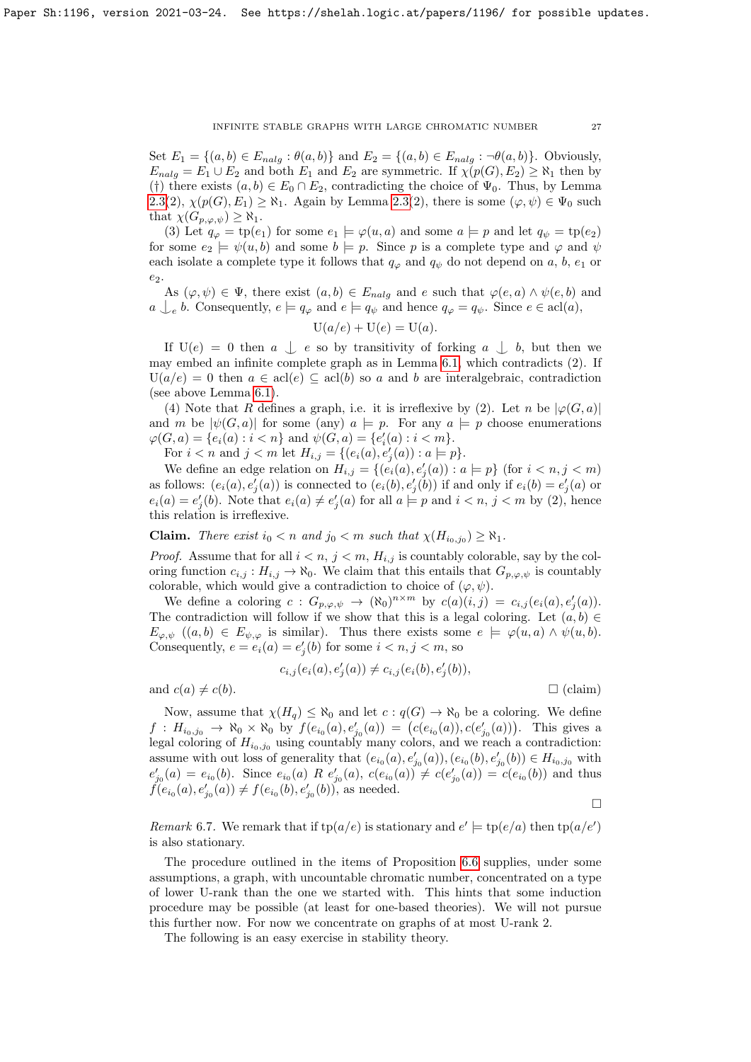Set $E_1 = \{(a,b) \in E_{nalg} : \theta(a,b)\}$ and $E_2 = \{(a,b) \in E_{nalg} : \neg\theta(a,b)\}$. Obviously, $E_{nalg} = E_1 \cup E_2$ and both $E_1$ and $E_2$ are symmetric. If $\chi(p(G), E_2) \geq \aleph_1$ then by (†) there exists $(a,b) \in E_0 \cap E_2$, contradicting the choice of $\Psi_0$. Thus, by Lemma 2.3(2), $\chi(p(G), E_1) \geq \aleph_1$. Again by Lemma 2.3(2), there is some $(\varphi, \psi) \in \Psi_0$ such that $\chi(G_{p,\varphi,\psi}) \geq \aleph_1$.

(3) Let $q_\varphi = \operatorname{tp}(e_1)$ for some $e_1 \models \varphi(u,a)$ and some $a \models p$ and let $q_\psi = \operatorname{tp}(e_2)$ for some $e_2 \models \psi(u,b)$ and some $b \models p$. Since $p$ is a complete type and $\varphi$ and $\psi$ each isolate a complete type it follows that $q_\varphi$ and $q_\psi$ do not depend on $a$, $b$, $e_1$ or $e_2$.

As $(\varphi, \psi) \in \Psi$, there exist $(a,b) \in E_{nalg}$ and $e$ such that $\varphi(e,a) \wedge \psi(e,b)$ and $a \mathop{\smile\!\!\!\!\!\!|}_e b$. Consequently, $e \models q_\varphi$ and $e \models q_\psi$ and hence $q_\varphi = q_\psi$. Since $e \in \operatorname{acl}(a)$,

$$\mathrm{U}(a/e) + \mathrm{U}(e) = \mathrm{U}(a).$$

If $\mathrm{U}(e) = 0$ then $a \mathop{\smile\!\!\!\!\!\!|} e$ so by transitivity of forking $a \mathop{\smile\!\!\!\!\!\!|} b$, but then we may embed an infinite complete graph as in Lemma 6.1, which contradicts (2). If $\mathrm{U}(a/e) = 0$ then $a \in \operatorname{acl}(e) \subseteq \operatorname{acl}(b)$ so $a$ and $b$ are interalgebraic, contradiction (see above Lemma 6.1).

(4) Note that $R$ defines a graph, i.e. it is irreflexive by (2). Let $n$ be $|\varphi(G,a)|$ and $m$ be $|\psi(G,a)|$ for some (any) $a \models p$. For any $a \models p$ choose enumerations $\varphi(G,a) = \{e_i(a) : i < n\}$ and $\psi(G,a) = \{e'_i(a) : i < m\}$.

For $i < n$ and $j < m$ let $H_{i,j} = \{(e_i(a), e'_j(a)) : a \models p\}$.

We define an edge relation on $H_{i,j} = \{(e_i(a), e'_j(a)) : a \models p\}$ (for $i < n, j < m$) as follows: $(e_i(a), e'_j(a))$ is connected to $(e_i(b), e'_j(b))$ if and only if $e_i(b) = e'_j(a)$ or $e_i(a) = e'_j(b)$. Note that $e_i(a) \neq e'_j(a)$ for all $a \models p$ and $i < n$, $j < m$ by (2), hence this relation is irreflexive.

**Claim.** *There exist $i_0 < n$ and $j_0 < m$ such that $\chi(H_{i_0,j_0}) \geq \aleph_1$.*

*Proof.* Assume that for all $i < n$, $j < m$, $H_{i,j}$ is countably colorable, say by the coloring function $c_{i,j} : H_{i,j} \to \aleph_0$. We claim that this entails that $G_{p,\varphi,\psi}$ is countably colorable, which would give a contradiction to choice of $(\varphi, \psi)$.

We define a coloring $c : G_{p,\varphi,\psi} \to (\aleph_0)^{n \times m}$ by $c(a)(i,j) = c_{i,j}(e_i(a), e'_j(a))$. The contradiction will follow if we show that this is a legal coloring. Let $(a,b) \in E_{\varphi,\psi}$ ($(a,b) \in E_{\psi,\varphi}$ is similar). Thus there exists some $e \models \varphi(u,a) \wedge \psi(u,b)$. Consequently, $e = e_i(a) = e'_j(b)$ for some $i < n, j < m$, so

$$c_{i,j}(e_i(a), e'_j(a)) \neq c_{i,j}(e_i(b), e'_j(b)),$$

and $c(a) \neq c(b)$. □ (claim)

Now, assume that $\chi(H_q) \leq \aleph_0$ and let $c : q(G) \to \aleph_0$ be a coloring. We define $f : H_{i_0,j_0} \to \aleph_0 \times \aleph_0$ by $f(e_{i_0}(a), e'_{j_0}(a)) = \big(c(e_{i_0}(a)), c(e'_{j_0}(a))\big)$. This gives a legal coloring of $H_{i_0,j_0}$ using countably many colors, and we reach a contradiction: assume with out loss of generality that $(e_{i_0}(a), e'_{j_0}(a)), (e_{i_0}(b), e'_{j_0}(b)) \in H_{i_0,j_0}$ with $e'_{j_0}(a) = e_{i_0}(b)$. Since $e_{i_0}(a) \; R \; e'_{j_0}(a)$, $c(e_{i_0}(a)) \neq c(e'_{j_0}(a)) = c(e_{i_0}(b))$ and thus $f(e_{i_0}(a), e'_{j_0}(a)) \neq f(e_{i_0}(b), e'_{j_0}(b))$, as needed.

□

*Remark* 6.7. We remark that if $\operatorname{tp}(a/e)$ is stationary and $e' \models \operatorname{tp}(e/a)$ then $\operatorname{tp}(a/e')$ is also stationary.

The procedure outlined in the items of Proposition 6.6 supplies, under some assumptions, a graph, with uncountable chromatic number, concentrated on a type of lower U-rank than the one we started with. This hints that some induction procedure may be possible (at least for one-based theories). We will not pursue this further now. For now we concentrate on graphs of at most U-rank 2.

The following is an easy exercise in stability theory.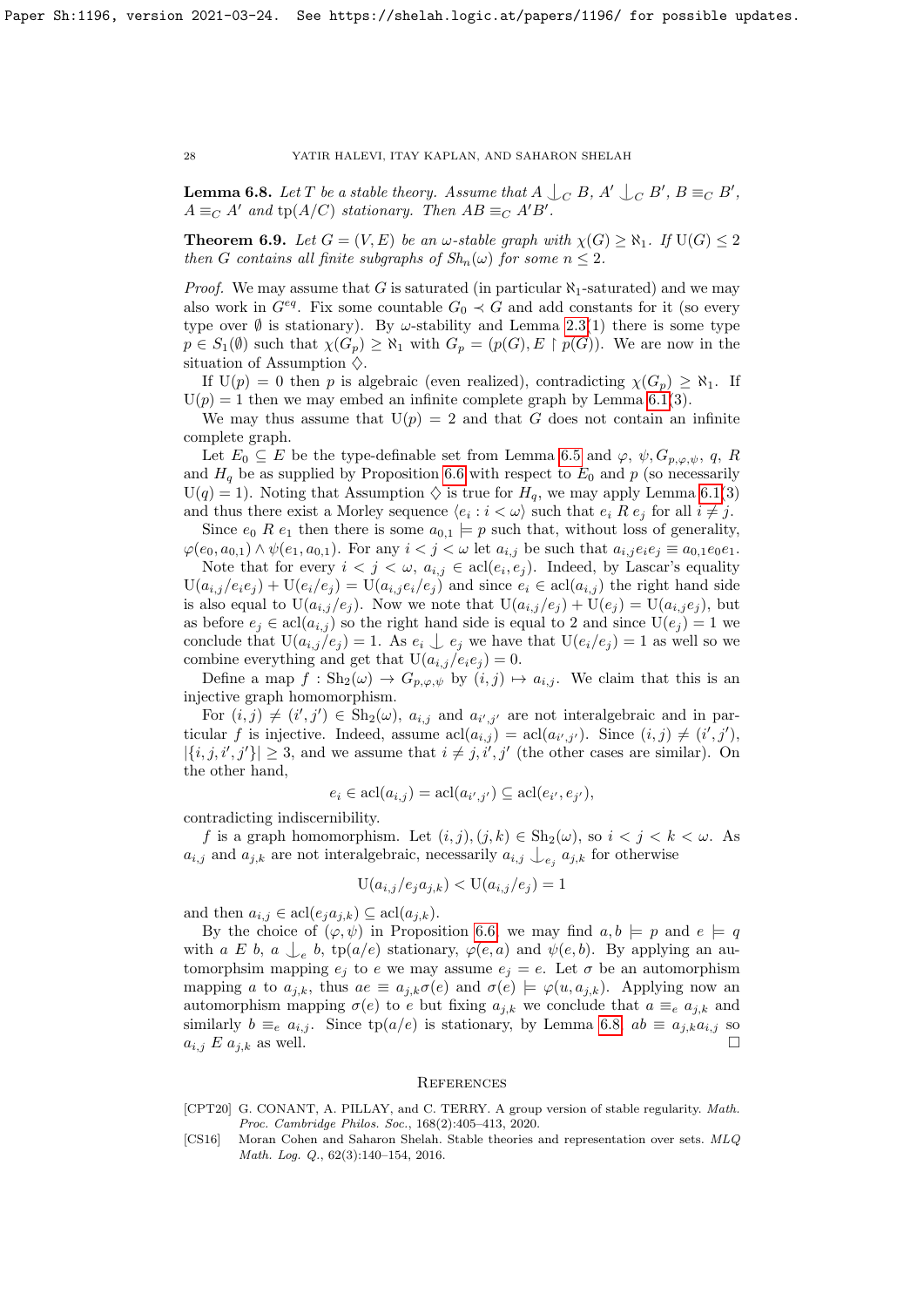**Lemma 6.8.** *Let $T$ be a stable theory. Assume that $A \mathop{\smile\!\!\!\!\!\!\mid}_C B$, $A' \mathop{\smile\!\!\!\!\!\!\mid}_C B'$, $B \equiv_C B'$, $A \equiv_C A'$ and $\operatorname{tp}(A/C)$ stationary. Then $AB \equiv_C A'B'$.*

**Theorem 6.9.** *Let $G = (V, E)$ be an $\omega$-stable graph with $\chi(G) \geq \aleph_1$. If $\mathrm{U}(G) \leq 2$ then $G$ contains all finite subgraphs of $Sh_n(\omega)$ for some $n \leq 2$.*

*Proof.* We may assume that $G$ is saturated (in particular $\aleph_1$-saturated) and we may also work in $G^{eq}$. Fix some countable $G_0 \prec G$ and add constants for it (so every type over $\emptyset$ is stationary). By $\omega$-stability and Lemma 2.3(1) there is some type $p \in S_1(\emptyset)$ such that $\chi(G_p) \geq \aleph_1$ with $G_p = (p(G), E \restriction p(G))$. We are now in the situation of Assumption $\diamondsuit$.

If $\mathrm{U}(p) = 0$ then $p$ is algebraic (even realized), contradicting $\chi(G_p) \geq \aleph_1$. If $\mathrm{U}(p) = 1$ then we may embed an infinite complete graph by Lemma 6.1(3).

We may thus assume that $\mathrm{U}(p) = 2$ and that $G$ does not contain an infinite complete graph.

Let $E_0 \subseteq E$ be the type-definable set from Lemma 6.5 and $\varphi$, $\psi, G_{p,\varphi,\psi}$, $q$, $R$ and $H_q$ be as supplied by Proposition 6.6 with respect to $E_0$ and $p$ (so necessarily $\mathrm{U}(q) = 1$). Noting that Assumption $\diamondsuit$ is true for $H_q$, we may apply Lemma 6.1(3) and thus there exist a Morley sequence $\langle e_i : i < \omega \rangle$ such that $e_i \; R \; e_j$ for all $i \neq j$.

Since $e_0 \; R \; e_1$ then there is some $a_{0,1} \models p$ such that, without loss of generality, $\varphi(e_0, a_{0,1}) \wedge \psi(e_1, a_{0,1})$. For any $i < j < \omega$ let $a_{i,j}$ be such that $a_{i,j}e_ie_j \equiv a_{0,1}e_0e_1$.

Note that for every $i < j < \omega$, $a_{i,j} \in \operatorname{acl}(e_i, e_j)$. Indeed, by Lascar's equality $\mathrm{U}(a_{i,j}/e_ie_j) + \mathrm{U}(e_i/e_j) = \mathrm{U}(a_{i,j}e_i/e_j)$ and since $e_i \in \operatorname{acl}(a_{i,j})$ the right hand side is also equal to $\mathrm{U}(a_{i,j}/e_j)$. Now we note that $\mathrm{U}(a_{i,j}/e_j) + \mathrm{U}(e_j) = \mathrm{U}(a_{i,j}e_j)$, but as before $e_j \in \operatorname{acl}(a_{i,j})$ so the right hand side is equal to 2 and since $\mathrm{U}(e_j) = 1$ we conclude that $\mathrm{U}(a_{i,j}/e_j) = 1$. As $e_i \mathop{\smile\!\!\!\!\!\!\mid} e_j$ we have that $\mathrm{U}(e_i/e_j) = 1$ as well so we combine everything and get that $\mathrm{U}(a_{i,j}/e_ie_j) = 0$.

Define a map $f : \mathrm{Sh}_2(\omega) \to G_{p,\varphi,\psi}$ by $(i,j) \mapsto a_{i,j}$. We claim that this is an injective graph homomorphism.

For $(i,j) \neq (i',j') \in \mathrm{Sh}_2(\omega)$, $a_{i,j}$ and $a_{i',j'}$ are not interalgebraic and in particular $f$ is injective. Indeed, assume $\operatorname{acl}(a_{i,j}) = \operatorname{acl}(a_{i',j'})$. Since $(i,j) \neq (i',j')$, $|\{i,j,i',j'\}| \geq 3$, and we assume that $i \neq j, i', j'$ (the other cases are similar). On the other hand,

$$e_i \in \operatorname{acl}(a_{i,j}) = \operatorname{acl}(a_{i',j'}) \subseteq \operatorname{acl}(e_{i'}, e_{j'}),$$

contradicting indiscernibility.

$f$ is a graph homomorphism. Let $(i,j), (j,k) \in \mathrm{Sh}_2(\omega)$, so $i < j < k < \omega$. As $a_{i,j}$ and $a_{j,k}$ are not interalgebraic, necessarily $a_{i,j} \mathop{\smile\!\!\!\!\!\!\mid}_{e_j} a_{j,k}$ for otherwise

$$\mathrm{U}(a_{i,j}/e_ja_{j,k}) < \mathrm{U}(a_{i,j}/e_j) = 1$$

and then $a_{i,j} \in \operatorname{acl}(e_ja_{j,k}) \subseteq \operatorname{acl}(a_{j,k})$.

By the choice of $(\varphi, \psi)$ in Proposition 6.6, we may find $a, b \models p$ and $e \models q$ with $a \; E \; b$, $a \mathop{\smile\!\!\!\!\!\!\mid}_e b$, $\operatorname{tp}(a/e)$ stationary, $\varphi(e,a)$ and $\psi(e,b)$. By applying an automorphsim mapping $e_j$ to $e$ we may assume $e_j = e$. Let $\sigma$ be an automorphism mapping $a$ to $a_{j,k}$, thus $ae \equiv a_{j,k}\sigma(e)$ and $\sigma(e) \models \varphi(u, a_{j,k})$. Applying now an automorphism mapping $\sigma(e)$ to $e$ but fixing $a_{j,k}$ we conclude that $a \equiv_e a_{j,k}$ and similarly $b \equiv_e a_{i,j}$. Since $\operatorname{tp}(a/e)$ is stationary, by Lemma 6.8, $ab \equiv a_{j,k}a_{i,j}$ so $a_{i,j} \; E \; a_{j,k}$ as well. $\square$

## References

[CPT20] G. CONANT, A. PILLAY, and C. TERRY. A group version of stable regularity. *Math. Proc. Cambridge Philos. Soc.*, 168(2):405–413, 2020.

[CS16] Moran Cohen and Saharon Shelah. Stable theories and representation over sets. *MLQ Math. Log. Q.*, 62(3):140–154, 2016.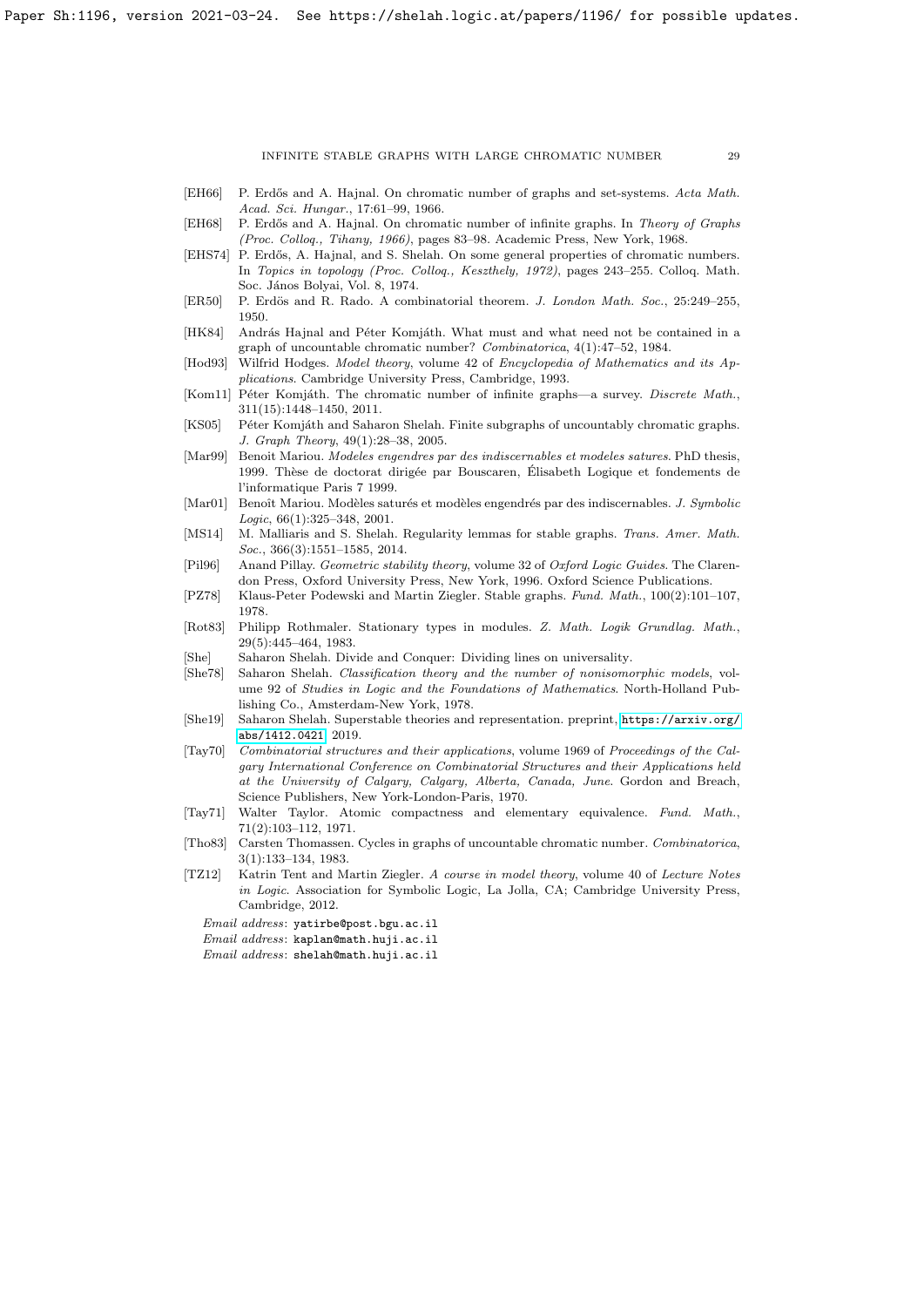[EH66] P. Erdős and A. Hajnal. On chromatic number of graphs and set-systems. *Acta Math. Acad. Sci. Hungar.*, 17:61–99, 1966.

[EH68] P. Erdős and A. Hajnal. On chromatic number of infinite graphs. In *Theory of Graphs (Proc. Colloq., Tihany, 1966)*, pages 83–98. Academic Press, New York, 1968.

[EHS74] P. Erdős, A. Hajnal, and S. Shelah. On some general properties of chromatic numbers. In *Topics in topology (Proc. Colloq., Keszthely, 1972)*, pages 243–255. Colloq. Math. Soc. János Bolyai, Vol. 8, 1974.

[ER50] P. Erdös and R. Rado. A combinatorial theorem. *J. London Math. Soc.*, 25:249–255, 1950.

[HK84] András Hajnal and Péter Komjáth. What must and what need not be contained in a graph of uncountable chromatic number? *Combinatorica*, 4(1):47–52, 1984.

[Hod93] Wilfrid Hodges. *Model theory*, volume 42 of *Encyclopedia of Mathematics and its Applications*. Cambridge University Press, Cambridge, 1993.

[Kom11] Péter Komjáth. The chromatic number of infinite graphs—a survey. *Discrete Math.*, 311(15):1448–1450, 2011.

[KS05] Péter Komjáth and Saharon Shelah. Finite subgraphs of uncountably chromatic graphs. *J. Graph Theory*, 49(1):28–38, 2005.

[Mar99] Benoit Mariou. *Modeles engendres par des indiscernables et modeles satures*. PhD thesis, 1999. Thèse de doctorat dirigée par Bouscaren, Élisabeth Logique et fondements de l'informatique Paris 7 1999.

[Mar01] Benoît Mariou. Modèles saturés et modèles engendrés par des indiscernables. *J. Symbolic Logic*, 66(1):325–348, 2001.

[MS14] M. Malliaris and S. Shelah. Regularity lemmas for stable graphs. *Trans. Amer. Math. Soc.*, 366(3):1551–1585, 2014.

[Pil96] Anand Pillay. *Geometric stability theory*, volume 32 of *Oxford Logic Guides*. The Clarendon Press, Oxford University Press, New York, 1996. Oxford Science Publications.

[PZ78] Klaus-Peter Podewski and Martin Ziegler. Stable graphs. *Fund. Math.*, 100(2):101–107, 1978.

[Rot83] Philipp Rothmaler. Stationary types in modules. *Z. Math. Logik Grundlag. Math.*, 29(5):445–464, 1983.

[She] Saharon Shelah. Divide and Conquer: Dividing lines on universality.

[She78] Saharon Shelah. *Classification theory and the number of nonisomorphic models*, volume 92 of *Studies in Logic and the Foundations of Mathematics*. North-Holland Publishing Co., Amsterdam-New York, 1978.

[She19] Saharon Shelah. Superstable theories and representation. preprint, https://arxiv.org/abs/1412.0421, 2019.

[Tay70] *Combinatorial structures and their applications*, volume 1969 of *Proceedings of the Calgary International Conference on Combinatorial Structures and their Applications held at the University of Calgary, Calgary, Alberta, Canada, June*. Gordon and Breach, Science Publishers, New York-London-Paris, 1970.

[Tay71] Walter Taylor. Atomic compactness and elementary equivalence. *Fund. Math.*, 71(2):103–112, 1971.

[Tho83] Carsten Thomassen. Cycles in graphs of uncountable chromatic number. *Combinatorica*, 3(1):133–134, 1983.

[TZ12] Katrin Tent and Martin Ziegler. *A course in model theory*, volume 40 of *Lecture Notes in Logic*. Association for Symbolic Logic, La Jolla, CA; Cambridge University Press, Cambridge, 2012.

*Email address*: yatirbe@post.bgu.ac.il

*Email address*: kaplan@math.huji.ac.il

*Email address*: shelah@math.huji.ac.il